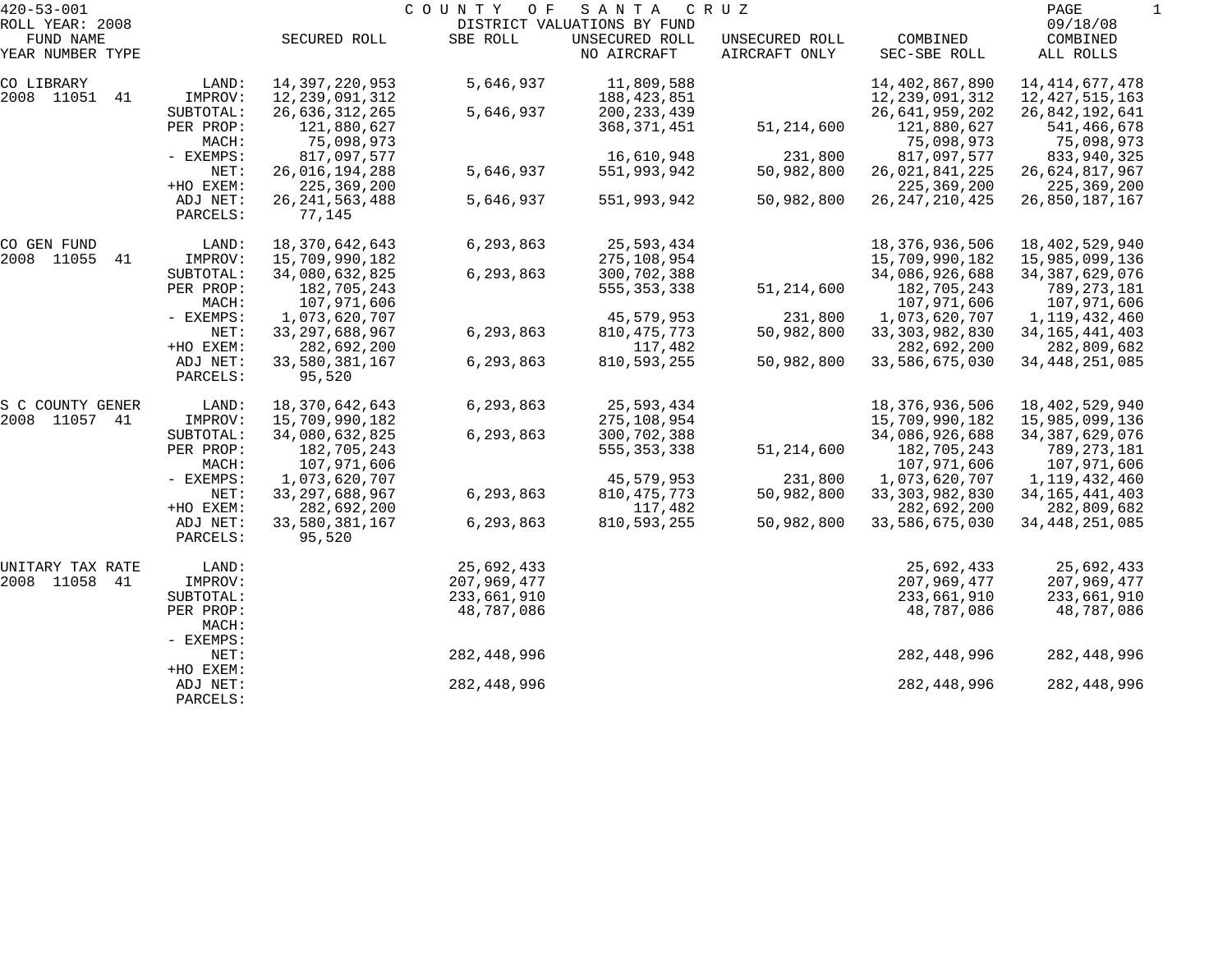420-53-001 COUNTY OF SANTA CRUZ
ROLL YEAR: 2008 DISTRICT VALUATIONS BY FUND 09/18/08

| FUND NAME YEAR NUMBER TYPE | | SECURED ROLL | SBE ROLL | UNSECURED ROLL NO AIRCRAFT | UNSECURED ROLL AIRCRAFT ONLY | COMBINED SEC-SBE ROLL | COMBINED ALL ROLLS |
|---|---|---|---|---|---|---|---|
| CO LIBRARY | LAND: | 14,397,220,953 | 5,646,937 | 11,809,588 | | 14,402,867,890 | 14,414,677,478 |
| 2008 11051 41 | IMPROV: | 12,239,091,312 | | 188,423,851 | | 12,239,091,312 | 12,427,515,163 |
| | SUBTOTAL: | 26,636,312,265 | 5,646,937 | 200,233,439 | | 26,641,959,202 | 26,842,192,641 |
| | PER PROP: | 121,880,627 | | 368,371,451 | 51,214,600 | 121,880,627 | 541,466,678 |
| | MACH: | 75,098,973 | | | | 75,098,973 | 75,098,973 |
| | - EXEMPS: | 817,097,577 | | 16,610,948 | 231,800 | 817,097,577 | 833,940,325 |
| | NET: | 26,016,194,288 | 5,646,937 | 551,993,942 | 50,982,800 | 26,021,841,225 | 26,624,817,967 |
| | +HO EXEM: | 225,369,200 | | | | 225,369,200 | 225,369,200 |
| | ADJ NET: | 26,241,563,488 | 5,646,937 | 551,993,942 | 50,982,800 | 26,247,210,425 | 26,850,187,167 |
| | PARCELS: | 77,145 | | | | | |
| CO GEN FUND | LAND: | 18,370,642,643 | 6,293,863 | 25,593,434 | | 18,376,936,506 | 18,402,529,940 |
| 2008 11055 41 | IMPROV: | 15,709,990,182 | | 275,108,954 | | 15,709,990,182 | 15,985,099,136 |
| | SUBTOTAL: | 34,080,632,825 | 6,293,863 | 300,702,388 | | 34,086,926,688 | 34,387,629,076 |
| | PER PROP: | 182,705,243 | | 555,353,338 | 51,214,600 | 182,705,243 | 789,273,181 |
| | MACH: | 107,971,606 | | | | 107,971,606 | 107,971,606 |
| | - EXEMPS: | 1,073,620,707 | | 45,579,953 | 231,800 | 1,073,620,707 | 1,119,432,460 |
| | NET: | 33,297,688,967 | 6,293,863 | 810,475,773 | 50,982,800 | 33,303,982,830 | 34,165,441,403 |
| | +HO EXEM: | 282,692,200 | | 117,482 | | 282,692,200 | 282,809,682 |
| | ADJ NET: | 33,580,381,167 | 6,293,863 | 810,593,255 | 50,982,800 | 33,586,675,030 | 34,448,251,085 |
| | PARCELS: | 95,520 | | | | | |
| S C COUNTY GENER | LAND: | 18,370,642,643 | 6,293,863 | 25,593,434 | | 18,376,936,506 | 18,402,529,940 |
| 2008 11057 41 | IMPROV: | 15,709,990,182 | | 275,108,954 | | 15,709,990,182 | 15,985,099,136 |
| | SUBTOTAL: | 34,080,632,825 | 6,293,863 | 300,702,388 | | 34,086,926,688 | 34,387,629,076 |
| | PER PROP: | 182,705,243 | | 555,353,338 | 51,214,600 | 182,705,243 | 789,273,181 |
| | MACH: | 107,971,606 | | | | 107,971,606 | 107,971,606 |
| | - EXEMPS: | 1,073,620,707 | | 45,579,953 | 231,800 | 1,073,620,707 | 1,119,432,460 |
| | NET: | 33,297,688,967 | 6,293,863 | 810,475,773 | 50,982,800 | 33,303,982,830 | 34,165,441,403 |
| | +HO EXEM: | 282,692,200 | | 117,482 | | 282,692,200 | 282,809,682 |
| | ADJ NET: | 33,580,381,167 | 6,293,863 | 810,593,255 | 50,982,800 | 33,586,675,030 | 34,448,251,085 |
| | PARCELS: | 95,520 | | | | | |
| UNITARY TAX RATE | LAND: | | 25,692,433 | | | 25,692,433 | 25,692,433 |
| 2008 11058 41 | IMPROV: | | 207,969,477 | | | 207,969,477 | 207,969,477 |
| | SUBTOTAL: | | 233,661,910 | | | 233,661,910 | 233,661,910 |
| | PER PROP: | | 48,787,086 | | | 48,787,086 | 48,787,086 |
| | MACH: | | | | | | |
| | - EXEMPS: | | | | | | |
| | NET: | | 282,448,996 | | | 282,448,996 | 282,448,996 |
| | +HO EXEM: | | | | | | |
| | ADJ NET: | | 282,448,996 | | | 282,448,996 | 282,448,996 |
| | PARCELS: | | | | | | |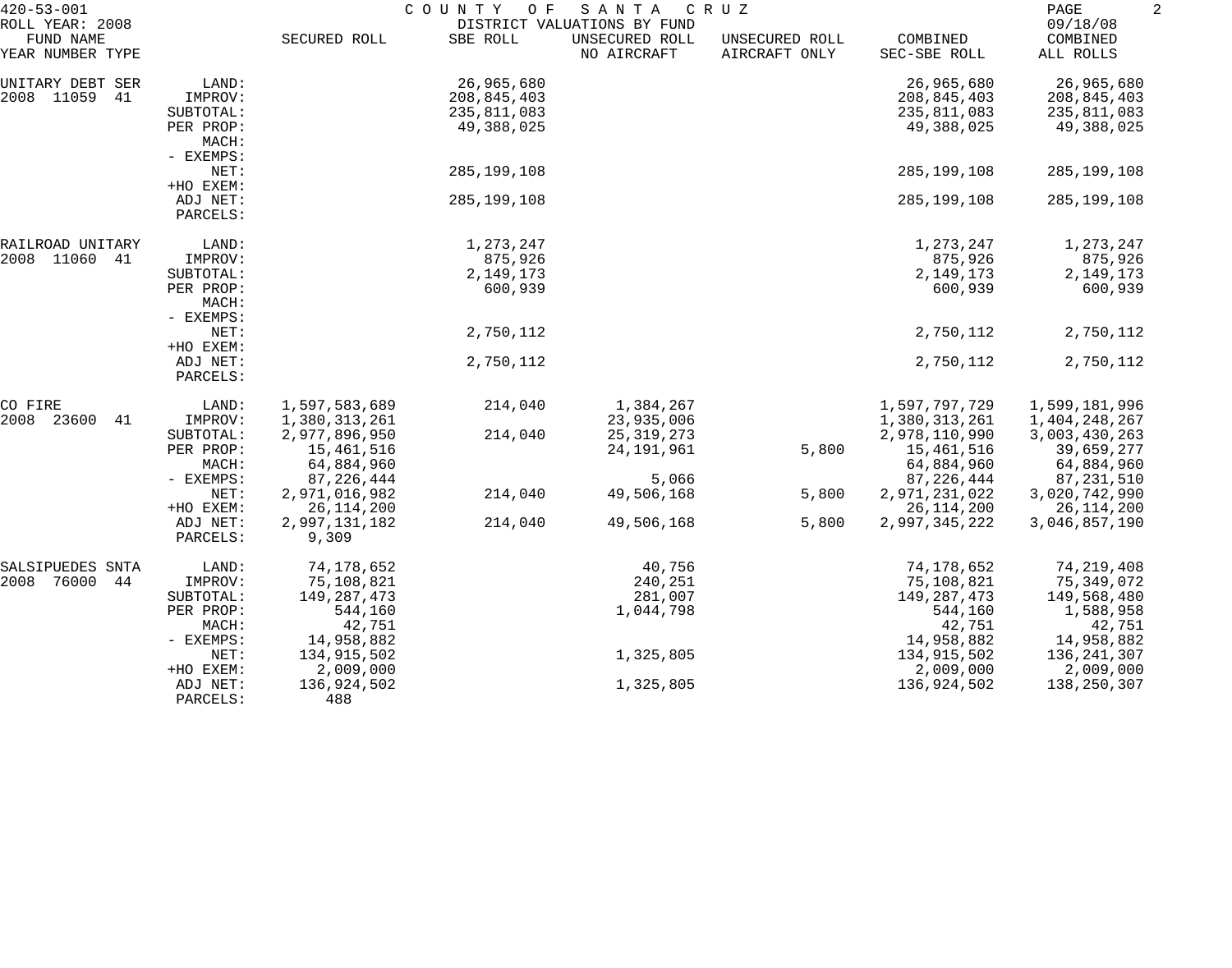420-53-001 COUNTY OF SANTA CRUZ
ROLL YEAR: 2008 DISTRICT VALUATIONS BY FUND 09/18/08

| FUND NAME YEAR NUMBER TYPE | | SECURED ROLL | SBE ROLL | UNSECURED ROLL NO AIRCRAFT | UNSECURED ROLL AIRCRAFT ONLY | COMBINED SEC-SBE ROLL | COMBINED ALL ROLLS |
|---|---|---|---|---|---|---|---|
| UNITARY DEBT SER | LAND: | | 26,965,680 | | | 26,965,680 | 26,965,680 |
| 2008 11059 41 | IMPROV: | | 208,845,403 | | | 208,845,403 | 208,845,403 |
| | SUBTOTAL: | | 235,811,083 | | | 235,811,083 | 235,811,083 |
| | PER PROP: | | 49,388,025 | | | 49,388,025 | 49,388,025 |
| | MACH: | | | | | | |
| | - EXEMPS: | | | | | | |
| | NET: | | 285,199,108 | | | 285,199,108 | 285,199,108 |
| | +HO EXEM: | | | | | | |
| | ADJ NET: | | 285,199,108 | | | 285,199,108 | 285,199,108 |
| | PARCELS: | | | | | | |
| RAILROAD UNITARY | LAND: | | 1,273,247 | | | 1,273,247 | 1,273,247 |
| 2008 11060 41 | IMPROV: | | 875,926 | | | 875,926 | 875,926 |
| | SUBTOTAL: | | 2,149,173 | | | 2,149,173 | 2,149,173 |
| | PER PROP: | | 600,939 | | | 600,939 | 600,939 |
| | MACH: | | | | | | |
| | - EXEMPS: | | | | | | |
| | NET: | | 2,750,112 | | | 2,750,112 | 2,750,112 |
| | +HO EXEM: | | | | | | |
| | ADJ NET: | | 2,750,112 | | | 2,750,112 | 2,750,112 |
| | PARCELS: | | | | | | |
| CO FIRE | LAND: | 1,597,583,689 | 214,040 | 1,384,267 | | 1,597,797,729 | 1,599,181,996 |
| 2008 23600 41 | IMPROV: | 1,380,313,261 | | 23,935,006 | | 1,380,313,261 | 1,404,248,267 |
| | SUBTOTAL: | 2,977,896,950 | 214,040 | 25,319,273 | | 2,978,110,990 | 3,003,430,263 |
| | PER PROP: | 15,461,516 | | 24,191,961 | 5,800 | 15,461,516 | 39,659,277 |
| | MACH: | 64,884,960 | | | | 64,884,960 | 64,884,960 |
| | - EXEMPS: | 87,226,444 | | 5,066 | | 87,226,444 | 87,231,510 |
| | NET: | 2,971,016,982 | 214,040 | 49,506,168 | 5,800 | 2,971,231,022 | 3,020,742,990 |
| | +HO EXEM: | 26,114,200 | | | | 26,114,200 | 26,114,200 |
| | ADJ NET: | 2,997,131,182 | 214,040 | 49,506,168 | 5,800 | 2,997,345,222 | 3,046,857,190 |
| | PARCELS: | 9,309 | | | | | |
| SALSIPUEDES SNTA | LAND: | 74,178,652 | | 40,756 | | 74,178,652 | 74,219,408 |
| 2008 76000 44 | IMPROV: | 75,108,821 | | 240,251 | | 75,108,821 | 75,349,072 |
| | SUBTOTAL: | 149,287,473 | | 281,007 | | 149,287,473 | 149,568,480 |
| | PER PROP: | 544,160 | | 1,044,798 | | 544,160 | 1,588,958 |
| | MACH: | 42,751 | | | | 42,751 | 42,751 |
| | - EXEMPS: | 14,958,882 | | | | 14,958,882 | 14,958,882 |
| | NET: | 134,915,502 | | 1,325,805 | | 134,915,502 | 136,241,307 |
| | +HO EXEM: | 2,009,000 | | | | 2,009,000 | 2,009,000 |
| | ADJ NET: | 136,924,502 | | 1,325,805 | | 136,924,502 | 138,250,307 |
| | PARCELS: | 488 | | | | | |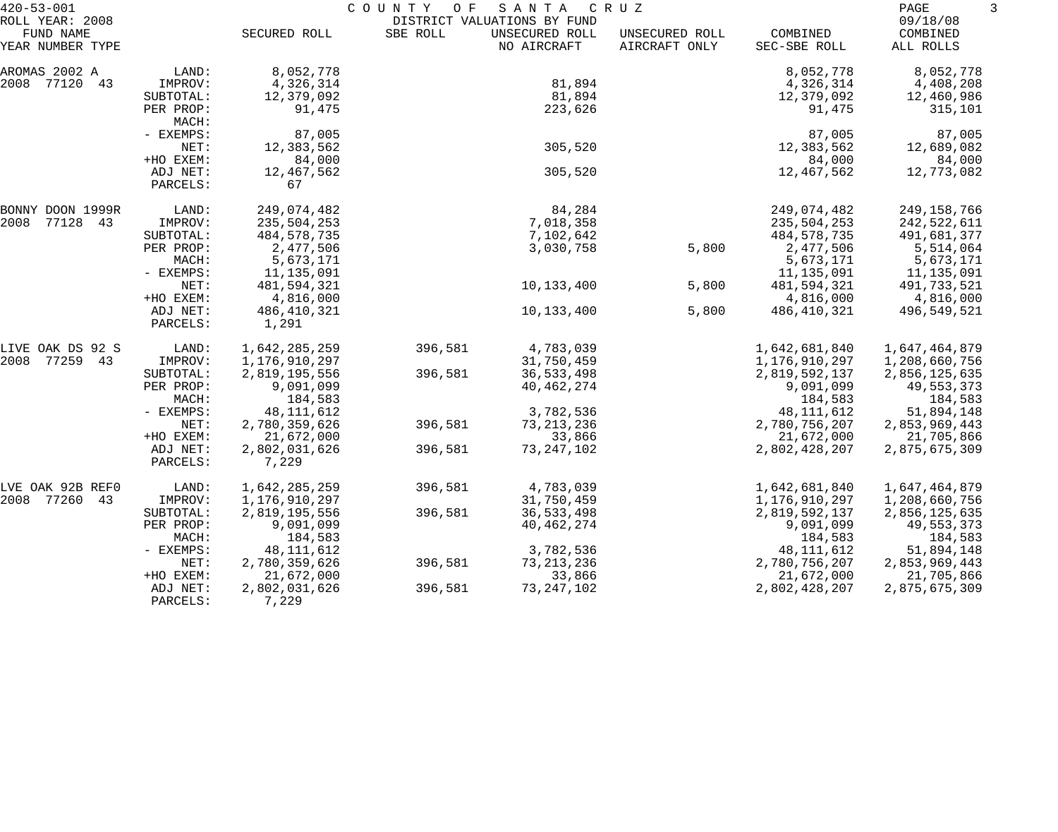420-53-001 COUNTY OF SANTA CRUZ
ROLL YEAR: 2008 DISTRICT VALUATIONS BY FUND 09/18/08

| FUND NAME YEAR NUMBER TYPE | | SECURED ROLL | SBE ROLL | UNSECURED ROLL NO AIRCRAFT | UNSECURED ROLL AIRCRAFT ONLY | COMBINED SEC-SBE ROLL | COMBINED ALL ROLLS |
|---|---|---|---|---|---|---|---|
| AROMAS 2002 A | LAND: | 8,052,778 | | | | 8,052,778 | 8,052,778 |
| 2008 77120 43 | IMPROV: | 4,326,314 | | 81,894 | | 4,326,314 | 4,408,208 |
| | SUBTOTAL: | 12,379,092 | | 81,894 | | 12,379,092 | 12,460,986 |
| | PER PROP: | 91,475 | | 223,626 | | 91,475 | 315,101 |
| | MACH: | | | | | | |
| | - EXEMPS: | 87,005 | | | | 87,005 | 87,005 |
| | NET: | 12,383,562 | | 305,520 | | 12,383,562 | 12,689,082 |
| | +HO EXEM: | 84,000 | | | | 84,000 | 84,000 |
| | ADJ NET: | 12,467,562 | | 305,520 | | 12,467,562 | 12,773,082 |
| | PARCELS: | 67 | | | | | |
| BONNY DOON 1999R | LAND: | 249,074,482 | | 84,284 | | 249,074,482 | 249,158,766 |
| 2008 77128 43 | IMPROV: | 235,504,253 | | 7,018,358 | | 235,504,253 | 242,522,611 |
| | SUBTOTAL: | 484,578,735 | | 7,102,642 | | 484,578,735 | 491,681,377 |
| | PER PROP: | 2,477,506 | | 3,030,758 | 5,800 | 2,477,506 | 5,514,064 |
| | MACH: | 5,673,171 | | | | 5,673,171 | 5,673,171 |
| | - EXEMPS: | 11,135,091 | | | | 11,135,091 | 11,135,091 |
| | NET: | 481,594,321 | | 10,133,400 | 5,800 | 481,594,321 | 491,733,521 |
| | +HO EXEM: | 4,816,000 | | | | 4,816,000 | 4,816,000 |
| | ADJ NET: | 486,410,321 | | 10,133,400 | 5,800 | 486,410,321 | 496,549,521 |
| | PARCELS: | 1,291 | | | | | |
| LIVE OAK DS 92 S | LAND: | 1,642,285,259 | 396,581 | 4,783,039 | | 1,642,681,840 | 1,647,464,879 |
| 2008 77259 43 | IMPROV: | 1,176,910,297 | | 31,750,459 | | 1,176,910,297 | 1,208,660,756 |
| | SUBTOTAL: | 2,819,195,556 | 396,581 | 36,533,498 | | 2,819,592,137 | 2,856,125,635 |
| | PER PROP: | 9,091,099 | | 40,462,274 | | 9,091,099 | 49,553,373 |
| | MACH: | 184,583 | | | | 184,583 | 184,583 |
| | - EXEMPS: | 48,111,612 | | 3,782,536 | | 48,111,612 | 51,894,148 |
| | NET: | 2,780,359,626 | 396,581 | 73,213,236 | | 2,780,756,207 | 2,853,969,443 |
| | +HO EXEM: | 21,672,000 | | 33,866 | | 21,672,000 | 21,705,866 |
| | ADJ NET: | 2,802,031,626 | 396,581 | 73,247,102 | | 2,802,428,207 | 2,875,675,309 |
| | PARCELS: | 7,229 | | | | | |
| LVE OAK 92B REF0 | LAND: | 1,642,285,259 | 396,581 | 4,783,039 | | 1,642,681,840 | 1,647,464,879 |
| 2008 77260 43 | IMPROV: | 1,176,910,297 | | 31,750,459 | | 1,176,910,297 | 1,208,660,756 |
| | SUBTOTAL: | 2,819,195,556 | 396,581 | 36,533,498 | | 2,819,592,137 | 2,856,125,635 |
| | PER PROP: | 9,091,099 | | 40,462,274 | | 9,091,099 | 49,553,373 |
| | MACH: | 184,583 | | | | 184,583 | 184,583 |
| | - EXEMPS: | 48,111,612 | | 3,782,536 | | 48,111,612 | 51,894,148 |
| | NET: | 2,780,359,626 | 396,581 | 73,213,236 | | 2,780,756,207 | 2,853,969,443 |
| | +HO EXEM: | 21,672,000 | | 33,866 | | 21,672,000 | 21,705,866 |
| | ADJ NET: | 2,802,031,626 | 396,581 | 73,247,102 | | 2,802,428,207 | 2,875,675,309 |
| | PARCELS: | 7,229 | | | | | |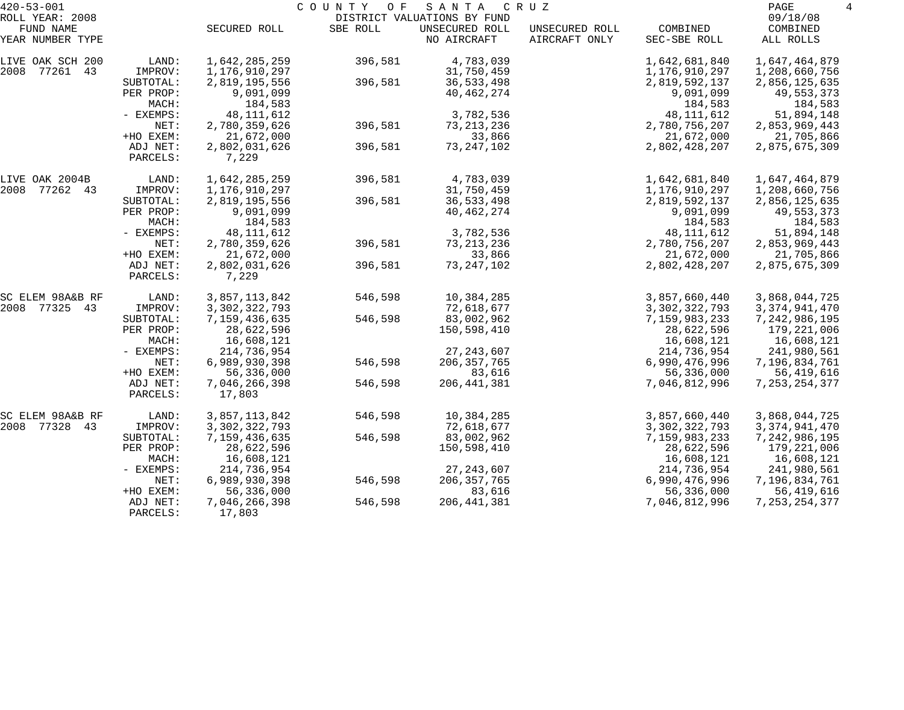420-53-001 COUNTY OF SANTA CRUZ
ROLL YEAR: 2008 DISTRICT VALUATIONS BY FUND 09/18/08

| FUND NAME YEAR NUMBER TYPE | | SECURED ROLL | SBE ROLL | UNSECURED ROLL NO AIRCRAFT | UNSECURED ROLL AIRCRAFT ONLY | COMBINED SEC-SBE ROLL | COMBINED ALL ROLLS |
|---|---|---|---|---|---|---|---|
| LIVE OAK SCH 200 | LAND: | 1,642,285,259 | 396,581 | 4,783,039 | | 1,642,681,840 | 1,647,464,879 |
| 2008 77261 43 | IMPROV: | 1,176,910,297 | | 31,750,459 | | 1,176,910,297 | 1,208,660,756 |
| | SUBTOTAL: | 2,819,195,556 | 396,581 | 36,533,498 | | 2,819,592,137 | 2,856,125,635 |
| | PER PROP: | 9,091,099 | | 40,462,274 | | 9,091,099 | 49,553,373 |
| | MACH: | 184,583 | | | | 184,583 | 184,583 |
| | - EXEMPS: | 48,111,612 | | 3,782,536 | | 48,111,612 | 51,894,148 |
| | NET: | 2,780,359,626 | 396,581 | 73,213,236 | | 2,780,756,207 | 2,853,969,443 |
| | +HO EXEM: | 21,672,000 | | 33,866 | | 21,672,000 | 21,705,866 |
| | ADJ NET: | 2,802,031,626 | 396,581 | 73,247,102 | | 2,802,428,207 | 2,875,675,309 |
| | PARCELS: | 7,229 | | | | | |
| LIVE OAK 2004B | LAND: | 1,642,285,259 | 396,581 | 4,783,039 | | 1,642,681,840 | 1,647,464,879 |
| 2008 77262 43 | IMPROV: | 1,176,910,297 | | 31,750,459 | | 1,176,910,297 | 1,208,660,756 |
| | SUBTOTAL: | 2,819,195,556 | 396,581 | 36,533,498 | | 2,819,592,137 | 2,856,125,635 |
| | PER PROP: | 9,091,099 | | 40,462,274 | | 9,091,099 | 49,553,373 |
| | MACH: | 184,583 | | | | 184,583 | 184,583 |
| | - EXEMPS: | 48,111,612 | | 3,782,536 | | 48,111,612 | 51,894,148 |
| | NET: | 2,780,359,626 | 396,581 | 73,213,236 | | 2,780,756,207 | 2,853,969,443 |
| | +HO EXEM: | 21,672,000 | | 33,866 | | 21,672,000 | 21,705,866 |
| | ADJ NET: | 2,802,031,626 | 396,581 | 73,247,102 | | 2,802,428,207 | 2,875,675,309 |
| | PARCELS: | 7,229 | | | | | |
| SC ELEM 98A&B RF | LAND: | 3,857,113,842 | 546,598 | 10,384,285 | | 3,857,660,440 | 3,868,044,725 |
| 2008 77325 43 | IMPROV: | 3,302,322,793 | | 72,618,677 | | 3,302,322,793 | 3,374,941,470 |
| | SUBTOTAL: | 7,159,436,635 | 546,598 | 83,002,962 | | 7,159,983,233 | 7,242,986,195 |
| | PER PROP: | 28,622,596 | | 150,598,410 | | 28,622,596 | 179,221,006 |
| | MACH: | 16,608,121 | | | | 16,608,121 | 16,608,121 |
| | - EXEMPS: | 214,736,954 | | 27,243,607 | | 214,736,954 | 241,980,561 |
| | NET: | 6,989,930,398 | 546,598 | 206,357,765 | | 6,990,476,996 | 7,196,834,761 |
| | +HO EXEM: | 56,336,000 | | 83,616 | | 56,336,000 | 56,419,616 |
| | ADJ NET: | 7,046,266,398 | 546,598 | 206,441,381 | | 7,046,812,996 | 7,253,254,377 |
| | PARCELS: | 17,803 | | | | | |
| SC ELEM 98A&B RF | LAND: | 3,857,113,842 | 546,598 | 10,384,285 | | 3,857,660,440 | 3,868,044,725 |
| 2008 77328 43 | IMPROV: | 3,302,322,793 | | 72,618,677 | | 3,302,322,793 | 3,374,941,470 |
| | SUBTOTAL: | 7,159,436,635 | 546,598 | 83,002,962 | | 7,159,983,233 | 7,242,986,195 |
| | PER PROP: | 28,622,596 | | 150,598,410 | | 28,622,596 | 179,221,006 |
| | MACH: | 16,608,121 | | | | 16,608,121 | 16,608,121 |
| | - EXEMPS: | 214,736,954 | | 27,243,607 | | 214,736,954 | 241,980,561 |
| | NET: | 6,989,930,398 | 546,598 | 206,357,765 | | 6,990,476,996 | 7,196,834,761 |
| | +HO EXEM: | 56,336,000 | | 83,616 | | 56,336,000 | 56,419,616 |
| | ADJ NET: | 7,046,266,398 | 546,598 | 206,441,381 | | 7,046,812,996 | 7,253,254,377 |
| | PARCELS: | 17,803 | | | | | |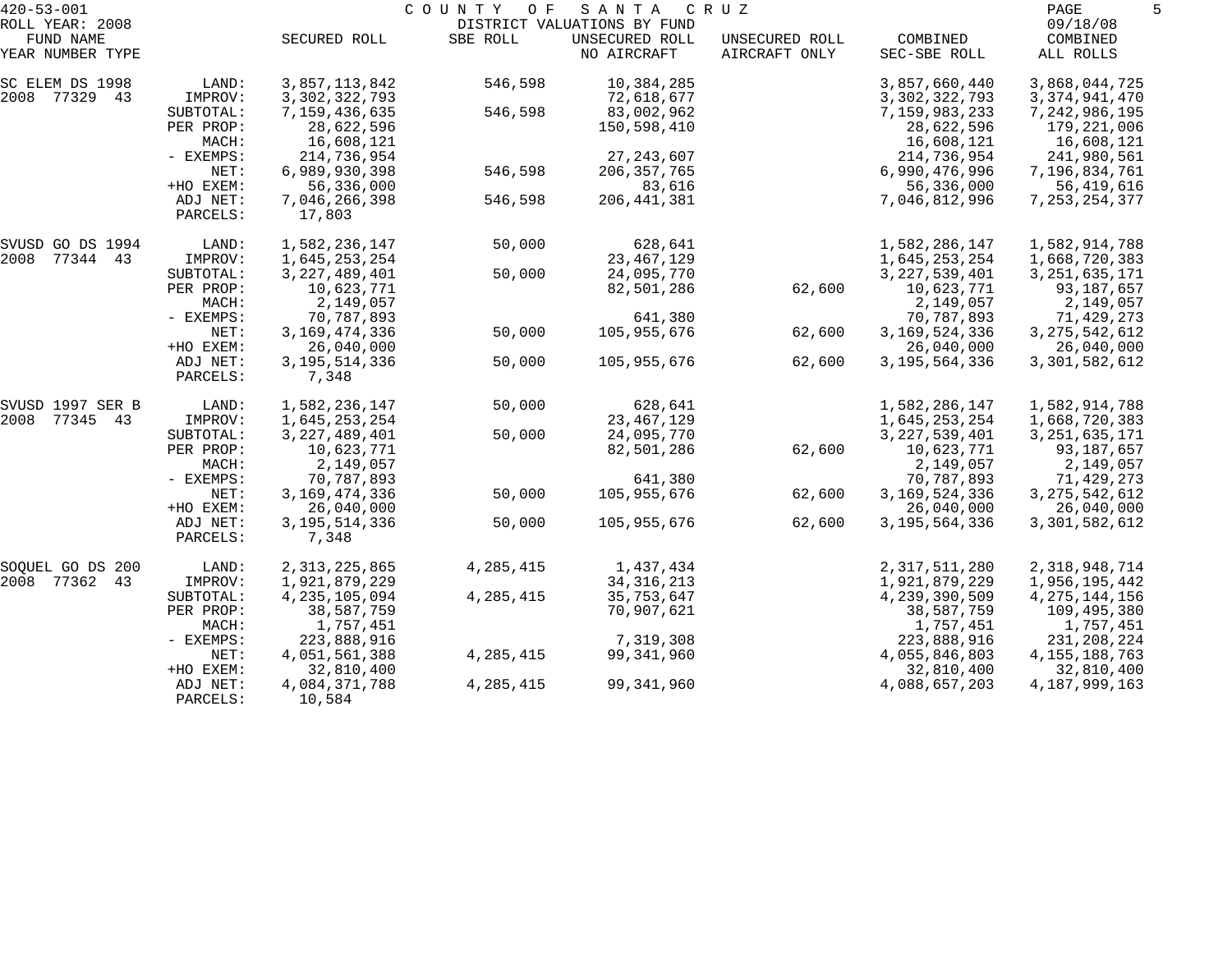420-53-001 COUNTY OF SANTA CRUZ

ROLL YEAR: 2008 DISTRICT VALUATIONS BY FUND 09/18/08

| FUND NAME YEAR NUMBER TYPE | | SECURED ROLL | SBE ROLL | UNSECURED ROLL NO AIRCRAFT | UNSECURED ROLL AIRCRAFT ONLY | COMBINED SEC-SBE ROLL | COMBINED ALL ROLLS |
|---|---|---|---|---|---|---|---|
| SC ELEM DS 1998 | LAND: | 3,857,113,842 | 546,598 | 10,384,285 | | 3,857,660,440 | 3,868,044,725 |
| 2008 77329 43 | IMPROV: | 3,302,322,793 | | 72,618,677 | | 3,302,322,793 | 3,374,941,470 |
| | SUBTOTAL: | 7,159,436,635 | 546,598 | 83,002,962 | | 7,159,983,233 | 7,242,986,195 |
| | PER PROP: | 28,622,596 | | 150,598,410 | | 28,622,596 | 179,221,006 |
| | MACH: | 16,608,121 | | | | 16,608,121 | 16,608,121 |
| | - EXEMPS: | 214,736,954 | | 27,243,607 | | 214,736,954 | 241,980,561 |
| | NET: | 6,989,930,398 | 546,598 | 206,357,765 | | 6,990,476,996 | 7,196,834,761 |
| | +HO EXEM: | 56,336,000 | | 83,616 | | 56,336,000 | 56,419,616 |
| | ADJ NET: | 7,046,266,398 | 546,598 | 206,441,381 | | 7,046,812,996 | 7,253,254,377 |
| | PARCELS: | 17,803 | | | | | |
| SVUSD GO DS 1994 | LAND: | 1,582,236,147 | 50,000 | 628,641 | | 1,582,286,147 | 1,582,914,788 |
| 2008 77344 43 | IMPROV: | 1,645,253,254 | | 23,467,129 | | 1,645,253,254 | 1,668,720,383 |
| | SUBTOTAL: | 3,227,489,401 | 50,000 | 24,095,770 | | 3,227,539,401 | 3,251,635,171 |
| | PER PROP: | 10,623,771 | | 82,501,286 | 62,600 | 10,623,771 | 93,187,657 |
| | MACH: | 2,149,057 | | | | 2,149,057 | 2,149,057 |
| | - EXEMPS: | 70,787,893 | | 641,380 | | 70,787,893 | 71,429,273 |
| | NET: | 3,169,474,336 | 50,000 | 105,955,676 | 62,600 | 3,169,524,336 | 3,275,542,612 |
| | +HO EXEM: | 26,040,000 | | | | 26,040,000 | 26,040,000 |
| | ADJ NET: | 3,195,514,336 | 50,000 | 105,955,676 | 62,600 | 3,195,564,336 | 3,301,582,612 |
| | PARCELS: | 7,348 | | | | | |
| SVUSD 1997 SER B | LAND: | 1,582,236,147 | 50,000 | 628,641 | | 1,582,286,147 | 1,582,914,788 |
| 2008 77345 43 | IMPROV: | 1,645,253,254 | | 23,467,129 | | 1,645,253,254 | 1,668,720,383 |
| | SUBTOTAL: | 3,227,489,401 | 50,000 | 24,095,770 | | 3,227,539,401 | 3,251,635,171 |
| | PER PROP: | 10,623,771 | | 82,501,286 | 62,600 | 10,623,771 | 93,187,657 |
| | MACH: | 2,149,057 | | | | 2,149,057 | 2,149,057 |
| | - EXEMPS: | 70,787,893 | | 641,380 | | 70,787,893 | 71,429,273 |
| | NET: | 3,169,474,336 | 50,000 | 105,955,676 | 62,600 | 3,169,524,336 | 3,275,542,612 |
| | +HO EXEM: | 26,040,000 | | | | 26,040,000 | 26,040,000 |
| | ADJ NET: | 3,195,514,336 | 50,000 | 105,955,676 | 62,600 | 3,195,564,336 | 3,301,582,612 |
| | PARCELS: | 7,348 | | | | | |
| SOQUEL GO DS 200 | LAND: | 2,313,225,865 | 4,285,415 | 1,437,434 | | 2,317,511,280 | 2,318,948,714 |
| 2008 77362 43 | IMPROV: | 1,921,879,229 | | 34,316,213 | | 1,921,879,229 | 1,956,195,442 |
| | SUBTOTAL: | 4,235,105,094 | 4,285,415 | 35,753,647 | | 4,239,390,509 | 4,275,144,156 |
| | PER PROP: | 38,587,759 | | 70,907,621 | | 38,587,759 | 109,495,380 |
| | MACH: | 1,757,451 | | | | 1,757,451 | 1,757,451 |
| | - EXEMPS: | 223,888,916 | | 7,319,308 | | 223,888,916 | 231,208,224 |
| | NET: | 4,051,561,388 | 4,285,415 | 99,341,960 | | 4,055,846,803 | 4,155,188,763 |
| | +HO EXEM: | 32,810,400 | | | | 32,810,400 | 32,810,400 |
| | ADJ NET: | 4,084,371,788 | 4,285,415 | 99,341,960 | | 4,088,657,203 | 4,187,999,163 |
| | PARCELS: | 10,584 | | | | | |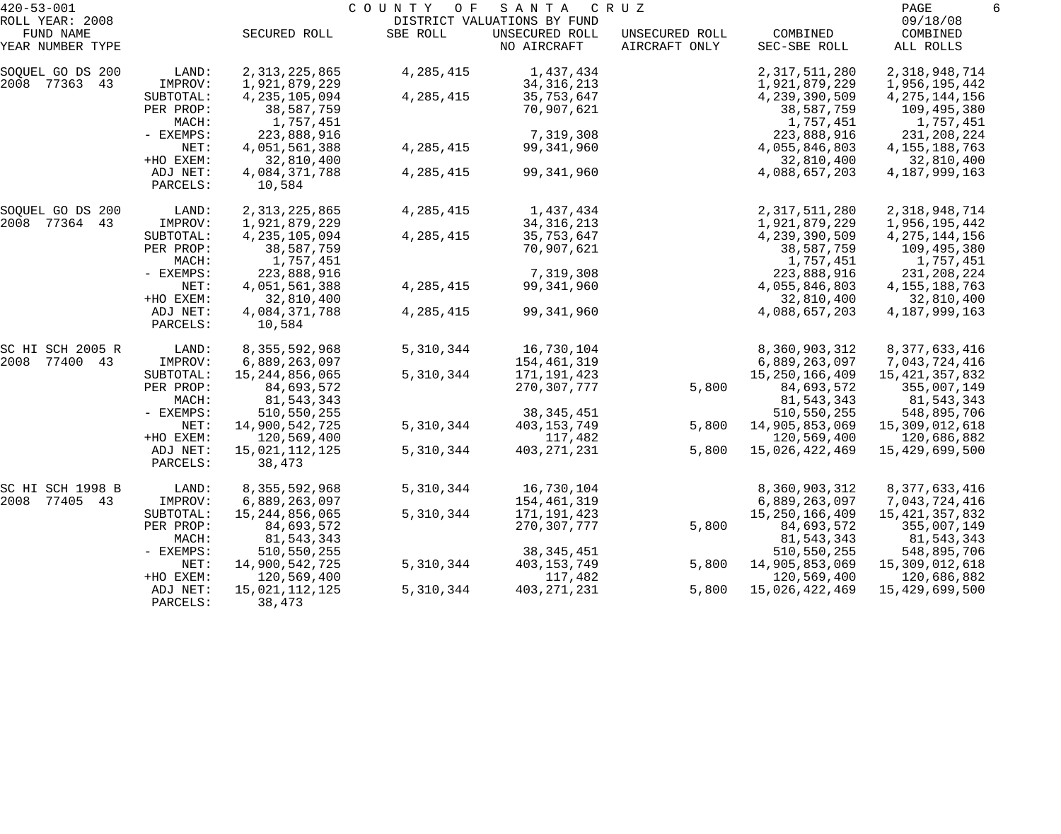420-53-001 COUNTY OF SANTA CRUZ
ROLL YEAR: 2008 DISTRICT VALUATIONS BY FUND 09/18/08

| FUND NAME YEAR NUMBER TYPE | | SECURED ROLL | SBE ROLL | UNSECURED ROLL NO AIRCRAFT | UNSECURED ROLL AIRCRAFT ONLY | COMBINED SEC-SBE ROLL | COMBINED ALL ROLLS |
|---|---|---|---|---|---|---|---|
| SOQUEL GO DS 200 | LAND: | 2,313,225,865 | 4,285,415 | 1,437,434 | | 2,317,511,280 | 2,318,948,714 |
| 2008 77363 43 | IMPROV: | 1,921,879,229 | | 34,316,213 | | 1,921,879,229 | 1,956,195,442 |
| | SUBTOTAL: | 4,235,105,094 | 4,285,415 | 35,753,647 | | 4,239,390,509 | 4,275,144,156 |
| | PER PROP: | 38,587,759 | | 70,907,621 | | 38,587,759 | 109,495,380 |
| | MACH: | 1,757,451 | | | | 1,757,451 | 1,757,451 |
| | - EXEMPS: | 223,888,916 | | 7,319,308 | | 223,888,916 | 231,208,224 |
| | NET: | 4,051,561,388 | 4,285,415 | 99,341,960 | | 4,055,846,803 | 4,155,188,763 |
| | +HO EXEM: | 32,810,400 | | | | 32,810,400 | 32,810,400 |
| | ADJ NET: | 4,084,371,788 | 4,285,415 | 99,341,960 | | 4,088,657,203 | 4,187,999,163 |
| | PARCELS: | 10,584 | | | | | |
| SOQUEL GO DS 200 | LAND: | 2,313,225,865 | 4,285,415 | 1,437,434 | | 2,317,511,280 | 2,318,948,714 |
| 2008 77364 43 | IMPROV: | 1,921,879,229 | | 34,316,213 | | 1,921,879,229 | 1,956,195,442 |
| | SUBTOTAL: | 4,235,105,094 | 4,285,415 | 35,753,647 | | 4,239,390,509 | 4,275,144,156 |
| | PER PROP: | 38,587,759 | | 70,907,621 | | 38,587,759 | 109,495,380 |
| | MACH: | 1,757,451 | | | | 1,757,451 | 1,757,451 |
| | - EXEMPS: | 223,888,916 | | 7,319,308 | | 223,888,916 | 231,208,224 |
| | NET: | 4,051,561,388 | 4,285,415 | 99,341,960 | | 4,055,846,803 | 4,155,188,763 |
| | +HO EXEM: | 32,810,400 | | | | 32,810,400 | 32,810,400 |
| | ADJ NET: | 4,084,371,788 | 4,285,415 | 99,341,960 | | 4,088,657,203 | 4,187,999,163 |
| | PARCELS: | 10,584 | | | | | |
| SC HI SCH 2005 R | LAND: | 8,355,592,968 | 5,310,344 | 16,730,104 | | 8,360,903,312 | 8,377,633,416 |
| 2008 77400 43 | IMPROV: | 6,889,263,097 | | 154,461,319 | | 6,889,263,097 | 7,043,724,416 |
| | SUBTOTAL: | 15,244,856,065 | 5,310,344 | 171,191,423 | | 15,250,166,409 | 15,421,357,832 |
| | PER PROP: | 84,693,572 | | 270,307,777 | 5,800 | 84,693,572 | 355,007,149 |
| | MACH: | 81,543,343 | | | | 81,543,343 | 81,543,343 |
| | - EXEMPS: | 510,550,255 | | 38,345,451 | | 510,550,255 | 548,895,706 |
| | NET: | 14,900,542,725 | 5,310,344 | 403,153,749 | 5,800 | 14,905,853,069 | 15,309,012,618 |
| | +HO EXEM: | 120,569,400 | | 117,482 | | 120,569,400 | 120,686,882 |
| | ADJ NET: | 15,021,112,125 | 5,310,344 | 403,271,231 | 5,800 | 15,026,422,469 | 15,429,699,500 |
| | PARCELS: | 38,473 | | | | | |
| SC HI SCH 1998 B | LAND: | 8,355,592,968 | 5,310,344 | 16,730,104 | | 8,360,903,312 | 8,377,633,416 |
| 2008 77405 43 | IMPROV: | 6,889,263,097 | | 154,461,319 | | 6,889,263,097 | 7,043,724,416 |
| | SUBTOTAL: | 15,244,856,065 | 5,310,344 | 171,191,423 | | 15,250,166,409 | 15,421,357,832 |
| | PER PROP: | 84,693,572 | | 270,307,777 | 5,800 | 84,693,572 | 355,007,149 |
| | MACH: | 81,543,343 | | | | 81,543,343 | 81,543,343 |
| | - EXEMPS: | 510,550,255 | | 38,345,451 | | 510,550,255 | 548,895,706 |
| | NET: | 14,900,542,725 | 5,310,344 | 403,153,749 | 5,800 | 14,905,853,069 | 15,309,012,618 |
| | +HO EXEM: | 120,569,400 | | 117,482 | | 120,569,400 | 120,686,882 |
| | ADJ NET: | 15,021,112,125 | 5,310,344 | 403,271,231 | 5,800 | 15,026,422,469 | 15,429,699,500 |
| | PARCELS: | 38,473 | | | | | |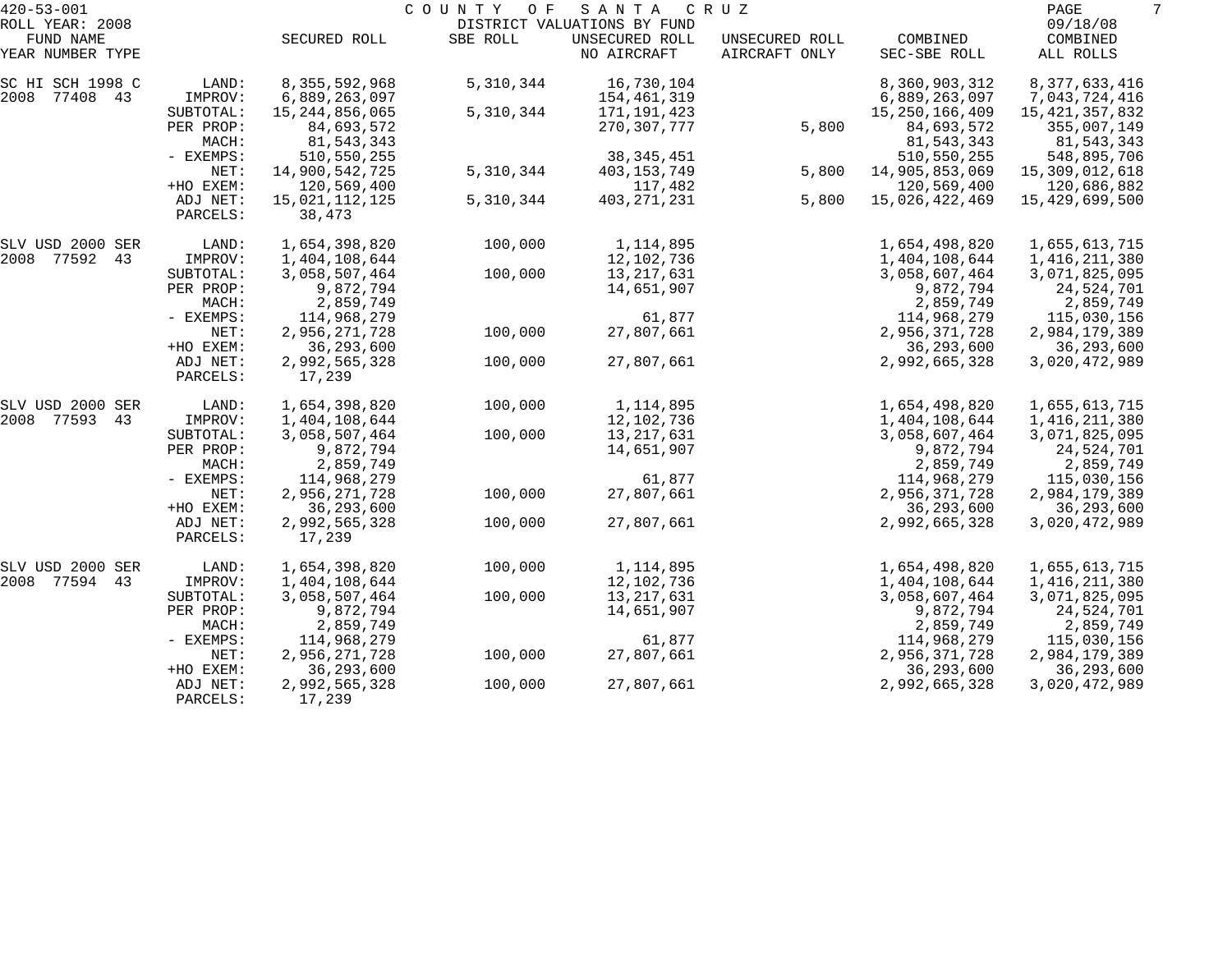420-53-001 COUNTY OF SANTA CRUZ
ROLL YEAR: 2008 DISTRICT VALUATIONS BY FUND 09/18/08

| FUND NAME YEAR NUMBER TYPE | | SECURED ROLL | SBE ROLL | UNSECURED ROLL NO AIRCRAFT | UNSECURED ROLL AIRCRAFT ONLY | COMBINED SEC-SBE ROLL | COMBINED ALL ROLLS |
|---|---|---|---|---|---|---|---|
| SC HI SCH 1998 C | LAND: | 8,355,592,968 | 5,310,344 | 16,730,104 | | 8,360,903,312 | 8,377,633,416 |
| 2008 77408 43 | IMPROV: | 6,889,263,097 | | 154,461,319 | | 6,889,263,097 | 7,043,724,416 |
| | SUBTOTAL: | 15,244,856,065 | 5,310,344 | 171,191,423 | | 15,250,166,409 | 15,421,357,832 |
| | PER PROP: | 84,693,572 | | 270,307,777 | 5,800 | 84,693,572 | 355,007,149 |
| | MACH: | 81,543,343 | | | | 81,543,343 | 81,543,343 |
| | - EXEMPS: | 510,550,255 | | 38,345,451 | | 510,550,255 | 548,895,706 |
| | NET: | 14,900,542,725 | 5,310,344 | 403,153,749 | 5,800 | 14,905,853,069 | 15,309,012,618 |
| | +HO EXEM: | 120,569,400 | | 117,482 | | 120,569,400 | 120,686,882 |
| | ADJ NET: | 15,021,112,125 | 5,310,344 | 403,271,231 | 5,800 | 15,026,422,469 | 15,429,699,500 |
| | PARCELS: | 38,473 | | | | | |
| SLV USD 2000 SER | LAND: | 1,654,398,820 | 100,000 | 1,114,895 | | 1,654,498,820 | 1,655,613,715 |
| 2008 77592 43 | IMPROV: | 1,404,108,644 | | 12,102,736 | | 1,404,108,644 | 1,416,211,380 |
| | SUBTOTAL: | 3,058,507,464 | 100,000 | 13,217,631 | | 3,058,607,464 | 3,071,825,095 |
| | PER PROP: | 9,872,794 | | 14,651,907 | | 9,872,794 | 24,524,701 |
| | MACH: | 2,859,749 | | | | 2,859,749 | 2,859,749 |
| | - EXEMPS: | 114,968,279 | | 61,877 | | 114,968,279 | 115,030,156 |
| | NET: | 2,956,271,728 | 100,000 | 27,807,661 | | 2,956,371,728 | 2,984,179,389 |
| | +HO EXEM: | 36,293,600 | | | | 36,293,600 | 36,293,600 |
| | ADJ NET: | 2,992,565,328 | 100,000 | 27,807,661 | | 2,992,665,328 | 3,020,472,989 |
| | PARCELS: | 17,239 | | | | | |
| SLV USD 2000 SER | LAND: | 1,654,398,820 | 100,000 | 1,114,895 | | 1,654,498,820 | 1,655,613,715 |
| 2008 77593 43 | IMPROV: | 1,404,108,644 | | 12,102,736 | | 1,404,108,644 | 1,416,211,380 |
| | SUBTOTAL: | 3,058,507,464 | 100,000 | 13,217,631 | | 3,058,607,464 | 3,071,825,095 |
| | PER PROP: | 9,872,794 | | 14,651,907 | | 9,872,794 | 24,524,701 |
| | MACH: | 2,859,749 | | | | 2,859,749 | 2,859,749 |
| | - EXEMPS: | 114,968,279 | | 61,877 | | 114,968,279 | 115,030,156 |
| | NET: | 2,956,271,728 | 100,000 | 27,807,661 | | 2,956,371,728 | 2,984,179,389 |
| | +HO EXEM: | 36,293,600 | | | | 36,293,600 | 36,293,600 |
| | ADJ NET: | 2,992,565,328 | 100,000 | 27,807,661 | | 2,992,665,328 | 3,020,472,989 |
| | PARCELS: | 17,239 | | | | | |
| SLV USD 2000 SER | LAND: | 1,654,398,820 | 100,000 | 1,114,895 | | 1,654,498,820 | 1,655,613,715 |
| 2008 77594 43 | IMPROV: | 1,404,108,644 | | 12,102,736 | | 1,404,108,644 | 1,416,211,380 |
| | SUBTOTAL: | 3,058,507,464 | 100,000 | 13,217,631 | | 3,058,607,464 | 3,071,825,095 |
| | PER PROP: | 9,872,794 | | 14,651,907 | | 9,872,794 | 24,524,701 |
| | MACH: | 2,859,749 | | | | 2,859,749 | 2,859,749 |
| | - EXEMPS: | 114,968,279 | | 61,877 | | 114,968,279 | 115,030,156 |
| | NET: | 2,956,271,728 | 100,000 | 27,807,661 | | 2,956,371,728 | 2,984,179,389 |
| | +HO EXEM: | 36,293,600 | | | | 36,293,600 | 36,293,600 |
| | ADJ NET: | 2,992,565,328 | 100,000 | 27,807,661 | | 2,992,665,328 | 3,020,472,989 |
| | PARCELS: | 17,239 | | | | | |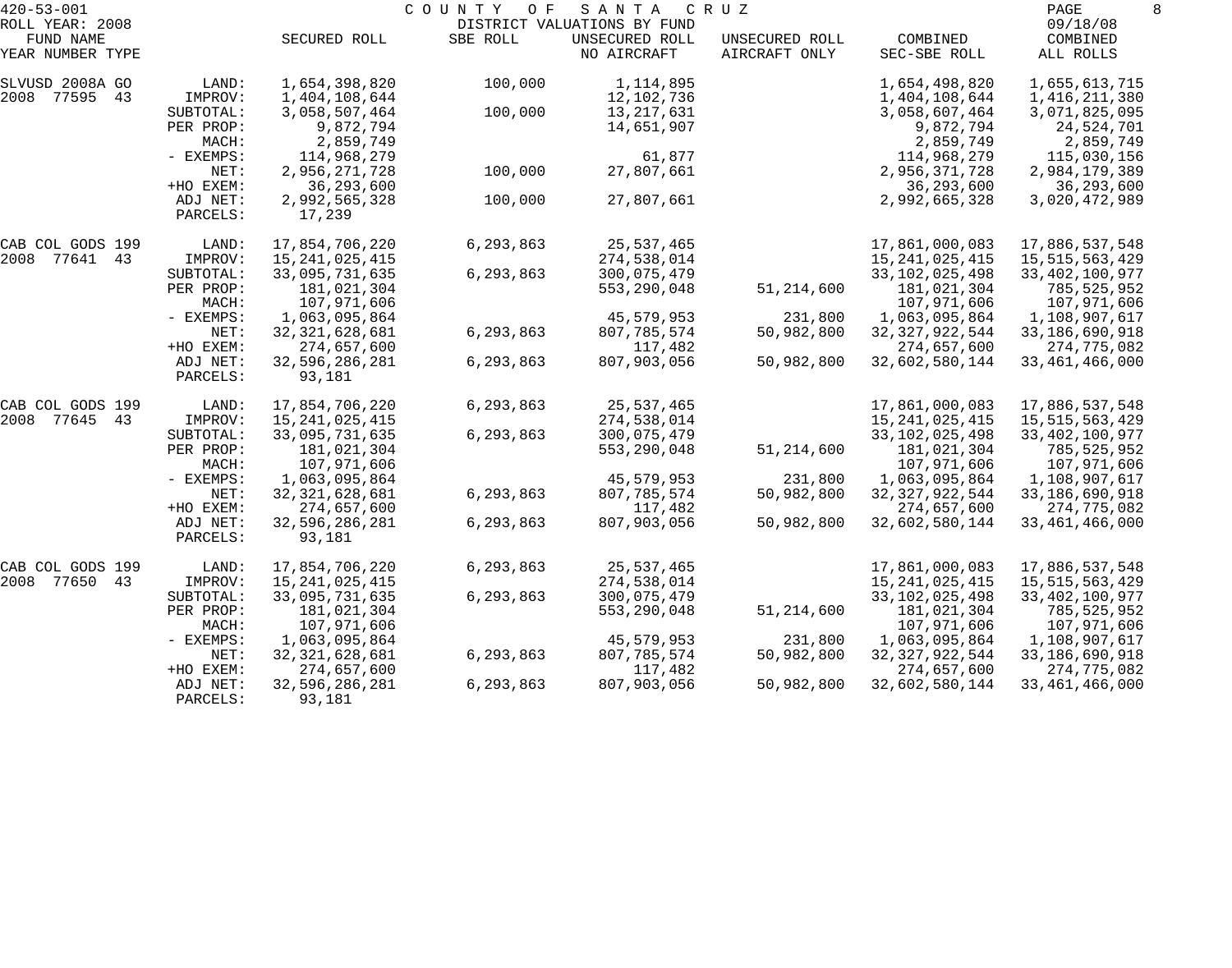420-53-001 COUNTY OF SANTA CRUZ
ROLL YEAR: 2008 DISTRICT VALUATIONS BY FUND 09/18/08

| FUND NAME YEAR NUMBER TYPE | | SECURED ROLL | SBE ROLL | UNSECURED ROLL NO AIRCRAFT | UNSECURED ROLL AIRCRAFT ONLY | COMBINED SEC-SBE ROLL | COMBINED ALL ROLLS |
|---|---|---|---|---|---|---|---|
| SLVUSD 2008A GO | LAND: | 1,654,398,820 | 100,000 | 1,114,895 | | 1,654,498,820 | 1,655,613,715 |
| 2008 77595 43 | IMPROV: | 1,404,108,644 | | 12,102,736 | | 1,404,108,644 | 1,416,211,380 |
| | SUBTOTAL: | 3,058,507,464 | 100,000 | 13,217,631 | | 3,058,607,464 | 3,071,825,095 |
| | PER PROP: | 9,872,794 | | 14,651,907 | | 9,872,794 | 24,524,701 |
| | MACH: | 2,859,749 | | | | 2,859,749 | 2,859,749 |
| | - EXEMPS: | 114,968,279 | | 61,877 | | 114,968,279 | 115,030,156 |
| | NET: | 2,956,271,728 | 100,000 | 27,807,661 | | 2,956,371,728 | 2,984,179,389 |
| | +HO EXEM: | 36,293,600 | | | | 36,293,600 | 36,293,600 |
| | ADJ NET: | 2,992,565,328 | 100,000 | 27,807,661 | | 2,992,665,328 | 3,020,472,989 |
| | PARCELS: | 17,239 | | | | | |
| CAB COL GODS 199 | LAND: | 17,854,706,220 | 6,293,863 | 25,537,465 | | 17,861,000,083 | 17,886,537,548 |
| 2008 77641 43 | IMPROV: | 15,241,025,415 | | 274,538,014 | | 15,241,025,415 | 15,515,563,429 |
| | SUBTOTAL: | 33,095,731,635 | 6,293,863 | 300,075,479 | | 33,102,025,498 | 33,402,100,977 |
| | PER PROP: | 181,021,304 | | 553,290,048 | 51,214,600 | 181,021,304 | 785,525,952 |
| | MACH: | 107,971,606 | | | | 107,971,606 | 107,971,606 |
| | - EXEMPS: | 1,063,095,864 | | 45,579,953 | 231,800 | 1,063,095,864 | 1,108,907,617 |
| | NET: | 32,321,628,681 | 6,293,863 | 807,785,574 | 50,982,800 | 32,327,922,544 | 33,186,690,918 |
| | +HO EXEM: | 274,657,600 | | 117,482 | | 274,657,600 | 274,775,082 |
| | ADJ NET: | 32,596,286,281 | 6,293,863 | 807,903,056 | 50,982,800 | 32,602,580,144 | 33,461,466,000 |
| | PARCELS: | 93,181 | | | | | |
| CAB COL GODS 199 | LAND: | 17,854,706,220 | 6,293,863 | 25,537,465 | | 17,861,000,083 | 17,886,537,548 |
| 2008 77645 43 | IMPROV: | 15,241,025,415 | | 274,538,014 | | 15,241,025,415 | 15,515,563,429 |
| | SUBTOTAL: | 33,095,731,635 | 6,293,863 | 300,075,479 | | 33,102,025,498 | 33,402,100,977 |
| | PER PROP: | 181,021,304 | | 553,290,048 | 51,214,600 | 181,021,304 | 785,525,952 |
| | MACH: | 107,971,606 | | | | 107,971,606 | 107,971,606 |
| | - EXEMPS: | 1,063,095,864 | | 45,579,953 | 231,800 | 1,063,095,864 | 1,108,907,617 |
| | NET: | 32,321,628,681 | 6,293,863 | 807,785,574 | 50,982,800 | 32,327,922,544 | 33,186,690,918 |
| | +HO EXEM: | 274,657,600 | | 117,482 | | 274,657,600 | 274,775,082 |
| | ADJ NET: | 32,596,286,281 | 6,293,863 | 807,903,056 | 50,982,800 | 32,602,580,144 | 33,461,466,000 |
| | PARCELS: | 93,181 | | | | | |
| CAB COL GODS 199 | LAND: | 17,854,706,220 | 6,293,863 | 25,537,465 | | 17,861,000,083 | 17,886,537,548 |
| 2008 77650 43 | IMPROV: | 15,241,025,415 | | 274,538,014 | | 15,241,025,415 | 15,515,563,429 |
| | SUBTOTAL: | 33,095,731,635 | 6,293,863 | 300,075,479 | | 33,102,025,498 | 33,402,100,977 |
| | PER PROP: | 181,021,304 | | 553,290,048 | 51,214,600 | 181,021,304 | 785,525,952 |
| | MACH: | 107,971,606 | | | | 107,971,606 | 107,971,606 |
| | - EXEMPS: | 1,063,095,864 | | 45,579,953 | 231,800 | 1,063,095,864 | 1,108,907,617 |
| | NET: | 32,321,628,681 | 6,293,863 | 807,785,574 | 50,982,800 | 32,327,922,544 | 33,186,690,918 |
| | +HO EXEM: | 274,657,600 | | 117,482 | | 274,657,600 | 274,775,082 |
| | ADJ NET: | 32,596,286,281 | 6,293,863 | 807,903,056 | 50,982,800 | 32,602,580,144 | 33,461,466,000 |
| | PARCELS: | 93,181 | | | | | |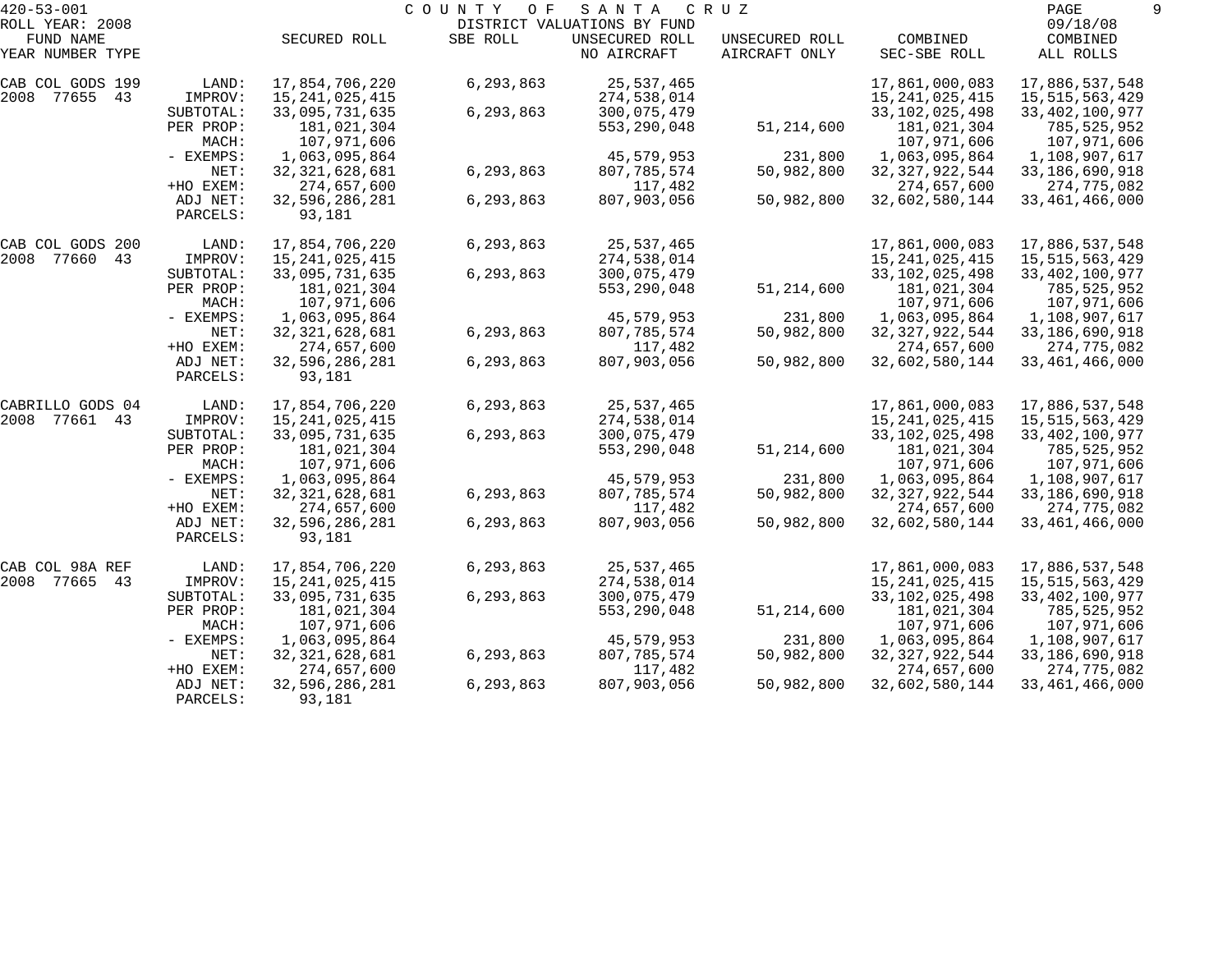420-53-001 COUNTY OF SANTA CRUZ
ROLL YEAR: 2008 DISTRICT VALUATIONS BY FUND 09/18/08

| FUND NAME YEAR NUMBER TYPE | | SECURED ROLL | SBE ROLL | UNSECURED ROLL NO AIRCRAFT | UNSECURED ROLL AIRCRAFT ONLY | COMBINED SEC-SBE ROLL | COMBINED ALL ROLLS |
|---|---|---|---|---|---|---|---|
| CAB COL GODS 199 | LAND: | 17,854,706,220 | 6,293,863 | 25,537,465 | | 17,861,000,083 | 17,886,537,548 |
| 2008 77655 43 | IMPROV: | 15,241,025,415 | | 274,538,014 | | 15,241,025,415 | 15,515,563,429 |
| | SUBTOTAL: | 33,095,731,635 | 6,293,863 | 300,075,479 | | 33,102,025,498 | 33,402,100,977 |
| | PER PROP: | 181,021,304 | | 553,290,048 | 51,214,600 | 181,021,304 | 785,525,952 |
| | MACH: | 107,971,606 | | | | 107,971,606 | 107,971,606 |
| | - EXEMPS: | 1,063,095,864 | | 45,579,953 | 231,800 | 1,063,095,864 | 1,108,907,617 |
| | NET: | 32,321,628,681 | 6,293,863 | 807,785,574 | 50,982,800 | 32,327,922,544 | 33,186,690,918 |
| | +HO EXEM: | 274,657,600 | | 117,482 | | 274,657,600 | 274,775,082 |
| | ADJ NET: | 32,596,286,281 | 6,293,863 | 807,903,056 | 50,982,800 | 32,602,580,144 | 33,461,466,000 |
| | PARCELS: | 93,181 | | | | | |
| CAB COL GODS 200 | LAND: | 17,854,706,220 | 6,293,863 | 25,537,465 | | 17,861,000,083 | 17,886,537,548 |
| 2008 77660 43 | IMPROV: | 15,241,025,415 | | 274,538,014 | | 15,241,025,415 | 15,515,563,429 |
| | SUBTOTAL: | 33,095,731,635 | 6,293,863 | 300,075,479 | | 33,102,025,498 | 33,402,100,977 |
| | PER PROP: | 181,021,304 | | 553,290,048 | 51,214,600 | 181,021,304 | 785,525,952 |
| | MACH: | 107,971,606 | | | | 107,971,606 | 107,971,606 |
| | - EXEMPS: | 1,063,095,864 | | 45,579,953 | 231,800 | 1,063,095,864 | 1,108,907,617 |
| | NET: | 32,321,628,681 | 6,293,863 | 807,785,574 | 50,982,800 | 32,327,922,544 | 33,186,690,918 |
| | +HO EXEM: | 274,657,600 | | 117,482 | | 274,657,600 | 274,775,082 |
| | ADJ NET: | 32,596,286,281 | 6,293,863 | 807,903,056 | 50,982,800 | 32,602,580,144 | 33,461,466,000 |
| | PARCELS: | 93,181 | | | | | |
| CABRILLO GODS 04 | LAND: | 17,854,706,220 | 6,293,863 | 25,537,465 | | 17,861,000,083 | 17,886,537,548 |
| 2008 77661 43 | IMPROV: | 15,241,025,415 | | 274,538,014 | | 15,241,025,415 | 15,515,563,429 |
| | SUBTOTAL: | 33,095,731,635 | 6,293,863 | 300,075,479 | | 33,102,025,498 | 33,402,100,977 |
| | PER PROP: | 181,021,304 | | 553,290,048 | 51,214,600 | 181,021,304 | 785,525,952 |
| | MACH: | 107,971,606 | | | | 107,971,606 | 107,971,606 |
| | - EXEMPS: | 1,063,095,864 | | 45,579,953 | 231,800 | 1,063,095,864 | 1,108,907,617 |
| | NET: | 32,321,628,681 | 6,293,863 | 807,785,574 | 50,982,800 | 32,327,922,544 | 33,186,690,918 |
| | +HO EXEM: | 274,657,600 | | 117,482 | | 274,657,600 | 274,775,082 |
| | ADJ NET: | 32,596,286,281 | 6,293,863 | 807,903,056 | 50,982,800 | 32,602,580,144 | 33,461,466,000 |
| | PARCELS: | 93,181 | | | | | |
| CAB COL 98A REF | LAND: | 17,854,706,220 | 6,293,863 | 25,537,465 | | 17,861,000,083 | 17,886,537,548 |
| 2008 77665 43 | IMPROV: | 15,241,025,415 | | 274,538,014 | | 15,241,025,415 | 15,515,563,429 |
| | SUBTOTAL: | 33,095,731,635 | 6,293,863 | 300,075,479 | | 33,102,025,498 | 33,402,100,977 |
| | PER PROP: | 181,021,304 | | 553,290,048 | 51,214,600 | 181,021,304 | 785,525,952 |
| | MACH: | 107,971,606 | | | | 107,971,606 | 107,971,606 |
| | - EXEMPS: | 1,063,095,864 | | 45,579,953 | 231,800 | 1,063,095,864 | 1,108,907,617 |
| | NET: | 32,321,628,681 | 6,293,863 | 807,785,574 | 50,982,800 | 32,327,922,544 | 33,186,690,918 |
| | +HO EXEM: | 274,657,600 | | 117,482 | | 274,657,600 | 274,775,082 |
| | ADJ NET: | 32,596,286,281 | 6,293,863 | 807,903,056 | 50,982,800 | 32,602,580,144 | 33,461,466,000 |
| | PARCELS: | 93,181 | | | | | |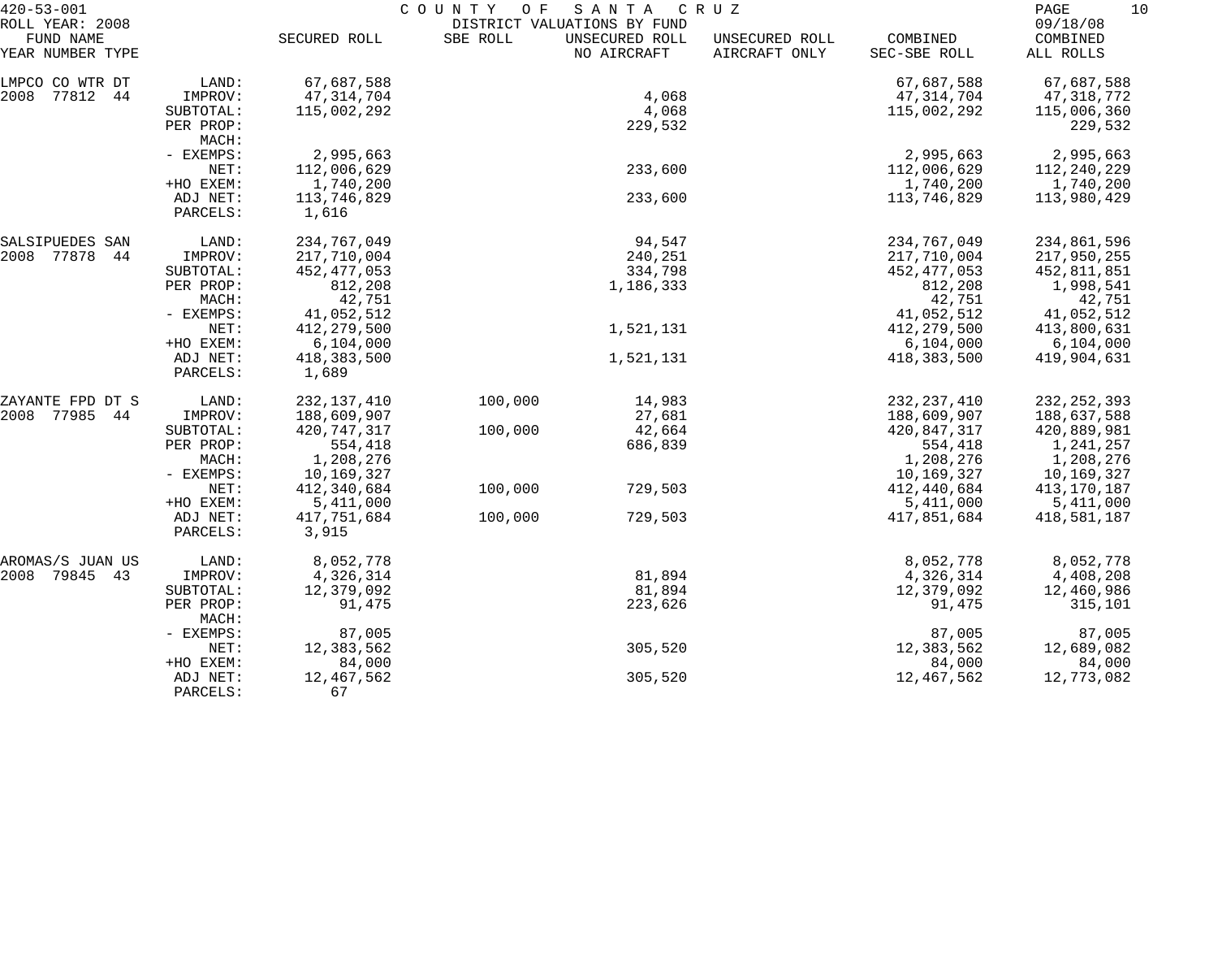420-53-001 COUNTY OF SANTA CRUZ

ROLL YEAR: 2008 DISTRICT VALUATIONS BY FUND 09/18/08

| FUND NAME YEAR NUMBER TYPE | | SECURED ROLL | SBE ROLL | UNSECURED ROLL NO AIRCRAFT | UNSECURED ROLL AIRCRAFT ONLY | COMBINED SEC-SBE ROLL | COMBINED ALL ROLLS |
|---|---|---|---|---|---|---|---|
| LMPCO CO WTR DT | LAND: | 67,687,588 | | | | 67,687,588 | 67,687,588 |
| 2008 77812 44 | IMPROV: | 47,314,704 | | 4,068 | | 47,314,704 | 47,318,772 |
| | SUBTOTAL: | 115,002,292 | | 4,068 | | 115,002,292 | 115,006,360 |
| | PER PROP: | | | 229,532 | | | 229,532 |
| | MACH: | | | | | | |
| | - EXEMPS: | 2,995,663 | | | | 2,995,663 | 2,995,663 |
| | NET: | 112,006,629 | | 233,600 | | 112,006,629 | 112,240,229 |
| | +HO EXEM: | 1,740,200 | | | | 1,740,200 | 1,740,200 |
| | ADJ NET: | 113,746,829 | | 233,600 | | 113,746,829 | 113,980,429 |
| | PARCELS: | 1,616 | | | | | |
| SALSIPUEDES SAN | LAND: | 234,767,049 | | 94,547 | | 234,767,049 | 234,861,596 |
| 2008 77878 44 | IMPROV: | 217,710,004 | | 240,251 | | 217,710,004 | 217,950,255 |
| | SUBTOTAL: | 452,477,053 | | 334,798 | | 452,477,053 | 452,811,851 |
| | PER PROP: | 812,208 | | 1,186,333 | | 812,208 | 1,998,541 |
| | MACH: | 42,751 | | | | 42,751 | 42,751 |
| | - EXEMPS: | 41,052,512 | | | | 41,052,512 | 41,052,512 |
| | NET: | 412,279,500 | | 1,521,131 | | 412,279,500 | 413,800,631 |
| | +HO EXEM: | 6,104,000 | | | | 6,104,000 | 6,104,000 |
| | ADJ NET: | 418,383,500 | | 1,521,131 | | 418,383,500 | 419,904,631 |
| | PARCELS: | 1,689 | | | | | |
| ZAYANTE FPD DT S | LAND: | 232,137,410 | 100,000 | 14,983 | | 232,237,410 | 232,252,393 |
| 2008 77985 44 | IMPROV: | 188,609,907 | | 27,681 | | 188,609,907 | 188,637,588 |
| | SUBTOTAL: | 420,747,317 | 100,000 | 42,664 | | 420,847,317 | 420,889,981 |
| | PER PROP: | 554,418 | | 686,839 | | 554,418 | 1,241,257 |
| | MACH: | 1,208,276 | | | | 1,208,276 | 1,208,276 |
| | - EXEMPS: | 10,169,327 | | | | 10,169,327 | 10,169,327 |
| | NET: | 412,340,684 | 100,000 | 729,503 | | 412,440,684 | 413,170,187 |
| | +HO EXEM: | 5,411,000 | | | | 5,411,000 | 5,411,000 |
| | ADJ NET: | 417,751,684 | 100,000 | 729,503 | | 417,851,684 | 418,581,187 |
| | PARCELS: | 3,915 | | | | | |
| AROMAS/S JUAN US | LAND: | 8,052,778 | | | | 8,052,778 | 8,052,778 |
| 2008 79845 43 | IMPROV: | 4,326,314 | | 81,894 | | 4,326,314 | 4,408,208 |
| | SUBTOTAL: | 12,379,092 | | 81,894 | | 12,379,092 | 12,460,986 |
| | PER PROP: | 91,475 | | 223,626 | | 91,475 | 315,101 |
| | MACH: | | | | | | |
| | - EXEMPS: | 87,005 | | | | 87,005 | 87,005 |
| | NET: | 12,383,562 | | 305,520 | | 12,383,562 | 12,689,082 |
| | +HO EXEM: | 84,000 | | | | 84,000 | 84,000 |
| | ADJ NET: | 12,467,562 | | 305,520 | | 12,467,562 | 12,773,082 |
| | PARCELS: | 67 | | | | | |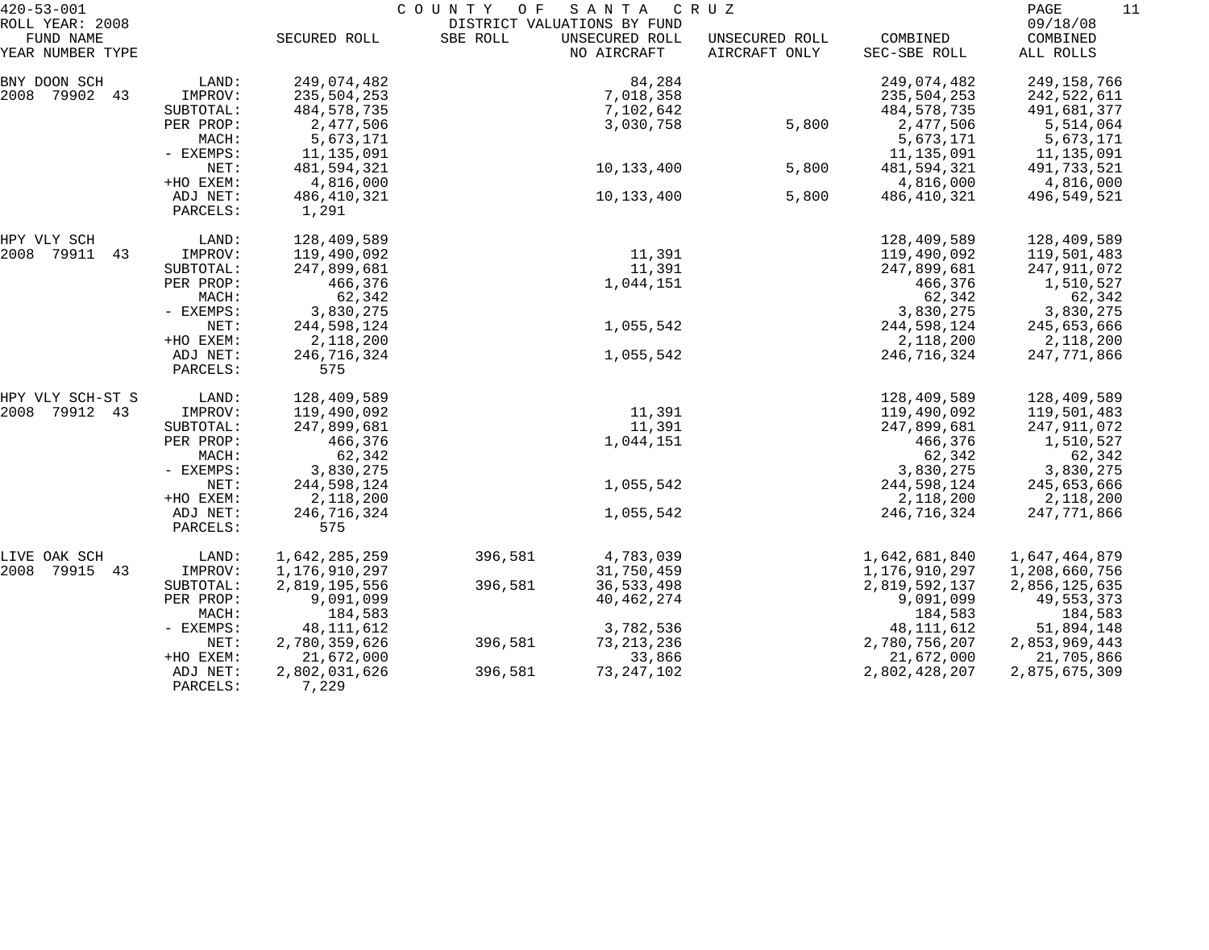420-53-001 COUNTY OF SANTA CRUZ
ROLL YEAR: 2008 DISTRICT VALUATIONS BY FUND 09/18/08

| FUND NAME YEAR NUMBER TYPE | | SECURED ROLL | SBE ROLL | UNSECURED ROLL NO AIRCRAFT | UNSECURED ROLL AIRCRAFT ONLY | COMBINED SEC-SBE ROLL | COMBINED ALL ROLLS |
|---|---|---|---|---|---|---|---|
| BNY DOON SCH | LAND: | 249,074,482 | | 84,284 | | 249,074,482 | 249,158,766 |
| 2008 79902 43 | IMPROV: | 235,504,253 | | 7,018,358 | | 235,504,253 | 242,522,611 |
| | SUBTOTAL: | 484,578,735 | | 7,102,642 | | 484,578,735 | 491,681,377 |
| | PER PROP: | 2,477,506 | | 3,030,758 | 5,800 | 2,477,506 | 5,514,064 |
| | MACH: | 5,673,171 | | | | 5,673,171 | 5,673,171 |
| | - EXEMPS: | 11,135,091 | | | | 11,135,091 | 11,135,091 |
| | NET: | 481,594,321 | | 10,133,400 | 5,800 | 481,594,321 | 491,733,521 |
| | +HO EXEM: | 4,816,000 | | | | 4,816,000 | 4,816,000 |
| | ADJ NET: | 486,410,321 | | 10,133,400 | 5,800 | 486,410,321 | 496,549,521 |
| | PARCELS: | 1,291 | | | | | |
| HPY VLY SCH | LAND: | 128,409,589 | | | | 128,409,589 | 128,409,589 |
| 2008 79911 43 | IMPROV: | 119,490,092 | | 11,391 | | 119,490,092 | 119,501,483 |
| | SUBTOTAL: | 247,899,681 | | 11,391 | | 247,899,681 | 247,911,072 |
| | PER PROP: | 466,376 | | 1,044,151 | | 466,376 | 1,510,527 |
| | MACH: | 62,342 | | | | 62,342 | 62,342 |
| | - EXEMPS: | 3,830,275 | | | | 3,830,275 | 3,830,275 |
| | NET: | 244,598,124 | | 1,055,542 | | 244,598,124 | 245,653,666 |
| | +HO EXEM: | 2,118,200 | | | | 2,118,200 | 2,118,200 |
| | ADJ NET: | 246,716,324 | | 1,055,542 | | 246,716,324 | 247,771,866 |
| | PARCELS: | 575 | | | | | |
| HPY VLY SCH-ST S | LAND: | 128,409,589 | | | | 128,409,589 | 128,409,589 |
| 2008 79912 43 | IMPROV: | 119,490,092 | | 11,391 | | 119,490,092 | 119,501,483 |
| | SUBTOTAL: | 247,899,681 | | 11,391 | | 247,899,681 | 247,911,072 |
| | PER PROP: | 466,376 | | 1,044,151 | | 466,376 | 1,510,527 |
| | MACH: | 62,342 | | | | 62,342 | 62,342 |
| | - EXEMPS: | 3,830,275 | | | | 3,830,275 | 3,830,275 |
| | NET: | 244,598,124 | | 1,055,542 | | 244,598,124 | 245,653,666 |
| | +HO EXEM: | 2,118,200 | | | | 2,118,200 | 2,118,200 |
| | ADJ NET: | 246,716,324 | | 1,055,542 | | 246,716,324 | 247,771,866 |
| | PARCELS: | 575 | | | | | |
| LIVE OAK SCH | LAND: | 1,642,285,259 | 396,581 | 4,783,039 | | 1,642,681,840 | 1,647,464,879 |
| 2008 79915 43 | IMPROV: | 1,176,910,297 | | 31,750,459 | | 1,176,910,297 | 1,208,660,756 |
| | SUBTOTAL: | 2,819,195,556 | 396,581 | 36,533,498 | | 2,819,592,137 | 2,856,125,635 |
| | PER PROP: | 9,091,099 | | 40,462,274 | | 9,091,099 | 49,553,373 |
| | MACH: | 184,583 | | | | 184,583 | 184,583 |
| | - EXEMPS: | 48,111,612 | | 3,782,536 | | 48,111,612 | 51,894,148 |
| | NET: | 2,780,359,626 | 396,581 | 73,213,236 | | 2,780,756,207 | 2,853,969,443 |
| | +HO EXEM: | 21,672,000 | | 33,866 | | 21,672,000 | 21,705,866 |
| | ADJ NET: | 2,802,031,626 | 396,581 | 73,247,102 | | 2,802,428,207 | 2,875,675,309 |
| | PARCELS: | 7,229 | | | | | |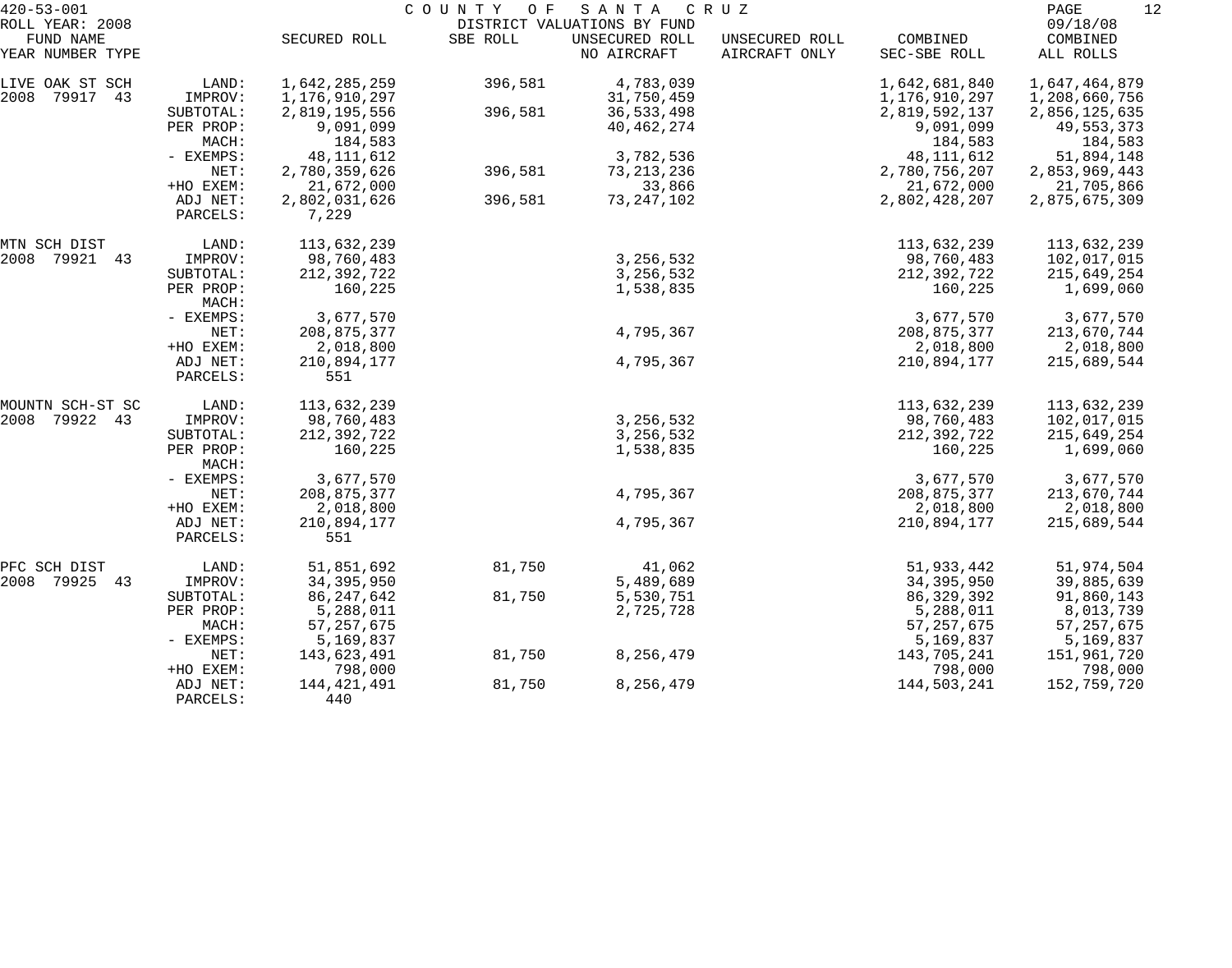420-53-001 COUNTY OF SANTA CRUZ
ROLL YEAR: 2008 DISTRICT VALUATIONS BY FUND 09/18/08

| FUND NAME YEAR NUMBER TYPE | | SECURED ROLL | SBE ROLL | UNSECURED ROLL NO AIRCRAFT | UNSECURED ROLL AIRCRAFT ONLY | COMBINED SEC-SBE ROLL | COMBINED ALL ROLLS |
|---|---|---|---|---|---|---|---|
| LIVE OAK ST SCH | LAND: | 1,642,285,259 | 396,581 | 4,783,039 | | 1,642,681,840 | 1,647,464,879 |
| 2008 79917 43 | IMPROV: | 1,176,910,297 | | 31,750,459 | | 1,176,910,297 | 1,208,660,756 |
| | SUBTOTAL: | 2,819,195,556 | 396,581 | 36,533,498 | | 2,819,592,137 | 2,856,125,635 |
| | PER PROP: | 9,091,099 | | 40,462,274 | | 9,091,099 | 49,553,373 |
| | MACH: | 184,583 | | | | 184,583 | 184,583 |
| | - EXEMPS: | 48,111,612 | | 3,782,536 | | 48,111,612 | 51,894,148 |
| | NET: | 2,780,359,626 | 396,581 | 73,213,236 | | 2,780,756,207 | 2,853,969,443 |
| | +HO EXEM: | 21,672,000 | | 33,866 | | 21,672,000 | 21,705,866 |
| | ADJ NET: | 2,802,031,626 | 396,581 | 73,247,102 | | 2,802,428,207 | 2,875,675,309 |
| | PARCELS: | 7,229 | | | | | |
| MTN SCH DIST | LAND: | 113,632,239 | | | | 113,632,239 | 113,632,239 |
| 2008 79921 43 | IMPROV: | 98,760,483 | | 3,256,532 | | 98,760,483 | 102,017,015 |
| | SUBTOTAL: | 212,392,722 | | 3,256,532 | | 212,392,722 | 215,649,254 |
| | PER PROP: | 160,225 | | 1,538,835 | | 160,225 | 1,699,060 |
| | MACH: | | | | | | |
| | - EXEMPS: | 3,677,570 | | | | 3,677,570 | 3,677,570 |
| | NET: | 208,875,377 | | 4,795,367 | | 208,875,377 | 213,670,744 |
| | +HO EXEM: | 2,018,800 | | | | 2,018,800 | 2,018,800 |
| | ADJ NET: | 210,894,177 | | 4,795,367 | | 210,894,177 | 215,689,544 |
| | PARCELS: | 551 | | | | | |
| MOUNTN SCH-ST SC | LAND: | 113,632,239 | | | | 113,632,239 | 113,632,239 |
| 2008 79922 43 | IMPROV: | 98,760,483 | | 3,256,532 | | 98,760,483 | 102,017,015 |
| | SUBTOTAL: | 212,392,722 | | 3,256,532 | | 212,392,722 | 215,649,254 |
| | PER PROP: | 160,225 | | 1,538,835 | | 160,225 | 1,699,060 |
| | MACH: | | | | | | |
| | - EXEMPS: | 3,677,570 | | | | 3,677,570 | 3,677,570 |
| | NET: | 208,875,377 | | 4,795,367 | | 208,875,377 | 213,670,744 |
| | +HO EXEM: | 2,018,800 | | | | 2,018,800 | 2,018,800 |
| | ADJ NET: | 210,894,177 | | 4,795,367 | | 210,894,177 | 215,689,544 |
| | PARCELS: | 551 | | | | | |
| PFC SCH DIST | LAND: | 51,851,692 | 81,750 | 41,062 | | 51,933,442 | 51,974,504 |
| 2008 79925 43 | IMPROV: | 34,395,950 | | 5,489,689 | | 34,395,950 | 39,885,639 |
| | SUBTOTAL: | 86,247,642 | 81,750 | 5,530,751 | | 86,329,392 | 91,860,143 |
| | PER PROP: | 5,288,011 | | 2,725,728 | | 5,288,011 | 8,013,739 |
| | MACH: | 57,257,675 | | | | 57,257,675 | 57,257,675 |
| | - EXEMPS: | 5,169,837 | | | | 5,169,837 | 5,169,837 |
| | NET: | 143,623,491 | 81,750 | 8,256,479 | | 143,705,241 | 151,961,720 |
| | +HO EXEM: | 798,000 | | | | 798,000 | 798,000 |
| | ADJ NET: | 144,421,491 | 81,750 | 8,256,479 | | 144,503,241 | 152,759,720 |
| | PARCELS: | 440 | | | | | |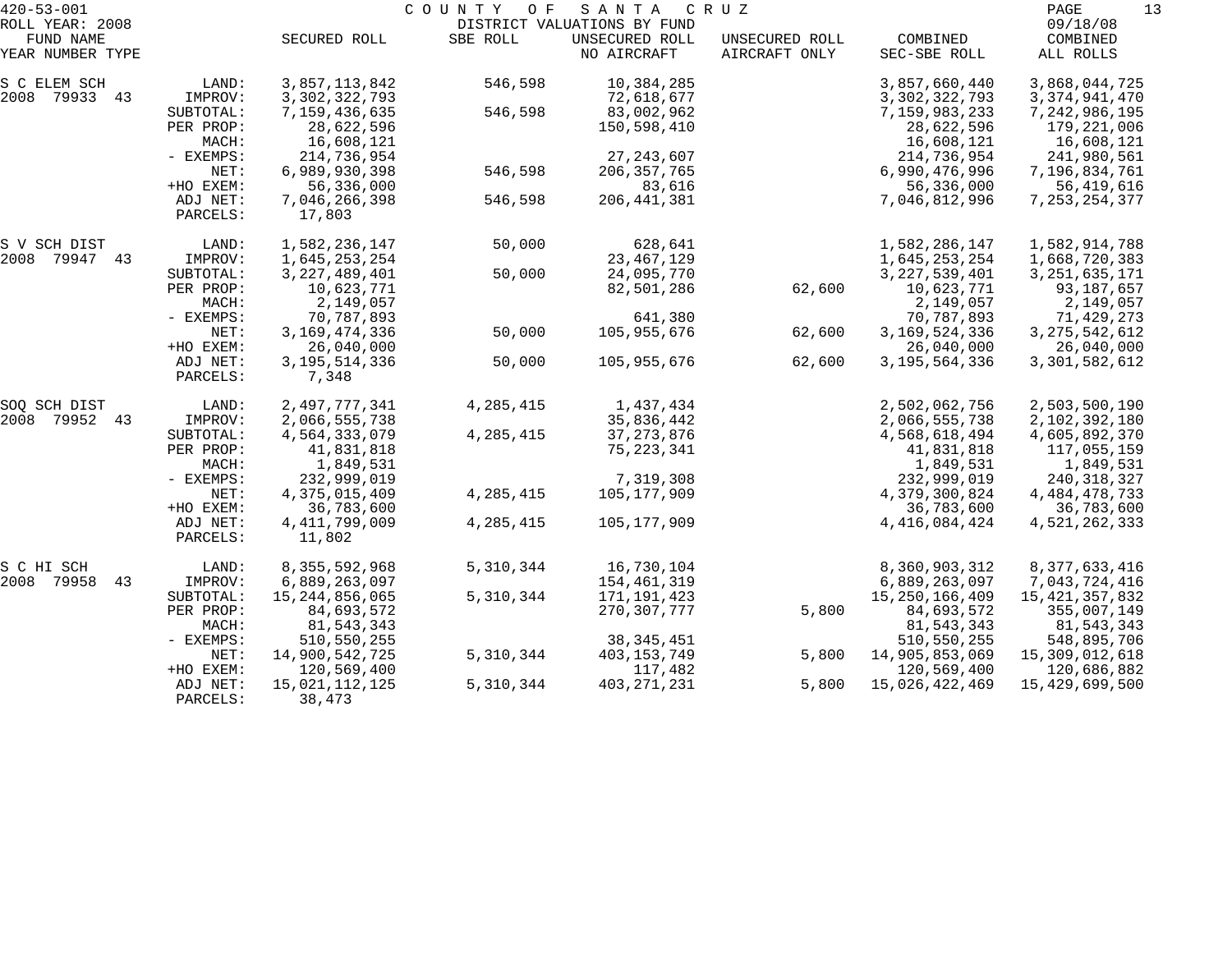420-53-001 COUNTY OF SANTA CRUZ
ROLL YEAR: 2008 DISTRICT VALUATIONS BY FUND 09/18/08

| FUND NAME YEAR NUMBER TYPE | | SECURED ROLL | SBE ROLL | UNSECURED ROLL NO AIRCRAFT | UNSECURED ROLL AIRCRAFT ONLY | COMBINED SEC-SBE ROLL | COMBINED ALL ROLLS |
|---|---|---|---|---|---|---|---|
| S C ELEM SCH | LAND: | 3,857,113,842 | 546,598 | 10,384,285 | | 3,857,660,440 | 3,868,044,725 |
| 2008 79933 43 | IMPROV: | 3,302,322,793 | | 72,618,677 | | 3,302,322,793 | 3,374,941,470 |
| | SUBTOTAL: | 7,159,436,635 | 546,598 | 83,002,962 | | 7,159,983,233 | 7,242,986,195 |
| | PER PROP: | 28,622,596 | | 150,598,410 | | 28,622,596 | 179,221,006 |
| | MACH: | 16,608,121 | | | | 16,608,121 | 16,608,121 |
| | - EXEMPS: | 214,736,954 | | 27,243,607 | | 214,736,954 | 241,980,561 |
| | NET: | 6,989,930,398 | 546,598 | 206,357,765 | | 6,990,476,996 | 7,196,834,761 |
| | +HO EXEM: | 56,336,000 | | 83,616 | | 56,336,000 | 56,419,616 |
| | ADJ NET: | 7,046,266,398 | 546,598 | 206,441,381 | | 7,046,812,996 | 7,253,254,377 |
| | PARCELS: | 17,803 | | | | | |
| S V SCH DIST | LAND: | 1,582,236,147 | 50,000 | 628,641 | | 1,582,286,147 | 1,582,914,788 |
| 2008 79947 43 | IMPROV: | 1,645,253,254 | | 23,467,129 | | 1,645,253,254 | 1,668,720,383 |
| | SUBTOTAL: | 3,227,489,401 | 50,000 | 24,095,770 | | 3,227,539,401 | 3,251,635,171 |
| | PER PROP: | 10,623,771 | | 82,501,286 | 62,600 | 10,623,771 | 93,187,657 |
| | MACH: | 2,149,057 | | | | 2,149,057 | 2,149,057 |
| | - EXEMPS: | 70,787,893 | | 641,380 | | 70,787,893 | 71,429,273 |
| | NET: | 3,169,474,336 | 50,000 | 105,955,676 | 62,600 | 3,169,524,336 | 3,275,542,612 |
| | +HO EXEM: | 26,040,000 | | | | 26,040,000 | 26,040,000 |
| | ADJ NET: | 3,195,514,336 | 50,000 | 105,955,676 | 62,600 | 3,195,564,336 | 3,301,582,612 |
| | PARCELS: | 7,348 | | | | | |
| SOQ SCH DIST | LAND: | 2,497,777,341 | 4,285,415 | 1,437,434 | | 2,502,062,756 | 2,503,500,190 |
| 2008 79952 43 | IMPROV: | 2,066,555,738 | | 35,836,442 | | 2,066,555,738 | 2,102,392,180 |
| | SUBTOTAL: | 4,564,333,079 | 4,285,415 | 37,273,876 | | 4,568,618,494 | 4,605,892,370 |
| | PER PROP: | 41,831,818 | | 75,223,341 | | 41,831,818 | 117,055,159 |
| | MACH: | 1,849,531 | | | | 1,849,531 | 1,849,531 |
| | - EXEMPS: | 232,999,019 | | 7,319,308 | | 232,999,019 | 240,318,327 |
| | NET: | 4,375,015,409 | 4,285,415 | 105,177,909 | | 4,379,300,824 | 4,484,478,733 |
| | +HO EXEM: | 36,783,600 | | | | 36,783,600 | 36,783,600 |
| | ADJ NET: | 4,411,799,009 | 4,285,415 | 105,177,909 | | 4,416,084,424 | 4,521,262,333 |
| | PARCELS: | 11,802 | | | | | |
| S C HI SCH | LAND: | 8,355,592,968 | 5,310,344 | 16,730,104 | | 8,360,903,312 | 8,377,633,416 |
| 2008 79958 43 | IMPROV: | 6,889,263,097 | | 154,461,319 | | 6,889,263,097 | 7,043,724,416 |
| | SUBTOTAL: | 15,244,856,065 | 5,310,344 | 171,191,423 | | 15,250,166,409 | 15,421,357,832 |
| | PER PROP: | 84,693,572 | | 270,307,777 | 5,800 | 84,693,572 | 355,007,149 |
| | MACH: | 81,543,343 | | | | 81,543,343 | 81,543,343 |
| | - EXEMPS: | 510,550,255 | | 38,345,451 | | 510,550,255 | 548,895,706 |
| | NET: | 14,900,542,725 | 5,310,344 | 403,153,749 | 5,800 | 14,905,853,069 | 15,309,012,618 |
| | +HO EXEM: | 120,569,400 | | 117,482 | | 120,569,400 | 120,686,882 |
| | ADJ NET: | 15,021,112,125 | 5,310,344 | 403,271,231 | 5,800 | 15,026,422,469 | 15,429,699,500 |
| | PARCELS: | 38,473 | | | | | |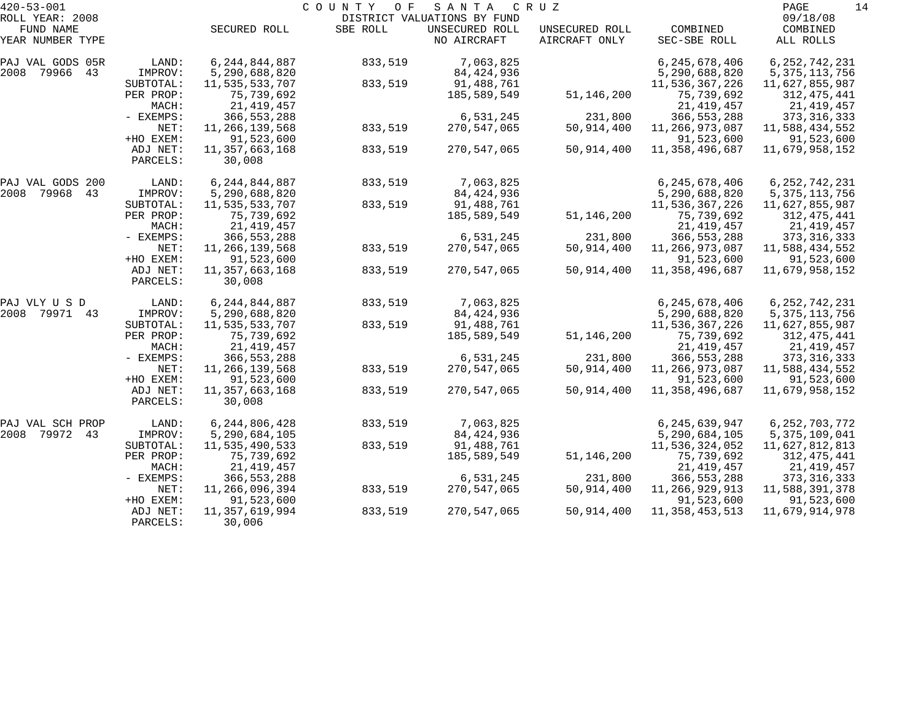420-53-001 COUNTY OF SANTA CRUZ

ROLL YEAR: 2008 DISTRICT VALUATIONS BY FUND 09/18/08

| FUND NAME<br>YEAR NUMBER TYPE | | SECURED ROLL | SBE ROLL | UNSECURED ROLL<br>NO AIRCRAFT | UNSECURED ROLL<br>AIRCRAFT ONLY | COMBINED<br>SEC-SBE ROLL | COMBINED<br>ALL ROLLS |
|---|---|---|---|---|---|---|---|
| PAJ VAL GODS 05R | LAND: | 6,244,844,887 | 833,519 | 7,063,825 | | 6,245,678,406 | 6,252,742,231 |
| 2008 79966 43 | IMPROV: | 5,290,688,820 | | 84,424,936 | | 5,290,688,820 | 5,375,113,756 |
| | SUBTOTAL: | 11,535,533,707 | 833,519 | 91,488,761 | | 11,536,367,226 | 11,627,855,987 |
| | PER PROP: | 75,739,692 | | 185,589,549 | 51,146,200 | 75,739,692 | 312,475,441 |
| | MACH: | 21,419,457 | | | | 21,419,457 | 21,419,457 |
| | - EXEMPS: | 366,553,288 | | 6,531,245 | 231,800 | 366,553,288 | 373,316,333 |
| | NET: | 11,266,139,568 | 833,519 | 270,547,065 | 50,914,400 | 11,266,973,087 | 11,588,434,552 |
| | +HO EXEM: | 91,523,600 | | | | 91,523,600 | 91,523,600 |
| | ADJ NET: | 11,357,663,168 | 833,519 | 270,547,065 | 50,914,400 | 11,358,496,687 | 11,679,958,152 |
| | PARCELS: | 30,008 | | | | | |
| PAJ VAL GODS 200 | LAND: | 6,244,844,887 | 833,519 | 7,063,825 | | 6,245,678,406 | 6,252,742,231 |
| 2008 79968 43 | IMPROV: | 5,290,688,820 | | 84,424,936 | | 5,290,688,820 | 5,375,113,756 |
| | SUBTOTAL: | 11,535,533,707 | 833,519 | 91,488,761 | | 11,536,367,226 | 11,627,855,987 |
| | PER PROP: | 75,739,692 | | 185,589,549 | 51,146,200 | 75,739,692 | 312,475,441 |
| | MACH: | 21,419,457 | | | | 21,419,457 | 21,419,457 |
| | - EXEMPS: | 366,553,288 | | 6,531,245 | 231,800 | 366,553,288 | 373,316,333 |
| | NET: | 11,266,139,568 | 833,519 | 270,547,065 | 50,914,400 | 11,266,973,087 | 11,588,434,552 |
| | +HO EXEM: | 91,523,600 | | | | 91,523,600 | 91,523,600 |
| | ADJ NET: | 11,357,663,168 | 833,519 | 270,547,065 | 50,914,400 | 11,358,496,687 | 11,679,958,152 |
| | PARCELS: | 30,008 | | | | | |
| PAJ VLY U S D | LAND: | 6,244,844,887 | 833,519 | 7,063,825 | | 6,245,678,406 | 6,252,742,231 |
| 2008 79971 43 | IMPROV: | 5,290,688,820 | | 84,424,936 | | 5,290,688,820 | 5,375,113,756 |
| | SUBTOTAL: | 11,535,533,707 | 833,519 | 91,488,761 | | 11,536,367,226 | 11,627,855,987 |
| | PER PROP: | 75,739,692 | | 185,589,549 | 51,146,200 | 75,739,692 | 312,475,441 |
| | MACH: | 21,419,457 | | | | 21,419,457 | 21,419,457 |
| | - EXEMPS: | 366,553,288 | | 6,531,245 | 231,800 | 366,553,288 | 373,316,333 |
| | NET: | 11,266,139,568 | 833,519 | 270,547,065 | 50,914,400 | 11,266,973,087 | 11,588,434,552 |
| | +HO EXEM: | 91,523,600 | | | | 91,523,600 | 91,523,600 |
| | ADJ NET: | 11,357,663,168 | 833,519 | 270,547,065 | 50,914,400 | 11,358,496,687 | 11,679,958,152 |
| | PARCELS: | 30,008 | | | | | |
| PAJ VAL SCH PROP | LAND: | 6,244,806,428 | 833,519 | 7,063,825 | | 6,245,639,947 | 6,252,703,772 |
| 2008 79972 43 | IMPROV: | 5,290,684,105 | | 84,424,936 | | 5,290,684,105 | 5,375,109,041 |
| | SUBTOTAL: | 11,535,490,533 | 833,519 | 91,488,761 | | 11,536,324,052 | 11,627,812,813 |
| | PER PROP: | 75,739,692 | | 185,589,549 | 51,146,200 | 75,739,692 | 312,475,441 |
| | MACH: | 21,419,457 | | | | 21,419,457 | 21,419,457 |
| | - EXEMPS: | 366,553,288 | | 6,531,245 | 231,800 | 366,553,288 | 373,316,333 |
| | NET: | 11,266,096,394 | 833,519 | 270,547,065 | 50,914,400 | 11,266,929,913 | 11,588,391,378 |
| | +HO EXEM: | 91,523,600 | | | | 91,523,600 | 91,523,600 |
| | ADJ NET: | 11,357,619,994 | 833,519 | 270,547,065 | 50,914,400 | 11,358,453,513 | 11,679,914,978 |
| | PARCELS: | 30,006 | | | | | |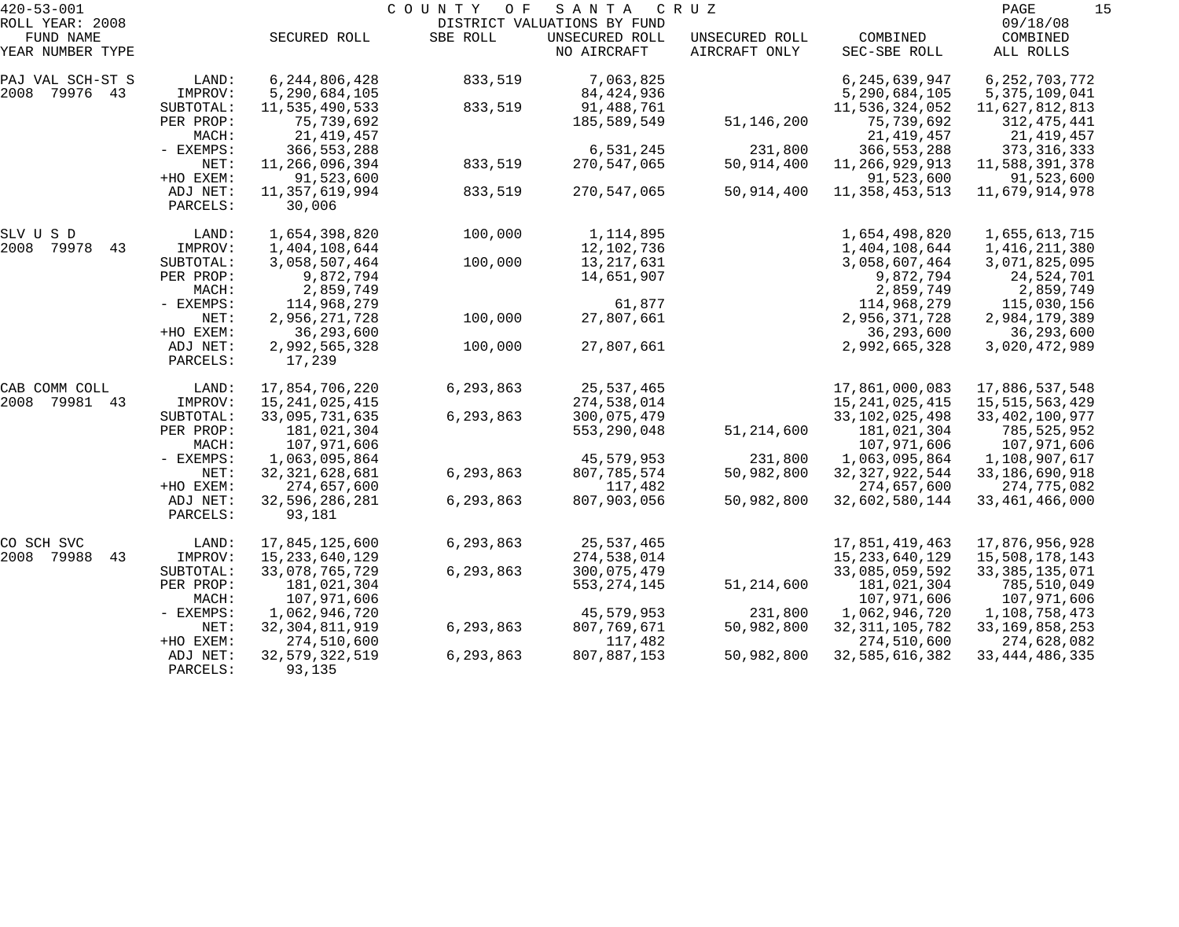420-53-001 COUNTY OF SANTA CRUZ
ROLL YEAR: 2008 DISTRICT VALUATIONS BY FUND 09/18/08

| FUND NAME YEAR NUMBER TYPE | | SECURED ROLL | SBE ROLL | UNSECURED ROLL NO AIRCRAFT | UNSECURED ROLL AIRCRAFT ONLY | COMBINED SEC-SBE ROLL | COMBINED ALL ROLLS |
|---|---|---|---|---|---|---|---|
| PAJ VAL SCH-ST S | LAND: | 6,244,806,428 | 833,519 | 7,063,825 | | 6,245,639,947 | 6,252,703,772 |
| 2008 79976 43 | IMPROV: | 5,290,684,105 | | 84,424,936 | | 5,290,684,105 | 5,375,109,041 |
| | SUBTOTAL: | 11,535,490,533 | 833,519 | 91,488,761 | | 11,536,324,052 | 11,627,812,813 |
| | PER PROP: | 75,739,692 | | 185,589,549 | 51,146,200 | 75,739,692 | 312,475,441 |
| | MACH: | 21,419,457 | | | | 21,419,457 | 21,419,457 |
| | - EXEMPS: | 366,553,288 | | 6,531,245 | 231,800 | 366,553,288 | 373,316,333 |
| | NET: | 11,266,096,394 | 833,519 | 270,547,065 | 50,914,400 | 11,266,929,913 | 11,588,391,378 |
| | +HO EXEM: | 91,523,600 | | | | 91,523,600 | 91,523,600 |
| | ADJ NET: | 11,357,619,994 | 833,519 | 270,547,065 | 50,914,400 | 11,358,453,513 | 11,679,914,978 |
| | PARCELS: | 30,006 | | | | | |
| SLV U S D | LAND: | 1,654,398,820 | 100,000 | 1,114,895 | | 1,654,498,820 | 1,655,613,715 |
| 2008 79978 43 | IMPROV: | 1,404,108,644 | | 12,102,736 | | 1,404,108,644 | 1,416,211,380 |
| | SUBTOTAL: | 3,058,507,464 | 100,000 | 13,217,631 | | 3,058,607,464 | 3,071,825,095 |
| | PER PROP: | 9,872,794 | | 14,651,907 | | 9,872,794 | 24,524,701 |
| | MACH: | 2,859,749 | | | | 2,859,749 | 2,859,749 |
| | - EXEMPS: | 114,968,279 | | 61,877 | | 114,968,279 | 115,030,156 |
| | NET: | 2,956,271,728 | 100,000 | 27,807,661 | | 2,956,371,728 | 2,984,179,389 |
| | +HO EXEM: | 36,293,600 | | | | 36,293,600 | 36,293,600 |
| | ADJ NET: | 2,992,565,328 | 100,000 | 27,807,661 | | 2,992,665,328 | 3,020,472,989 |
| | PARCELS: | 17,239 | | | | | |
| CAB COMM COLL | LAND: | 17,854,706,220 | 6,293,863 | 25,537,465 | | 17,861,000,083 | 17,886,537,548 |
| 2008 79981 43 | IMPROV: | 15,241,025,415 | | 274,538,014 | | 15,241,025,415 | 15,515,563,429 |
| | SUBTOTAL: | 33,095,731,635 | 6,293,863 | 300,075,479 | | 33,102,025,498 | 33,402,100,977 |
| | PER PROP: | 181,021,304 | | 553,290,048 | 51,214,600 | 181,021,304 | 785,525,952 |
| | MACH: | 107,971,606 | | | | 107,971,606 | 107,971,606 |
| | - EXEMPS: | 1,063,095,864 | | 45,579,953 | 231,800 | 1,063,095,864 | 1,108,907,617 |
| | NET: | 32,321,628,681 | 6,293,863 | 807,785,574 | 50,982,800 | 32,327,922,544 | 33,186,690,918 |
| | +HO EXEM: | 274,657,600 | | 117,482 | | 274,657,600 | 274,775,082 |
| | ADJ NET: | 32,596,286,281 | 6,293,863 | 807,903,056 | 50,982,800 | 32,602,580,144 | 33,461,466,000 |
| | PARCELS: | 93,181 | | | | | |
| CO SCH SVC | LAND: | 17,845,125,600 | 6,293,863 | 25,537,465 | | 17,851,419,463 | 17,876,956,928 |
| 2008 79988 43 | IMPROV: | 15,233,640,129 | | 274,538,014 | | 15,233,640,129 | 15,508,178,143 |
| | SUBTOTAL: | 33,078,765,729 | 6,293,863 | 300,075,479 | | 33,085,059,592 | 33,385,135,071 |
| | PER PROP: | 181,021,304 | | 553,274,145 | 51,214,600 | 181,021,304 | 785,510,049 |
| | MACH: | 107,971,606 | | | | 107,971,606 | 107,971,606 |
| | - EXEMPS: | 1,062,946,720 | | 45,579,953 | 231,800 | 1,062,946,720 | 1,108,758,473 |
| | NET: | 32,304,811,919 | 6,293,863 | 807,769,671 | 50,982,800 | 32,311,105,782 | 33,169,858,253 |
| | +HO EXEM: | 274,510,600 | | 117,482 | | 274,510,600 | 274,628,082 |
| | ADJ NET: | 32,579,322,519 | 6,293,863 | 807,887,153 | 50,982,800 | 32,585,616,382 | 33,444,486,335 |
| | PARCELS: | 93,135 | | | | | |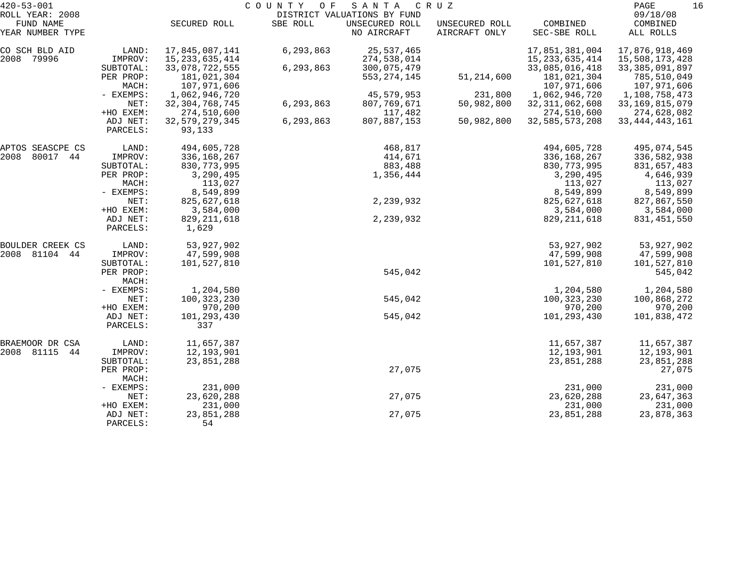420-53-001 COUNTY OF SANTA CRUZ
ROLL YEAR: 2008 DISTRICT VALUATIONS BY FUND 09/18/08

| FUND NAME YEAR NUMBER TYPE | | SECURED ROLL | SBE ROLL | UNSECURED ROLL NO AIRCRAFT | UNSECURED ROLL AIRCRAFT ONLY | COMBINED SEC-SBE ROLL | COMBINED ALL ROLLS |
|---|---|---|---|---|---|---|---|
| CO SCH BLD AID | LAND: | 17,845,087,141 | 6,293,863 | 25,537,465 | | 17,851,381,004 | 17,876,918,469 |
| 2008 79996 | IMPROV: | 15,233,635,414 | | 274,538,014 | | 15,233,635,414 | 15,508,173,428 |
| | SUBTOTAL: | 33,078,722,555 | 6,293,863 | 300,075,479 | | 33,085,016,418 | 33,385,091,897 |
| | PER PROP: | 181,021,304 | | 553,274,145 | 51,214,600 | 181,021,304 | 785,510,049 |
| | MACH: | 107,971,606 | | | | 107,971,606 | 107,971,606 |
| | - EXEMPS: | 1,062,946,720 | | 45,579,953 | 231,800 | 1,062,946,720 | 1,108,758,473 |
| | NET: | 32,304,768,745 | 6,293,863 | 807,769,671 | 50,982,800 | 32,311,062,608 | 33,169,815,079 |
| | +HO EXEM: | 274,510,600 | | 117,482 | | 274,510,600 | 274,628,082 |
| | ADJ NET: | 32,579,279,345 | 6,293,863 | 807,887,153 | 50,982,800 | 32,585,573,208 | 33,444,443,161 |
| | PARCELS: | 93,133 | | | | | |
| APTOS SEASCPE CS | LAND: | 494,605,728 | | 468,817 | | 494,605,728 | 495,074,545 |
| 2008 80017 44 | IMPROV: | 336,168,267 | | 414,671 | | 336,168,267 | 336,582,938 |
| | SUBTOTAL: | 830,773,995 | | 883,488 | | 830,773,995 | 831,657,483 |
| | PER PROP: | 3,290,495 | | 1,356,444 | | 3,290,495 | 4,646,939 |
| | MACH: | 113,027 | | | | 113,027 | 113,027 |
| | - EXEMPS: | 8,549,899 | | | | 8,549,899 | 8,549,899 |
| | NET: | 825,627,618 | | 2,239,932 | | 825,627,618 | 827,867,550 |
| | +HO EXEM: | 3,584,000 | | | | 3,584,000 | 3,584,000 |
| | ADJ NET: | 829,211,618 | | 2,239,932 | | 829,211,618 | 831,451,550 |
| | PARCELS: | 1,629 | | | | | |
| BOULDER CREEK CS | LAND: | 53,927,902 | | | | 53,927,902 | 53,927,902 |
| 2008 81104 44 | IMPROV: | 47,599,908 | | | | 47,599,908 | 47,599,908 |
| | SUBTOTAL: | 101,527,810 | | | | 101,527,810 | 101,527,810 |
| | PER PROP: | | | 545,042 | | | 545,042 |
| | MACH: | | | | | | |
| | - EXEMPS: | 1,204,580 | | | | 1,204,580 | 1,204,580 |
| | NET: | 100,323,230 | | 545,042 | | 100,323,230 | 100,868,272 |
| | +HO EXEM: | 970,200 | | | | 970,200 | 970,200 |
| | ADJ NET: | 101,293,430 | | 545,042 | | 101,293,430 | 101,838,472 |
| | PARCELS: | 337 | | | | | |
| BRAEMOOR DR CSA | LAND: | 11,657,387 | | | | 11,657,387 | 11,657,387 |
| 2008 81115 44 | IMPROV: | 12,193,901 | | | | 12,193,901 | 12,193,901 |
| | SUBTOTAL: | 23,851,288 | | | | 23,851,288 | 23,851,288 |
| | PER PROP: | | | 27,075 | | | 27,075 |
| | MACH: | | | | | | |
| | - EXEMPS: | 231,000 | | | | 231,000 | 231,000 |
| | NET: | 23,620,288 | | 27,075 | | 23,620,288 | 23,647,363 |
| | +HO EXEM: | 231,000 | | | | 231,000 | 231,000 |
| | ADJ NET: | 23,851,288 | | 27,075 | | 23,851,288 | 23,878,363 |
| | PARCELS: | 54 | | | | | |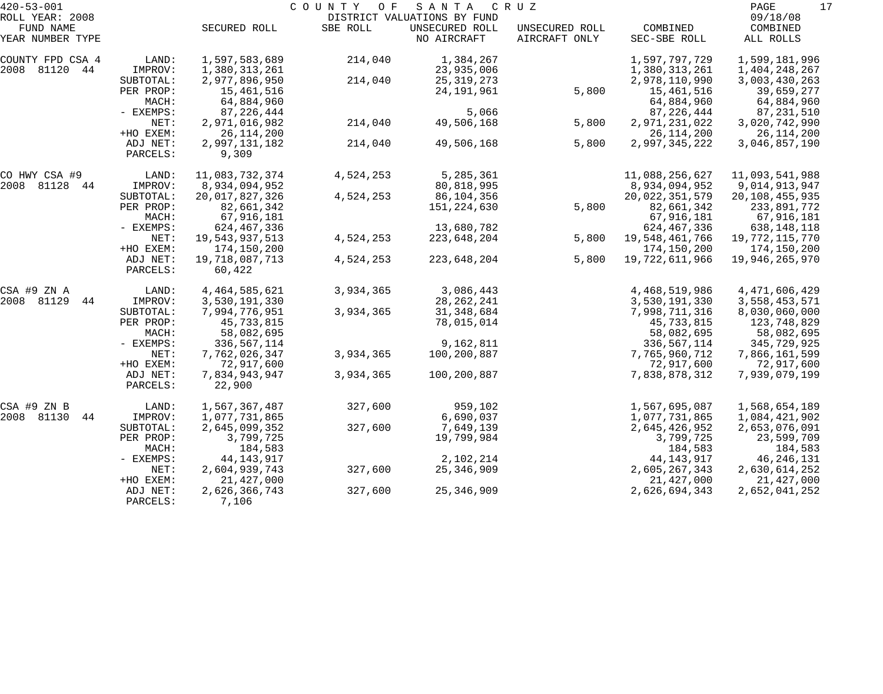420-53-001 COUNTY OF SANTA CRUZ

ROLL YEAR: 2008 DISTRICT VALUATIONS BY FUND 09/18/08

| FUND NAME YEAR NUMBER TYPE | | SECURED ROLL | SBE ROLL | UNSECURED ROLL NO AIRCRAFT | UNSECURED ROLL AIRCRAFT ONLY | COMBINED SEC-SBE ROLL | COMBINED ALL ROLLS |
|---|---|---|---|---|---|---|---|
| COUNTY FPD CSA 4 | LAND: | 1,597,583,689 | 214,040 | 1,384,267 | | 1,597,797,729 | 1,599,181,996 |
| 2008 81120 44 | IMPROV: | 1,380,313,261 | | 23,935,006 | | 1,380,313,261 | 1,404,248,267 |
| | SUBTOTAL: | 2,977,896,950 | 214,040 | 25,319,273 | | 2,978,110,990 | 3,003,430,263 |
| | PER PROP: | 15,461,516 | | 24,191,961 | 5,800 | 15,461,516 | 39,659,277 |
| | MACH: | 64,884,960 | | | | 64,884,960 | 64,884,960 |
| | - EXEMPS: | 87,226,444 | | 5,066 | | 87,226,444 | 87,231,510 |
| | NET: | 2,971,016,982 | 214,040 | 49,506,168 | 5,800 | 2,971,231,022 | 3,020,742,990 |
| | +HO EXEM: | 26,114,200 | | | | 26,114,200 | 26,114,200 |
| | ADJ NET: | 2,997,131,182 | 214,040 | 49,506,168 | 5,800 | 2,997,345,222 | 3,046,857,190 |
| | PARCELS: | 9,309 | | | | | |
| CO HWY CSA #9 | LAND: | 11,083,732,374 | 4,524,253 | 5,285,361 | | 11,088,256,627 | 11,093,541,988 |
| 2008 81128 44 | IMPROV: | 8,934,094,952 | | 80,818,995 | | 8,934,094,952 | 9,014,913,947 |
| | SUBTOTAL: | 20,017,827,326 | 4,524,253 | 86,104,356 | | 20,022,351,579 | 20,108,455,935 |
| | PER PROP: | 82,661,342 | | 151,224,630 | 5,800 | 82,661,342 | 233,891,772 |
| | MACH: | 67,916,181 | | | | 67,916,181 | 67,916,181 |
| | - EXEMPS: | 624,467,336 | | 13,680,782 | | 624,467,336 | 638,148,118 |
| | NET: | 19,543,937,513 | 4,524,253 | 223,648,204 | 5,800 | 19,548,461,766 | 19,772,115,770 |
| | +HO EXEM: | 174,150,200 | | | | 174,150,200 | 174,150,200 |
| | ADJ NET: | 19,718,087,713 | 4,524,253 | 223,648,204 | 5,800 | 19,722,611,966 | 19,946,265,970 |
| | PARCELS: | 60,422 | | | | | |
| CSA #9 ZN A | LAND: | 4,464,585,621 | 3,934,365 | 3,086,443 | | 4,468,519,986 | 4,471,606,429 |
| 2008 81129 44 | IMPROV: | 3,530,191,330 | | 28,262,241 | | 3,530,191,330 | 3,558,453,571 |
| | SUBTOTAL: | 7,994,776,951 | 3,934,365 | 31,348,684 | | 7,998,711,316 | 8,030,060,000 |
| | PER PROP: | 45,733,815 | | 78,015,014 | | 45,733,815 | 123,748,829 |
| | MACH: | 58,082,695 | | | | 58,082,695 | 58,082,695 |
| | - EXEMPS: | 336,567,114 | | 9,162,811 | | 336,567,114 | 345,729,925 |
| | NET: | 7,762,026,347 | 3,934,365 | 100,200,887 | | 7,765,960,712 | 7,866,161,599 |
| | +HO EXEM: | 72,917,600 | | | | 72,917,600 | 72,917,600 |
| | ADJ NET: | 7,834,943,947 | 3,934,365 | 100,200,887 | | 7,838,878,312 | 7,939,079,199 |
| | PARCELS: | 22,900 | | | | | |
| CSA #9 ZN B | LAND: | 1,567,367,487 | 327,600 | 959,102 | | 1,567,695,087 | 1,568,654,189 |
| 2008 81130 44 | IMPROV: | 1,077,731,865 | | 6,690,037 | | 1,077,731,865 | 1,084,421,902 |
| | SUBTOTAL: | 2,645,099,352 | 327,600 | 7,649,139 | | 2,645,426,952 | 2,653,076,091 |
| | PER PROP: | 3,799,725 | | 19,799,984 | | 3,799,725 | 23,599,709 |
| | MACH: | 184,583 | | | | 184,583 | 184,583 |
| | - EXEMPS: | 44,143,917 | | 2,102,214 | | 44,143,917 | 46,246,131 |
| | NET: | 2,604,939,743 | 327,600 | 25,346,909 | | 2,605,267,343 | 2,630,614,252 |
| | +HO EXEM: | 21,427,000 | | | | 21,427,000 | 21,427,000 |
| | ADJ NET: | 2,626,366,743 | 327,600 | 25,346,909 | | 2,626,694,343 | 2,652,041,252 |
| | PARCELS: | 7,106 | | | | | |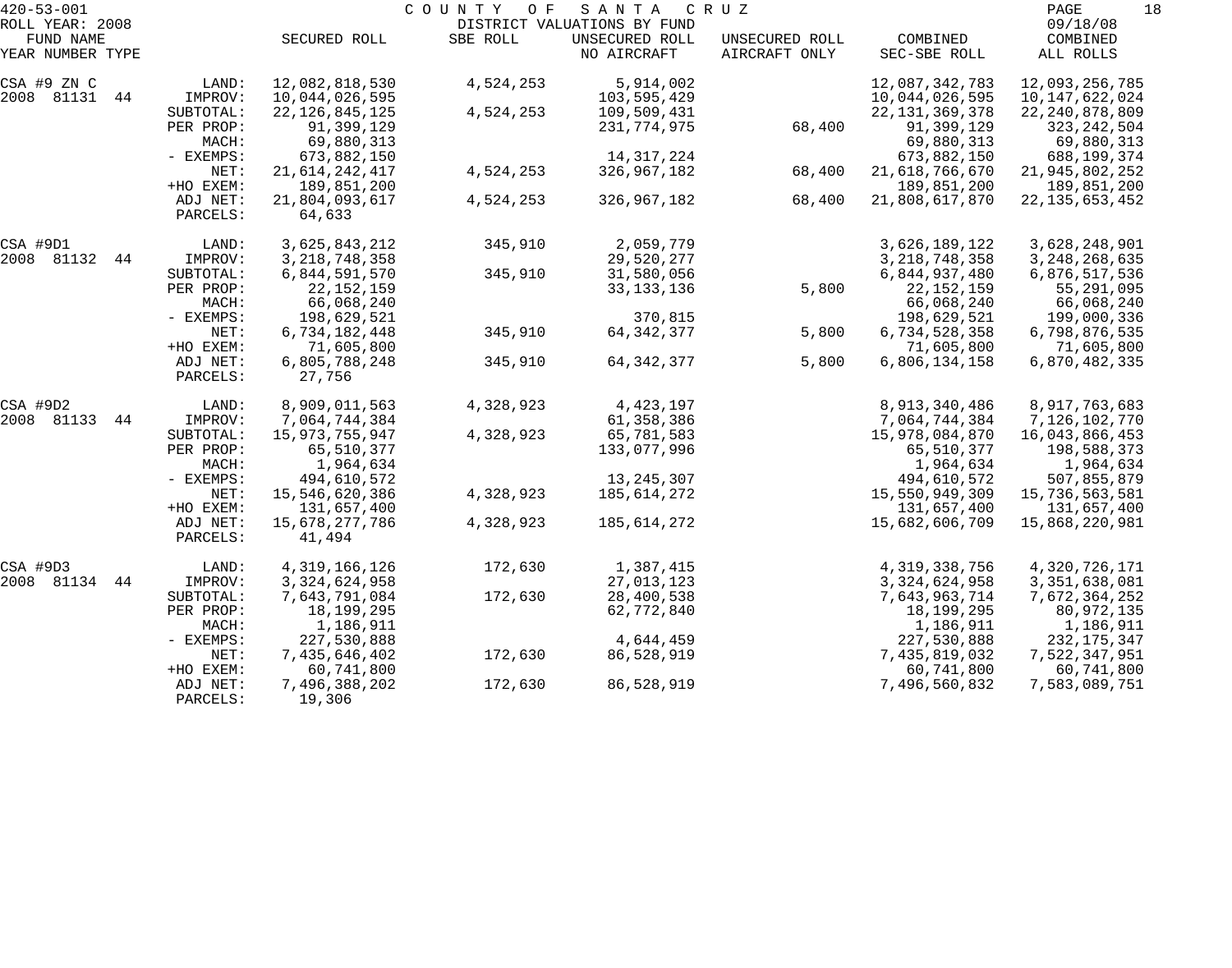420-53-001 COUNTY OF SANTA CRUZ
ROLL YEAR: 2008 DISTRICT VALUATIONS BY FUND 09/18/08

| FUND NAME YEAR NUMBER TYPE | | SECURED ROLL | SBE ROLL | UNSECURED ROLL NO AIRCRAFT | UNSECURED ROLL AIRCRAFT ONLY | COMBINED SEC-SBE ROLL | COMBINED ALL ROLLS |
|---|---|---|---|---|---|---|---|
| CSA #9 ZN C | LAND: | 12,082,818,530 | 4,524,253 | 5,914,002 | | 12,087,342,783 | 12,093,256,785 |
| 2008 81131 44 | IMPROV: | 10,044,026,595 | | 103,595,429 | | 10,044,026,595 | 10,147,622,024 |
| | SUBTOTAL: | 22,126,845,125 | 4,524,253 | 109,509,431 | | 22,131,369,378 | 22,240,878,809 |
| | PER PROP: | 91,399,129 | | 231,774,975 | 68,400 | 91,399,129 | 323,242,504 |
| | MACH: | 69,880,313 | | | | 69,880,313 | 69,880,313 |
| | - EXEMPS: | 673,882,150 | | 14,317,224 | | 673,882,150 | 688,199,374 |
| | NET: | 21,614,242,417 | 4,524,253 | 326,967,182 | 68,400 | 21,618,766,670 | 21,945,802,252 |
| | +HO EXEM: | 189,851,200 | | | | 189,851,200 | 189,851,200 |
| | ADJ NET: | 21,804,093,617 | 4,524,253 | 326,967,182 | 68,400 | 21,808,617,870 | 22,135,653,452 |
| | PARCELS: | 64,633 | | | | | |
| CSA #9D1 | LAND: | 3,625,843,212 | 345,910 | 2,059,779 | | 3,626,189,122 | 3,628,248,901 |
| 2008 81132 44 | IMPROV: | 3,218,748,358 | | 29,520,277 | | 3,218,748,358 | 3,248,268,635 |
| | SUBTOTAL: | 6,844,591,570 | 345,910 | 31,580,056 | | 6,844,937,480 | 6,876,517,536 |
| | PER PROP: | 22,152,159 | | 33,133,136 | 5,800 | 22,152,159 | 55,291,095 |
| | MACH: | 66,068,240 | | | | 66,068,240 | 66,068,240 |
| | - EXEMPS: | 198,629,521 | | 370,815 | | 198,629,521 | 199,000,336 |
| | NET: | 6,734,182,448 | 345,910 | 64,342,377 | 5,800 | 6,734,528,358 | 6,798,876,535 |
| | +HO EXEM: | 71,605,800 | | | | 71,605,800 | 71,605,800 |
| | ADJ NET: | 6,805,788,248 | 345,910 | 64,342,377 | 5,800 | 6,806,134,158 | 6,870,482,335 |
| | PARCELS: | 27,756 | | | | | |
| CSA #9D2 | LAND: | 8,909,011,563 | 4,328,923 | 4,423,197 | | 8,913,340,486 | 8,917,763,683 |
| 2008 81133 44 | IMPROV: | 7,064,744,384 | | 61,358,386 | | 7,064,744,384 | 7,126,102,770 |
| | SUBTOTAL: | 15,973,755,947 | 4,328,923 | 65,781,583 | | 15,978,084,870 | 16,043,866,453 |
| | PER PROP: | 65,510,377 | | 133,077,996 | | 65,510,377 | 198,588,373 |
| | MACH: | 1,964,634 | | | | 1,964,634 | 1,964,634 |
| | - EXEMPS: | 494,610,572 | | 13,245,307 | | 494,610,572 | 507,855,879 |
| | NET: | 15,546,620,386 | 4,328,923 | 185,614,272 | | 15,550,949,309 | 15,736,563,581 |
| | +HO EXEM: | 131,657,400 | | | | 131,657,400 | 131,657,400 |
| | ADJ NET: | 15,678,277,786 | 4,328,923 | 185,614,272 | | 15,682,606,709 | 15,868,220,981 |
| | PARCELS: | 41,494 | | | | | |
| CSA #9D3 | LAND: | 4,319,166,126 | 172,630 | 1,387,415 | | 4,319,338,756 | 4,320,726,171 |
| 2008 81134 44 | IMPROV: | 3,324,624,958 | | 27,013,123 | | 3,324,624,958 | 3,351,638,081 |
| | SUBTOTAL: | 7,643,791,084 | 172,630 | 28,400,538 | | 7,643,963,714 | 7,672,364,252 |
| | PER PROP: | 18,199,295 | | 62,772,840 | | 18,199,295 | 80,972,135 |
| | MACH: | 1,186,911 | | | | 1,186,911 | 1,186,911 |
| | - EXEMPS: | 227,530,888 | | 4,644,459 | | 227,530,888 | 232,175,347 |
| | NET: | 7,435,646,402 | 172,630 | 86,528,919 | | 7,435,819,032 | 7,522,347,951 |
| | +HO EXEM: | 60,741,800 | | | | 60,741,800 | 60,741,800 |
| | ADJ NET: | 7,496,388,202 | 172,630 | 86,528,919 | | 7,496,560,832 | 7,583,089,751 |
| | PARCELS: | 19,306 | | | | | |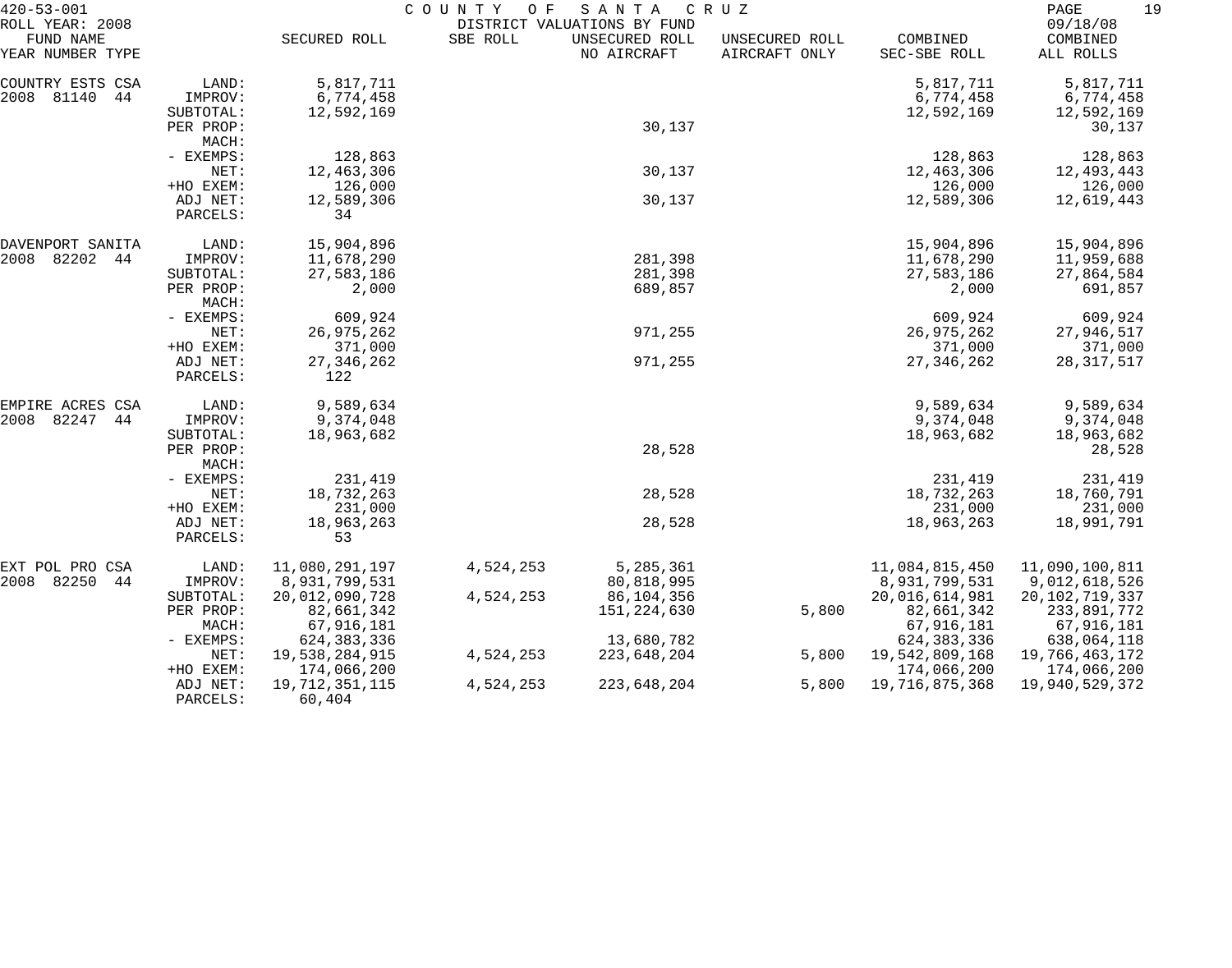420-53-001 COUNTY OF SANTA CRUZ
ROLL YEAR: 2008 DISTRICT VALUATIONS BY FUND 09/18/08

| FUND NAME YEAR NUMBER TYPE | | SECURED ROLL | SBE ROLL | UNSECURED ROLL NO AIRCRAFT | UNSECURED ROLL AIRCRAFT ONLY | COMBINED SEC-SBE ROLL | COMBINED ALL ROLLS |
|---|---|---|---|---|---|---|---|
| COUNTRY ESTS CSA | LAND: | 5,817,711 | | | | 5,817,711 | 5,817,711 |
| 2008 81140 44 | IMPROV: | 6,774,458 | | | | 6,774,458 | 6,774,458 |
| | SUBTOTAL: | 12,592,169 | | | | 12,592,169 | 12,592,169 |
| | PER PROP: | | | 30,137 | | | 30,137 |
| | MACH: | | | | | | |
| | - EXEMPS: | 128,863 | | | | 128,863 | 128,863 |
| | NET: | 12,463,306 | | 30,137 | | 12,463,306 | 12,493,443 |
| | +HO EXEM: | 126,000 | | | | 126,000 | 126,000 |
| | ADJ NET: | 12,589,306 | | 30,137 | | 12,589,306 | 12,619,443 |
| | PARCELS: | 34 | | | | | |
| DAVENPORT SANITA | LAND: | 15,904,896 | | | | 15,904,896 | 15,904,896 |
| 2008 82202 44 | IMPROV: | 11,678,290 | | 281,398 | | 11,678,290 | 11,959,688 |
| | SUBTOTAL: | 27,583,186 | | 281,398 | | 27,583,186 | 27,864,584 |
| | PER PROP: | 2,000 | | 689,857 | | 2,000 | 691,857 |
| | MACH: | | | | | | |
| | - EXEMPS: | 609,924 | | | | 609,924 | 609,924 |
| | NET: | 26,975,262 | | 971,255 | | 26,975,262 | 27,946,517 |
| | +HO EXEM: | 371,000 | | | | 371,000 | 371,000 |
| | ADJ NET: | 27,346,262 | | 971,255 | | 27,346,262 | 28,317,517 |
| | PARCELS: | 122 | | | | | |
| EMPIRE ACRES CSA | LAND: | 9,589,634 | | | | 9,589,634 | 9,589,634 |
| 2008 82247 44 | IMPROV: | 9,374,048 | | | | 9,374,048 | 9,374,048 |
| | SUBTOTAL: | 18,963,682 | | | | 18,963,682 | 18,963,682 |
| | PER PROP: | | | 28,528 | | | 28,528 |
| | MACH: | | | | | | |
| | - EXEMPS: | 231,419 | | | | 231,419 | 231,419 |
| | NET: | 18,732,263 | | 28,528 | | 18,732,263 | 18,760,791 |
| | +HO EXEM: | 231,000 | | | | 231,000 | 231,000 |
| | ADJ NET: | 18,963,263 | | 28,528 | | 18,963,263 | 18,991,791 |
| | PARCELS: | 53 | | | | | |
| EXT POL PRO CSA | LAND: | 11,080,291,197 | 4,524,253 | 5,285,361 | | 11,084,815,450 | 11,090,100,811 |
| 2008 82250 44 | IMPROV: | 8,931,799,531 | | 80,818,995 | | 8,931,799,531 | 9,012,618,526 |
| | SUBTOTAL: | 20,012,090,728 | 4,524,253 | 86,104,356 | | 20,016,614,981 | 20,102,719,337 |
| | PER PROP: | 82,661,342 | | 151,224,630 | 5,800 | 82,661,342 | 233,891,772 |
| | MACH: | 67,916,181 | | | | 67,916,181 | 67,916,181 |
| | - EXEMPS: | 624,383,336 | | 13,680,782 | | 624,383,336 | 638,064,118 |
| | NET: | 19,538,284,915 | 4,524,253 | 223,648,204 | 5,800 | 19,542,809,168 | 19,766,463,172 |
| | +HO EXEM: | 174,066,200 | | | | 174,066,200 | 174,066,200 |
| | ADJ NET: | 19,712,351,115 | 4,524,253 | 223,648,204 | 5,800 | 19,716,875,368 | 19,940,529,372 |
| | PARCELS: | 60,404 | | | | | |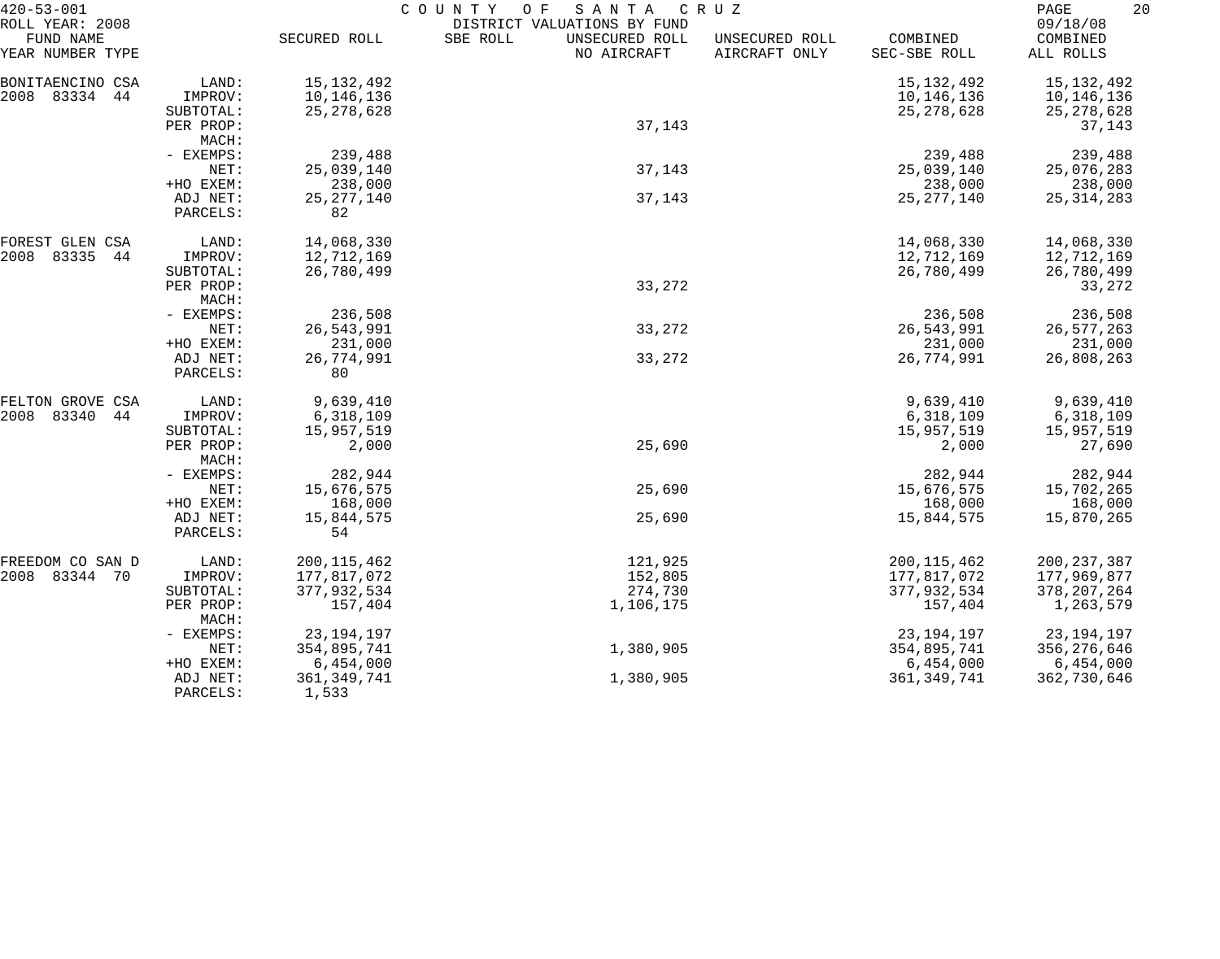420-53-001 COUNTY OF SANTA CRUZ
ROLL YEAR: 2008 DISTRICT VALUATIONS BY FUND 09/18/08

| FUND NAME YEAR NUMBER TYPE | | SECURED ROLL | SBE ROLL | UNSECURED ROLL NO AIRCRAFT | UNSECURED ROLL AIRCRAFT ONLY | COMBINED SEC-SBE ROLL | COMBINED ALL ROLLS |
|---|---|---|---|---|---|---|---|
| BONITAENCINO CSA | LAND: | 15,132,492 | | | | 15,132,492 | 15,132,492 |
| 2008 83334 44 | IMPROV: | 10,146,136 | | | | 10,146,136 | 10,146,136 |
| | SUBTOTAL: | 25,278,628 | | | | 25,278,628 | 25,278,628 |
| | PER PROP: | | | 37,143 | | | 37,143 |
| | MACH: | | | | | | |
| | - EXEMPS: | 239,488 | | | | 239,488 | 239,488 |
| | NET: | 25,039,140 | | 37,143 | | 25,039,140 | 25,076,283 |
| | +HO EXEM: | 238,000 | | | | 238,000 | 238,000 |
| | ADJ NET: | 25,277,140 | | 37,143 | | 25,277,140 | 25,314,283 |
| | PARCELS: | 82 | | | | | |
| FOREST GLEN CSA | LAND: | 14,068,330 | | | | 14,068,330 | 14,068,330 |
| 2008 83335 44 | IMPROV: | 12,712,169 | | | | 12,712,169 | 12,712,169 |
| | SUBTOTAL: | 26,780,499 | | | | 26,780,499 | 26,780,499 |
| | PER PROP: | | | 33,272 | | | 33,272 |
| | MACH: | | | | | | |
| | - EXEMPS: | 236,508 | | | | 236,508 | 236,508 |
| | NET: | 26,543,991 | | 33,272 | | 26,543,991 | 26,577,263 |
| | +HO EXEM: | 231,000 | | | | 231,000 | 231,000 |
| | ADJ NET: | 26,774,991 | | 33,272 | | 26,774,991 | 26,808,263 |
| | PARCELS: | 80 | | | | | |
| FELTON GROVE CSA | LAND: | 9,639,410 | | | | 9,639,410 | 9,639,410 |
| 2008 83340 44 | IMPROV: | 6,318,109 | | | | 6,318,109 | 6,318,109 |
| | SUBTOTAL: | 15,957,519 | | | | 15,957,519 | 15,957,519 |
| | PER PROP: | 2,000 | | 25,690 | | 2,000 | 27,690 |
| | MACH: | | | | | | |
| | - EXEMPS: | 282,944 | | | | 282,944 | 282,944 |
| | NET: | 15,676,575 | | 25,690 | | 15,676,575 | 15,702,265 |
| | +HO EXEM: | 168,000 | | | | 168,000 | 168,000 |
| | ADJ NET: | 15,844,575 | | 25,690 | | 15,844,575 | 15,870,265 |
| | PARCELS: | 54 | | | | | |
| FREEDOM CO SAN D | LAND: | 200,115,462 | | 121,925 | | 200,115,462 | 200,237,387 |
| 2008 83344 70 | IMPROV: | 177,817,072 | | 152,805 | | 177,817,072 | 177,969,877 |
| | SUBTOTAL: | 377,932,534 | | 274,730 | | 377,932,534 | 378,207,264 |
| | PER PROP: | 157,404 | | 1,106,175 | | 157,404 | 1,263,579 |
| | MACH: | | | | | | |
| | - EXEMPS: | 23,194,197 | | | | 23,194,197 | 23,194,197 |
| | NET: | 354,895,741 | | 1,380,905 | | 354,895,741 | 356,276,646 |
| | +HO EXEM: | 6,454,000 | | | | 6,454,000 | 6,454,000 |
| | ADJ NET: | 361,349,741 | | 1,380,905 | | 361,349,741 | 362,730,646 |
| | PARCELS: | 1,533 | | | | | |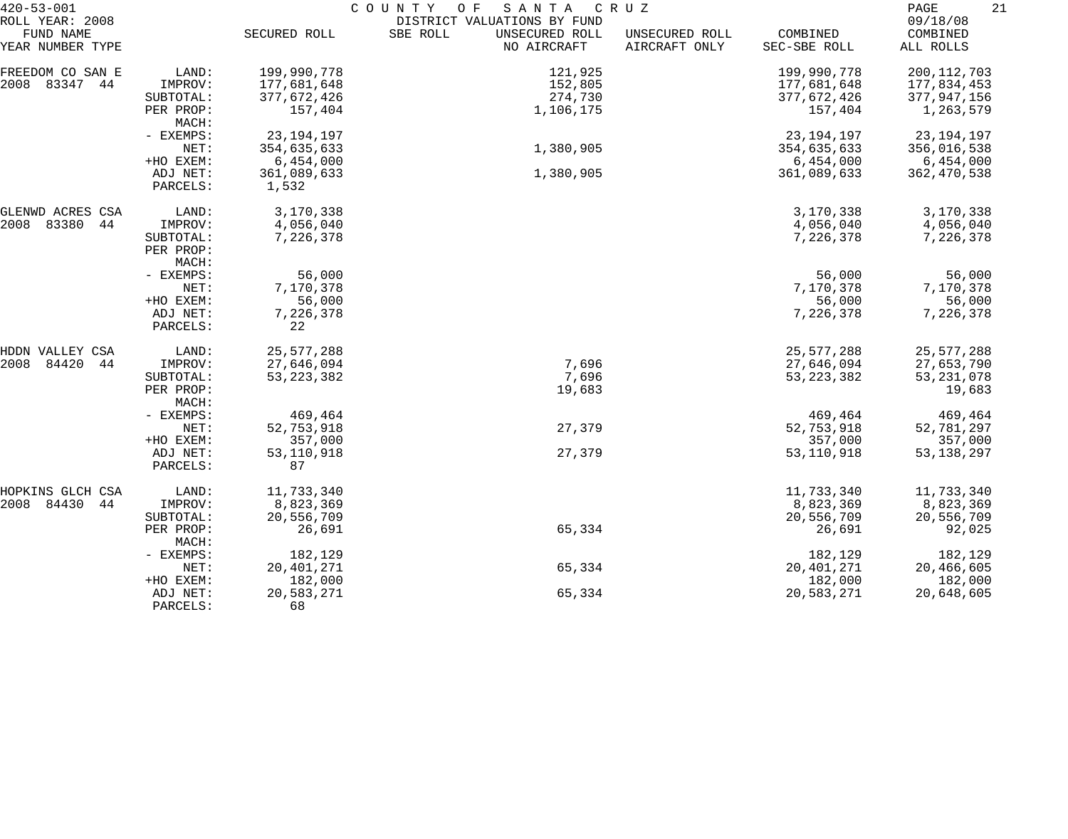420-53-001 COUNTY OF SANTA CRUZ
ROLL YEAR: 2008 DISTRICT VALUATIONS BY FUND 09/18/08

| FUND NAME YEAR NUMBER TYPE | | SECURED ROLL | SBE ROLL | UNSECURED ROLL NO AIRCRAFT | UNSECURED ROLL AIRCRAFT ONLY | COMBINED SEC-SBE ROLL | COMBINED ALL ROLLS |
|---|---|---|---|---|---|---|---|
| FREEDOM CO SAN E | LAND: | 199,990,778 | | 121,925 | | 199,990,778 | 200,112,703 |
| 2008 83347 44 | IMPROV: | 177,681,648 | | 152,805 | | 177,681,648 | 177,834,453 |
| | SUBTOTAL: | 377,672,426 | | 274,730 | | 377,672,426 | 377,947,156 |
| | PER PROP: | 157,404 | | 1,106,175 | | 157,404 | 1,263,579 |
| | MACH: | | | | | | |
| | - EXEMPS: | 23,194,197 | | | | 23,194,197 | 23,194,197 |
| | NET: | 354,635,633 | | 1,380,905 | | 354,635,633 | 356,016,538 |
| | +HO EXEM: | 6,454,000 | | | | 6,454,000 | 6,454,000 |
| | ADJ NET: | 361,089,633 | | 1,380,905 | | 361,089,633 | 362,470,538 |
| | PARCELS: | 1,532 | | | | | |
| GLENWD ACRES CSA | LAND: | 3,170,338 | | | | 3,170,338 | 3,170,338 |
| 2008 83380 44 | IMPROV: | 4,056,040 | | | | 4,056,040 | 4,056,040 |
| | SUBTOTAL: | 7,226,378 | | | | 7,226,378 | 7,226,378 |
| | PER PROP: | | | | | | |
| | MACH: | | | | | | |
| | - EXEMPS: | 56,000 | | | | 56,000 | 56,000 |
| | NET: | 7,170,378 | | | | 7,170,378 | 7,170,378 |
| | +HO EXEM: | 56,000 | | | | 56,000 | 56,000 |
| | ADJ NET: | 7,226,378 | | | | 7,226,378 | 7,226,378 |
| | PARCELS: | 22 | | | | | |
| HDDN VALLEY CSA | LAND: | 25,577,288 | | | | 25,577,288 | 25,577,288 |
| 2008 84420 44 | IMPROV: | 27,646,094 | | 7,696 | | 27,646,094 | 27,653,790 |
| | SUBTOTAL: | 53,223,382 | | 7,696 | | 53,223,382 | 53,231,078 |
| | PER PROP: | | | 19,683 | | | 19,683 |
| | MACH: | | | | | | |
| | - EXEMPS: | 469,464 | | | | 469,464 | 469,464 |
| | NET: | 52,753,918 | | 27,379 | | 52,753,918 | 52,781,297 |
| | +HO EXEM: | 357,000 | | | | 357,000 | 357,000 |
| | ADJ NET: | 53,110,918 | | 27,379 | | 53,110,918 | 53,138,297 |
| | PARCELS: | 87 | | | | | |
| HOPKINS GLCH CSA | LAND: | 11,733,340 | | | | 11,733,340 | 11,733,340 |
| 2008 84430 44 | IMPROV: | 8,823,369 | | | | 8,823,369 | 8,823,369 |
| | SUBTOTAL: | 20,556,709 | | | | 20,556,709 | 20,556,709 |
| | PER PROP: | 26,691 | | 65,334 | | 26,691 | 92,025 |
| | MACH: | | | | | | |
| | - EXEMPS: | 182,129 | | | | 182,129 | 182,129 |
| | NET: | 20,401,271 | | 65,334 | | 20,401,271 | 20,466,605 |
| | +HO EXEM: | 182,000 | | | | 182,000 | 182,000 |
| | ADJ NET: | 20,583,271 | | 65,334 | | 20,583,271 | 20,648,605 |
| | PARCELS: | 68 | | | | | |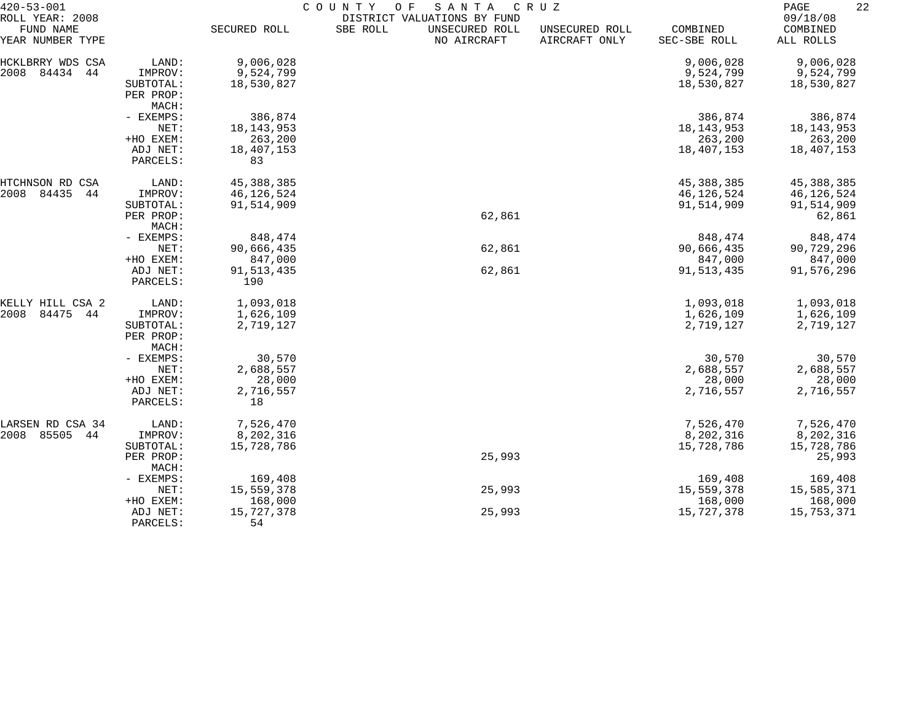420-53-001 COUNTY OF SANTA CRUZ
ROLL YEAR: 2008 DISTRICT VALUATIONS BY FUND 09/18/08

| FUND NAME YEAR NUMBER TYPE | | SECURED ROLL | SBE ROLL | UNSECURED ROLL NO AIRCRAFT | UNSECURED ROLL AIRCRAFT ONLY | COMBINED SEC-SBE ROLL | COMBINED ALL ROLLS |
|---|---|---|---|---|---|---|---|
| HCKLBRRY WDS CSA | LAND: | 9,006,028 | | | | 9,006,028 | 9,006,028 |
| 2008 84434 44 | IMPROV: | 9,524,799 | | | | 9,524,799 | 9,524,799 |
| | SUBTOTAL: | 18,530,827 | | | | 18,530,827 | 18,530,827 |
| | PER PROP: | | | | | | |
| | MACH: | | | | | | |
| | - EXEMPS: | 386,874 | | | | 386,874 | 386,874 |
| | NET: | 18,143,953 | | | | 18,143,953 | 18,143,953 |
| | +HO EXEM: | 263,200 | | | | 263,200 | 263,200 |
| | ADJ NET: | 18,407,153 | | | | 18,407,153 | 18,407,153 |
| | PARCELS: | 83 | | | | | |
| HTCHNSON RD CSA | LAND: | 45,388,385 | | | | 45,388,385 | 45,388,385 |
| 2008 84435 44 | IMPROV: | 46,126,524 | | | | 46,126,524 | 46,126,524 |
| | SUBTOTAL: | 91,514,909 | | | | 91,514,909 | 91,514,909 |
| | PER PROP: | | | 62,861 | | | 62,861 |
| | MACH: | | | | | | |
| | - EXEMPS: | 848,474 | | | | 848,474 | 848,474 |
| | NET: | 90,666,435 | | 62,861 | | 90,666,435 | 90,729,296 |
| | +HO EXEM: | 847,000 | | | | 847,000 | 847,000 |
| | ADJ NET: | 91,513,435 | | 62,861 | | 91,513,435 | 91,576,296 |
| | PARCELS: | 190 | | | | | |
| KELLY HILL CSA 2 | LAND: | 1,093,018 | | | | 1,093,018 | 1,093,018 |
| 2008 84475 44 | IMPROV: | 1,626,109 | | | | 1,626,109 | 1,626,109 |
| | SUBTOTAL: | 2,719,127 | | | | 2,719,127 | 2,719,127 |
| | PER PROP: | | | | | | |
| | MACH: | | | | | | |
| | - EXEMPS: | 30,570 | | | | 30,570 | 30,570 |
| | NET: | 2,688,557 | | | | 2,688,557 | 2,688,557 |
| | +HO EXEM: | 28,000 | | | | 28,000 | 28,000 |
| | ADJ NET: | 2,716,557 | | | | 2,716,557 | 2,716,557 |
| | PARCELS: | 18 | | | | | |
| LARSEN RD CSA 34 | LAND: | 7,526,470 | | | | 7,526,470 | 7,526,470 |
| 2008 85505 44 | IMPROV: | 8,202,316 | | | | 8,202,316 | 8,202,316 |
| | SUBTOTAL: | 15,728,786 | | | | 15,728,786 | 15,728,786 |
| | PER PROP: | | | 25,993 | | | 25,993 |
| | MACH: | | | | | | |
| | - EXEMPS: | 169,408 | | | | 169,408 | 169,408 |
| | NET: | 15,559,378 | | 25,993 | | 15,559,378 | 15,585,371 |
| | +HO EXEM: | 168,000 | | | | 168,000 | 168,000 |
| | ADJ NET: | 15,727,378 | | 25,993 | | 15,727,378 | 15,753,371 |
| | PARCELS: | 54 | | | | | |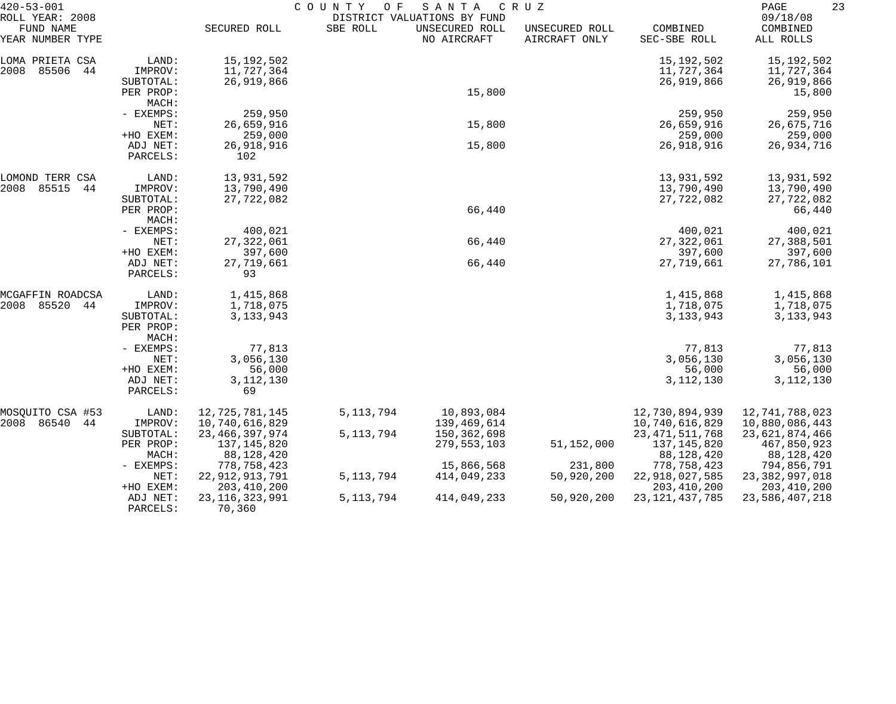420-53-001 COUNTY OF SANTA CRUZ
ROLL YEAR: 2008 DISTRICT VALUATIONS BY FUND 09/18/08

| FUND NAME YEAR NUMBER TYPE | | SECURED ROLL | SBE ROLL | UNSECURED ROLL NO AIRCRAFT | UNSECURED ROLL AIRCRAFT ONLY | COMBINED SEC-SBE ROLL | COMBINED ALL ROLLS |
|---|---|---|---|---|---|---|---|
| LOMA PRIETA CSA | LAND: | 15,192,502 | | | | 15,192,502 | 15,192,502 |
| 2008 85506 44 | IMPROV: | 11,727,364 | | | | 11,727,364 | 11,727,364 |
| | SUBTOTAL: | 26,919,866 | | | | 26,919,866 | 26,919,866 |
| | PER PROP: | | | 15,800 | | | 15,800 |
| | MACH: | | | | | | |
| | - EXEMPS: | 259,950 | | | | 259,950 | 259,950 |
| | NET: | 26,659,916 | | 15,800 | | 26,659,916 | 26,675,716 |
| | +HO EXEM: | 259,000 | | | | 259,000 | 259,000 |
| | ADJ NET: | 26,918,916 | | 15,800 | | 26,918,916 | 26,934,716 |
| | PARCELS: | 102 | | | | | |
| LOMOND TERR CSA | LAND: | 13,931,592 | | | | 13,931,592 | 13,931,592 |
| 2008 85515 44 | IMPROV: | 13,790,490 | | | | 13,790,490 | 13,790,490 |
| | SUBTOTAL: | 27,722,082 | | | | 27,722,082 | 27,722,082 |
| | PER PROP: | | | 66,440 | | | 66,440 |
| | MACH: | | | | | | |
| | - EXEMPS: | 400,021 | | | | 400,021 | 400,021 |
| | NET: | 27,322,061 | | 66,440 | | 27,322,061 | 27,388,501 |
| | +HO EXEM: | 397,600 | | | | 397,600 | 397,600 |
| | ADJ NET: | 27,719,661 | | 66,440 | | 27,719,661 | 27,786,101 |
| | PARCELS: | 93 | | | | | |
| MCGAFFIN ROADCSA | LAND: | 1,415,868 | | | | 1,415,868 | 1,415,868 |
| 2008 85520 44 | IMPROV: | 1,718,075 | | | | 1,718,075 | 1,718,075 |
| | SUBTOTAL: | 3,133,943 | | | | 3,133,943 | 3,133,943 |
| | PER PROP: | | | | | | |
| | MACH: | | | | | | |
| | - EXEMPS: | 77,813 | | | | 77,813 | 77,813 |
| | NET: | 3,056,130 | | | | 3,056,130 | 3,056,130 |
| | +HO EXEM: | 56,000 | | | | 56,000 | 56,000 |
| | ADJ NET: | 3,112,130 | | | | 3,112,130 | 3,112,130 |
| | PARCELS: | 69 | | | | | |
| MOSQUITO CSA #53 | LAND: | 12,725,781,145 | 5,113,794 | 10,893,084 | | 12,730,894,939 | 12,741,788,023 |
| 2008 86540 44 | IMPROV: | 10,740,616,829 | | 139,469,614 | | 10,740,616,829 | 10,880,086,443 |
| | SUBTOTAL: | 23,466,397,974 | 5,113,794 | 150,362,698 | | 23,471,511,768 | 23,621,874,466 |
| | PER PROP: | 137,145,820 | | 279,553,103 | 51,152,000 | 137,145,820 | 467,850,923 |
| | MACH: | 88,128,420 | | | | 88,128,420 | 88,128,420 |
| | - EXEMPS: | 778,758,423 | | 15,866,568 | 231,800 | 778,758,423 | 794,856,791 |
| | NET: | 22,912,913,791 | 5,113,794 | 414,049,233 | 50,920,200 | 22,918,027,585 | 23,382,997,018 |
| | +HO EXEM: | 203,410,200 | | | | 203,410,200 | 203,410,200 |
| | ADJ NET: | 23,116,323,991 | 5,113,794 | 414,049,233 | 50,920,200 | 23,121,437,785 | 23,586,407,218 |
| | PARCELS: | 70,360 | | | | | |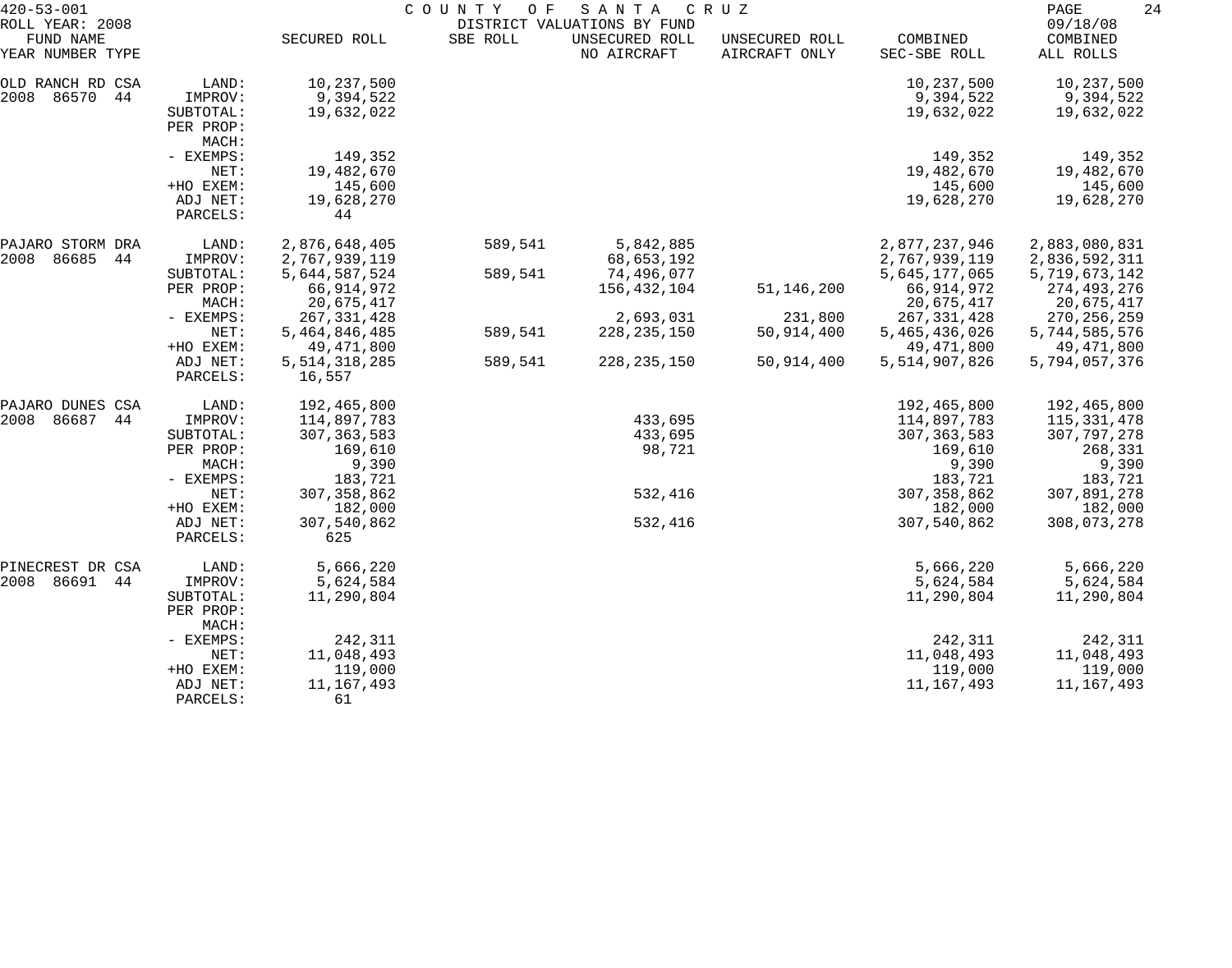420-53-001 — COUNTY OF SANTA CRUZ — DISTRICT VALUATIONS BY FUND

ROLL YEAR: 2008 — 09/18/08

| FUND NAME YEAR NUMBER TYPE | | SECURED ROLL | SBE ROLL | UNSECURED ROLL NO AIRCRAFT | UNSECURED ROLL AIRCRAFT ONLY | COMBINED SEC-SBE ROLL | COMBINED ALL ROLLS |
|---|---|---|---|---|---|---|---|
| OLD RANCH RD CSA | LAND: | 10,237,500 | | | | 10,237,500 | 10,237,500 |
| 2008 86570 44 | IMPROV: | 9,394,522 | | | | 9,394,522 | 9,394,522 |
| | SUBTOTAL: | 19,632,022 | | | | 19,632,022 | 19,632,022 |
| | PER PROP: | | | | | | |
| | MACH: | | | | | | |
| | - EXEMPS: | 149,352 | | | | 149,352 | 149,352 |
| | NET: | 19,482,670 | | | | 19,482,670 | 19,482,670 |
| | +HO EXEM: | 145,600 | | | | 145,600 | 145,600 |
| | ADJ NET: | 19,628,270 | | | | 19,628,270 | 19,628,270 |
| | PARCELS: | 44 | | | | | |
| PAJARO STORM DRA | LAND: | 2,876,648,405 | 589,541 | 5,842,885 | | 2,877,237,946 | 2,883,080,831 |
| 2008 86685 44 | IMPROV: | 2,767,939,119 | | 68,653,192 | | 2,767,939,119 | 2,836,592,311 |
| | SUBTOTAL: | 5,644,587,524 | 589,541 | 74,496,077 | | 5,645,177,065 | 5,719,673,142 |
| | PER PROP: | 66,914,972 | | 156,432,104 | 51,146,200 | 66,914,972 | 274,493,276 |
| | MACH: | 20,675,417 | | | | 20,675,417 | 20,675,417 |
| | - EXEMPS: | 267,331,428 | | 2,693,031 | 231,800 | 267,331,428 | 270,256,259 |
| | NET: | 5,464,846,485 | 589,541 | 228,235,150 | 50,914,400 | 5,465,436,026 | 5,744,585,576 |
| | +HO EXEM: | 49,471,800 | | | | 49,471,800 | 49,471,800 |
| | ADJ NET: | 5,514,318,285 | 589,541 | 228,235,150 | 50,914,400 | 5,514,907,826 | 5,794,057,376 |
| | PARCELS: | 16,557 | | | | | |
| PAJARO DUNES CSA | LAND: | 192,465,800 | | | | 192,465,800 | 192,465,800 |
| 2008 86687 44 | IMPROV: | 114,897,783 | | 433,695 | | 114,897,783 | 115,331,478 |
| | SUBTOTAL: | 307,363,583 | | 433,695 | | 307,363,583 | 307,797,278 |
| | PER PROP: | 169,610 | | 98,721 | | 169,610 | 268,331 |
| | MACH: | 9,390 | | | | 9,390 | 9,390 |
| | - EXEMPS: | 183,721 | | | | 183,721 | 183,721 |
| | NET: | 307,358,862 | | 532,416 | | 307,358,862 | 307,891,278 |
| | +HO EXEM: | 182,000 | | | | 182,000 | 182,000 |
| | ADJ NET: | 307,540,862 | | 532,416 | | 307,540,862 | 308,073,278 |
| | PARCELS: | 625 | | | | | |
| PINECREST DR CSA | LAND: | 5,666,220 | | | | 5,666,220 | 5,666,220 |
| 2008 86691 44 | IMPROV: | 5,624,584 | | | | 5,624,584 | 5,624,584 |
| | SUBTOTAL: | 11,290,804 | | | | 11,290,804 | 11,290,804 |
| | PER PROP: | | | | | | |
| | MACH: | | | | | | |
| | - EXEMPS: | 242,311 | | | | 242,311 | 242,311 |
| | NET: | 11,048,493 | | | | 11,048,493 | 11,048,493 |
| | +HO EXEM: | 119,000 | | | | 119,000 | 119,000 |
| | ADJ NET: | 11,167,493 | | | | 11,167,493 | 11,167,493 |
| | PARCELS: | 61 | | | | | |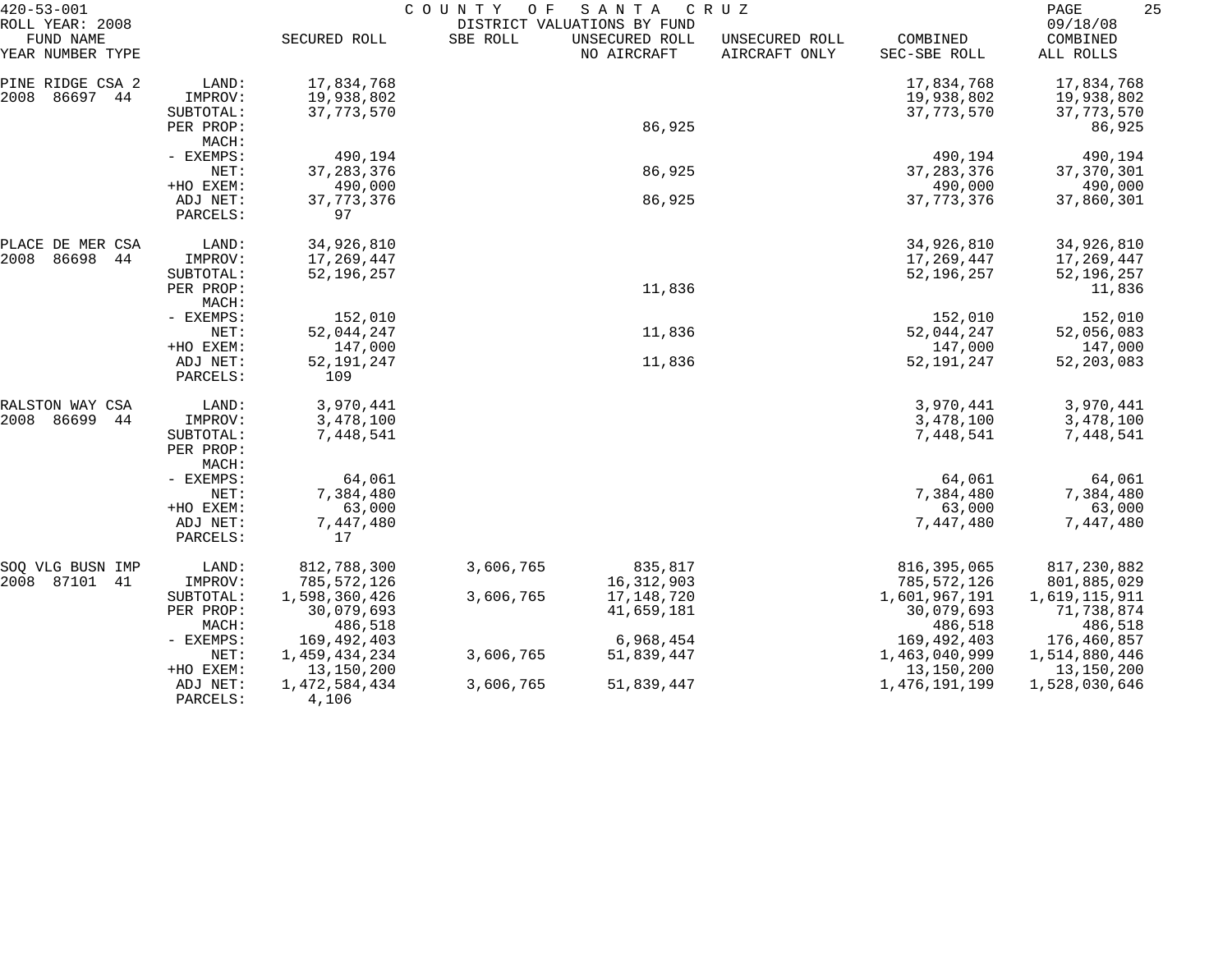420-53-001 COUNTY OF SANTA CRUZ
ROLL YEAR: 2008 DISTRICT VALUATIONS BY FUND 09/18/08

| FUND NAME YEAR NUMBER TYPE | | SECURED ROLL | SBE ROLL | UNSECURED ROLL NO AIRCRAFT | UNSECURED ROLL AIRCRAFT ONLY | COMBINED SEC-SBE ROLL | COMBINED ALL ROLLS |
|---|---|---|---|---|---|---|---|
| PINE RIDGE CSA 2 | LAND: | 17,834,768 | | | | 17,834,768 | 17,834,768 |
| 2008 86697 44 | IMPROV: | 19,938,802 | | | | 19,938,802 | 19,938,802 |
| | SUBTOTAL: | 37,773,570 | | | | 37,773,570 | 37,773,570 |
| | PER PROP: | | | 86,925 | | | 86,925 |
| | MACH: | | | | | | |
| | - EXEMPS: | 490,194 | | | | 490,194 | 490,194 |
| | NET: | 37,283,376 | | 86,925 | | 37,283,376 | 37,370,301 |
| | +HO EXEM: | 490,000 | | | | 490,000 | 490,000 |
| | ADJ NET: | 37,773,376 | | 86,925 | | 37,773,376 | 37,860,301 |
| | PARCELS: | 97 | | | | | |
| PLACE DE MER CSA | LAND: | 34,926,810 | | | | 34,926,810 | 34,926,810 |
| 2008 86698 44 | IMPROV: | 17,269,447 | | | | 17,269,447 | 17,269,447 |
| | SUBTOTAL: | 52,196,257 | | | | 52,196,257 | 52,196,257 |
| | PER PROP: | | | 11,836 | | | 11,836 |
| | MACH: | | | | | | |
| | - EXEMPS: | 152,010 | | | | 152,010 | 152,010 |
| | NET: | 52,044,247 | | 11,836 | | 52,044,247 | 52,056,083 |
| | +HO EXEM: | 147,000 | | | | 147,000 | 147,000 |
| | ADJ NET: | 52,191,247 | | 11,836 | | 52,191,247 | 52,203,083 |
| | PARCELS: | 109 | | | | | |
| RALSTON WAY CSA | LAND: | 3,970,441 | | | | 3,970,441 | 3,970,441 |
| 2008 86699 44 | IMPROV: | 3,478,100 | | | | 3,478,100 | 3,478,100 |
| | SUBTOTAL: | 7,448,541 | | | | 7,448,541 | 7,448,541 |
| | PER PROP: | | | | | | |
| | MACH: | | | | | | |
| | - EXEMPS: | 64,061 | | | | 64,061 | 64,061 |
| | NET: | 7,384,480 | | | | 7,384,480 | 7,384,480 |
| | +HO EXEM: | 63,000 | | | | 63,000 | 63,000 |
| | ADJ NET: | 7,447,480 | | | | 7,447,480 | 7,447,480 |
| | PARCELS: | 17 | | | | | |
| SOQ VLG BUSN IMP | LAND: | 812,788,300 | 3,606,765 | 835,817 | | 816,395,065 | 817,230,882 |
| 2008 87101 41 | IMPROV: | 785,572,126 | | 16,312,903 | | 785,572,126 | 801,885,029 |
| | SUBTOTAL: | 1,598,360,426 | 3,606,765 | 17,148,720 | | 1,601,967,191 | 1,619,115,911 |
| | PER PROP: | 30,079,693 | | 41,659,181 | | 30,079,693 | 71,738,874 |
| | MACH: | 486,518 | | | | 486,518 | 486,518 |
| | - EXEMPS: | 169,492,403 | | 6,968,454 | | 169,492,403 | 176,460,857 |
| | NET: | 1,459,434,234 | 3,606,765 | 51,839,447 | | 1,463,040,999 | 1,514,880,446 |
| | +HO EXEM: | 13,150,200 | | | | 13,150,200 | 13,150,200 |
| | ADJ NET: | 1,472,584,434 | 3,606,765 | 51,839,447 | | 1,476,191,199 | 1,528,030,646 |
| | PARCELS: | 4,106 | | | | | |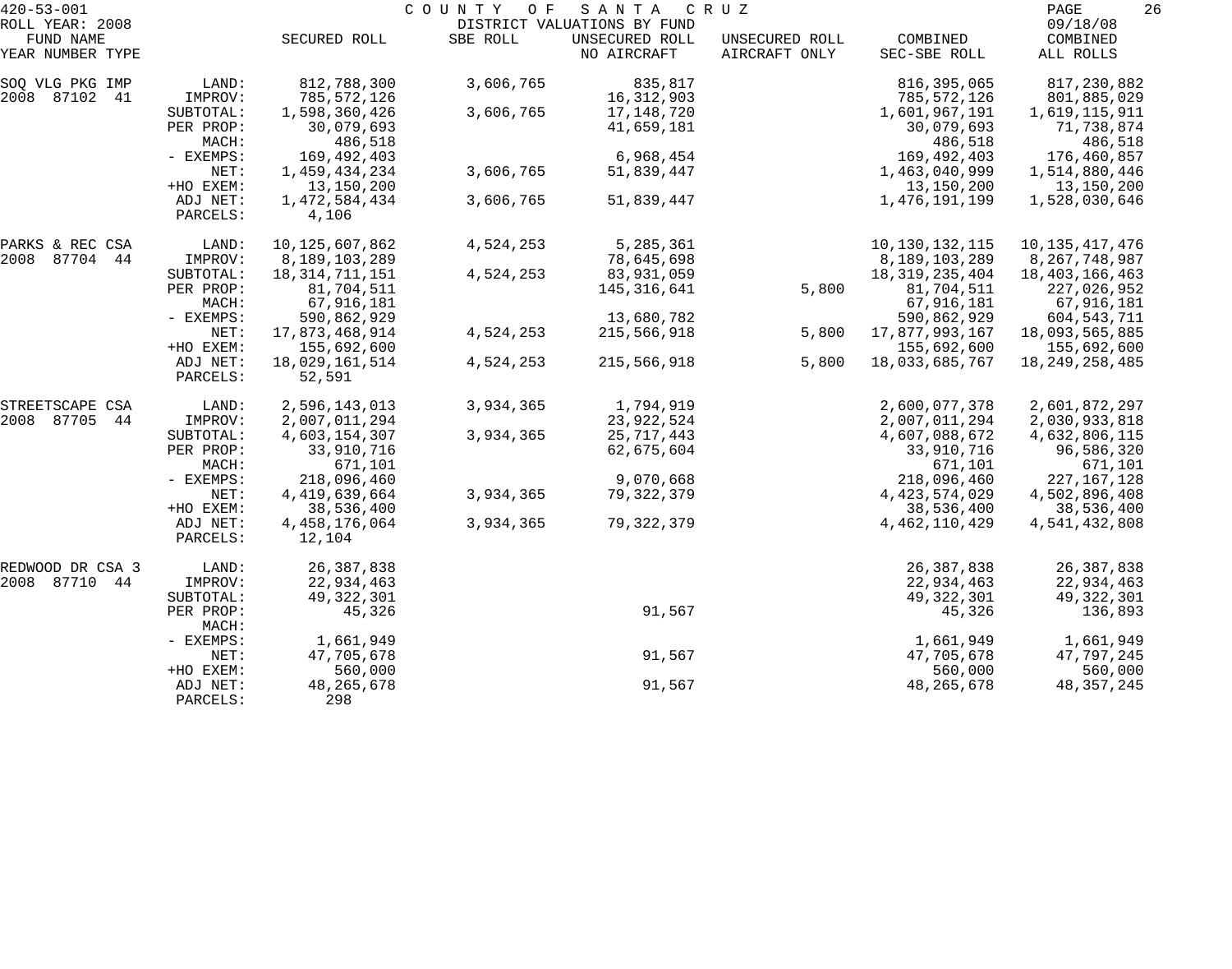420-53-001 COUNTY OF SANTA CRUZ
ROLL YEAR: 2008 DISTRICT VALUATIONS BY FUND 09/18/08

| FUND NAME YEAR NUMBER TYPE | | SECURED ROLL | SBE ROLL | UNSECURED ROLL NO AIRCRAFT | UNSECURED ROLL AIRCRAFT ONLY | COMBINED SEC-SBE ROLL | COMBINED ALL ROLLS |
|---|---|---|---|---|---|---|---|
| SOQ VLG PKG IMP | LAND: | 812,788,300 | 3,606,765 | 835,817 | | 816,395,065 | 817,230,882 |
| 2008 87102 41 | IMPROV: | 785,572,126 | | 16,312,903 | | 785,572,126 | 801,885,029 |
| | SUBTOTAL: | 1,598,360,426 | 3,606,765 | 17,148,720 | | 1,601,967,191 | 1,619,115,911 |
| | PER PROP: | 30,079,693 | | 41,659,181 | | 30,079,693 | 71,738,874 |
| | MACH: | 486,518 | | | | 486,518 | 486,518 |
| | - EXEMPS: | 169,492,403 | | 6,968,454 | | 169,492,403 | 176,460,857 |
| | NET: | 1,459,434,234 | 3,606,765 | 51,839,447 | | 1,463,040,999 | 1,514,880,446 |
| | +HO EXEM: | 13,150,200 | | | | 13,150,200 | 13,150,200 |
| | ADJ NET: | 1,472,584,434 | 3,606,765 | 51,839,447 | | 1,476,191,199 | 1,528,030,646 |
| | PARCELS: | 4,106 | | | | | |
| PARKS & REC CSA | LAND: | 10,125,607,862 | 4,524,253 | 5,285,361 | | 10,130,132,115 | 10,135,417,476 |
| 2008 87704 44 | IMPROV: | 8,189,103,289 | | 78,645,698 | | 8,189,103,289 | 8,267,748,987 |
| | SUBTOTAL: | 18,314,711,151 | 4,524,253 | 83,931,059 | | 18,319,235,404 | 18,403,166,463 |
| | PER PROP: | 81,704,511 | | 145,316,641 | 5,800 | 81,704,511 | 227,026,952 |
| | MACH: | 67,916,181 | | | | 67,916,181 | 67,916,181 |
| | - EXEMPS: | 590,862,929 | | 13,680,782 | | 590,862,929 | 604,543,711 |
| | NET: | 17,873,468,914 | 4,524,253 | 215,566,918 | 5,800 | 17,877,993,167 | 18,093,565,885 |
| | +HO EXEM: | 155,692,600 | | | | 155,692,600 | 155,692,600 |
| | ADJ NET: | 18,029,161,514 | 4,524,253 | 215,566,918 | 5,800 | 18,033,685,767 | 18,249,258,485 |
| | PARCELS: | 52,591 | | | | | |
| STREETSCAPE CSA | LAND: | 2,596,143,013 | 3,934,365 | 1,794,919 | | 2,600,077,378 | 2,601,872,297 |
| 2008 87705 44 | IMPROV: | 2,007,011,294 | | 23,922,524 | | 2,007,011,294 | 2,030,933,818 |
| | SUBTOTAL: | 4,603,154,307 | 3,934,365 | 25,717,443 | | 4,607,088,672 | 4,632,806,115 |
| | PER PROP: | 33,910,716 | | 62,675,604 | | 33,910,716 | 96,586,320 |
| | MACH: | 671,101 | | | | 671,101 | 671,101 |
| | - EXEMPS: | 218,096,460 | | 9,070,668 | | 218,096,460 | 227,167,128 |
| | NET: | 4,419,639,664 | 3,934,365 | 79,322,379 | | 4,423,574,029 | 4,502,896,408 |
| | +HO EXEM: | 38,536,400 | | | | 38,536,400 | 38,536,400 |
| | ADJ NET: | 4,458,176,064 | 3,934,365 | 79,322,379 | | 4,462,110,429 | 4,541,432,808 |
| | PARCELS: | 12,104 | | | | | |
| REDWOOD DR CSA 3 | LAND: | 26,387,838 | | | | 26,387,838 | 26,387,838 |
| 2008 87710 44 | IMPROV: | 22,934,463 | | | | 22,934,463 | 22,934,463 |
| | SUBTOTAL: | 49,322,301 | | | | 49,322,301 | 49,322,301 |
| | PER PROP: | 45,326 | | 91,567 | | 45,326 | 136,893 |
| | MACH: | | | | | | |
| | - EXEMPS: | 1,661,949 | | | | 1,661,949 | 1,661,949 |
| | NET: | 47,705,678 | | 91,567 | | 47,705,678 | 47,797,245 |
| | +HO EXEM: | 560,000 | | | | 560,000 | 560,000 |
| | ADJ NET: | 48,265,678 | | 91,567 | | 48,265,678 | 48,357,245 |
| | PARCELS: | 298 | | | | | |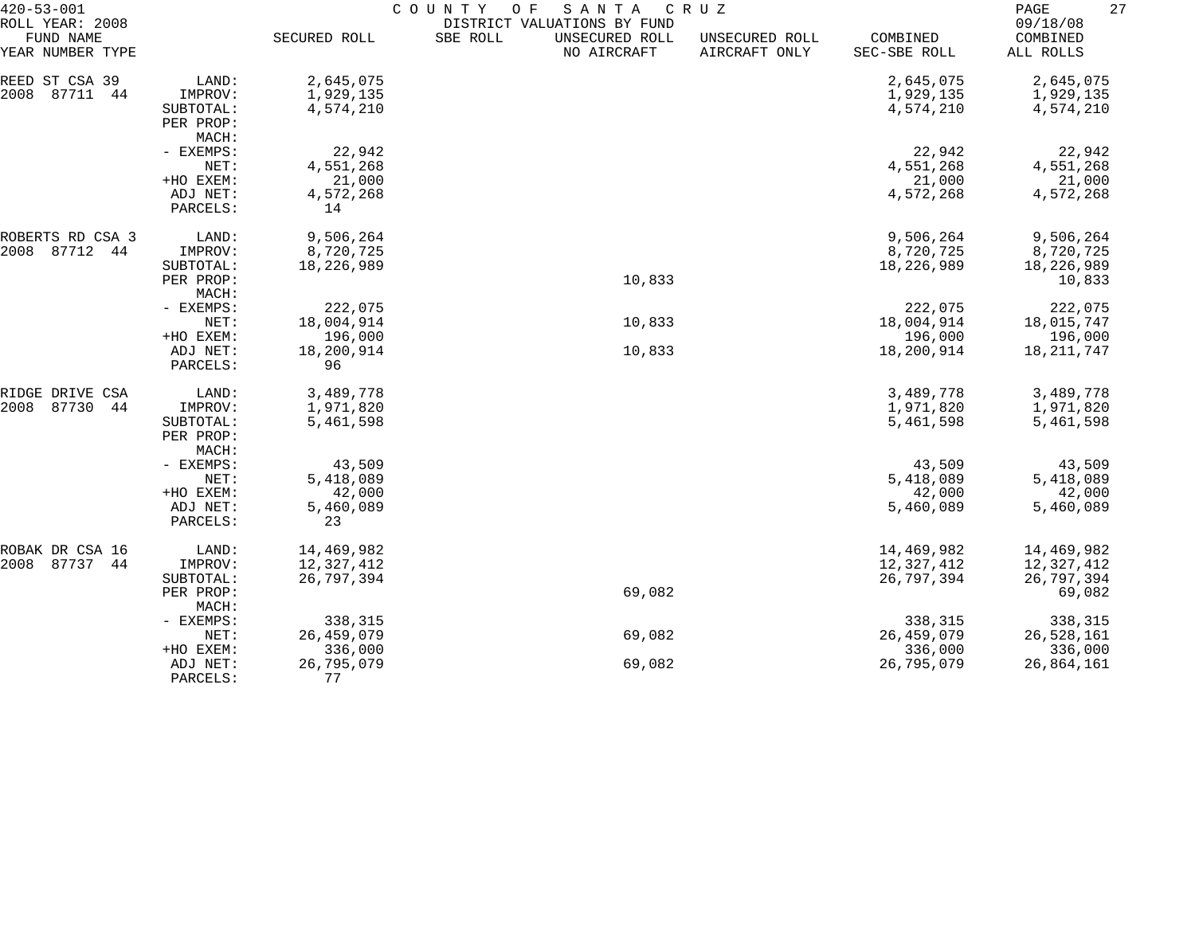420-53-001 — COUNTY OF SANTA CRUZ — DISTRICT VALUATIONS BY FUND — ROLL YEAR: 2008 — 09/18/08

| FUND NAME YEAR NUMBER TYPE | | SECURED ROLL | SBE ROLL | UNSECURED ROLL NO AIRCRAFT | UNSECURED ROLL AIRCRAFT ONLY | COMBINED SEC-SBE ROLL | COMBINED ALL ROLLS |
|---|---|---|---|---|---|---|---|
| REED ST CSA 39 | LAND: | 2,645,075 | | | | 2,645,075 | 2,645,075 |
| 2008 87711 44 | IMPROV: | 1,929,135 | | | | 1,929,135 | 1,929,135 |
| | SUBTOTAL: | 4,574,210 | | | | 4,574,210 | 4,574,210 |
| | PER PROP: | | | | | | |
| | MACH: | | | | | | |
| | - EXEMPS: | 22,942 | | | | 22,942 | 22,942 |
| | NET: | 4,551,268 | | | | 4,551,268 | 4,551,268 |
| | +HO EXEM: | 21,000 | | | | 21,000 | 21,000 |
| | ADJ NET: | 4,572,268 | | | | 4,572,268 | 4,572,268 |
| | PARCELS: | 14 | | | | | |
| ROBERTS RD CSA 3 | LAND: | 9,506,264 | | | | 9,506,264 | 9,506,264 |
| 2008 87712 44 | IMPROV: | 8,720,725 | | | | 8,720,725 | 8,720,725 |
| | SUBTOTAL: | 18,226,989 | | | | 18,226,989 | 18,226,989 |
| | PER PROP: | | | 10,833 | | | 10,833 |
| | MACH: | | | | | | |
| | - EXEMPS: | 222,075 | | | | 222,075 | 222,075 |
| | NET: | 18,004,914 | | 10,833 | | 18,004,914 | 18,015,747 |
| | +HO EXEM: | 196,000 | | | | 196,000 | 196,000 |
| | ADJ NET: | 18,200,914 | | 10,833 | | 18,200,914 | 18,211,747 |
| | PARCELS: | 96 | | | | | |
| RIDGE DRIVE CSA | LAND: | 3,489,778 | | | | 3,489,778 | 3,489,778 |
| 2008 87730 44 | IMPROV: | 1,971,820 | | | | 1,971,820 | 1,971,820 |
| | SUBTOTAL: | 5,461,598 | | | | 5,461,598 | 5,461,598 |
| | PER PROP: | | | | | | |
| | MACH: | | | | | | |
| | - EXEMPS: | 43,509 | | | | 43,509 | 43,509 |
| | NET: | 5,418,089 | | | | 5,418,089 | 5,418,089 |
| | +HO EXEM: | 42,000 | | | | 42,000 | 42,000 |
| | ADJ NET: | 5,460,089 | | | | 5,460,089 | 5,460,089 |
| | PARCELS: | 23 | | | | | |
| ROBAK DR CSA 16 | LAND: | 14,469,982 | | | | 14,469,982 | 14,469,982 |
| 2008 87737 44 | IMPROV: | 12,327,412 | | | | 12,327,412 | 12,327,412 |
| | SUBTOTAL: | 26,797,394 | | | | 26,797,394 | 26,797,394 |
| | PER PROP: | | | 69,082 | | | 69,082 |
| | MACH: | | | | | | |
| | - EXEMPS: | 338,315 | | | | 338,315 | 338,315 |
| | NET: | 26,459,079 | | 69,082 | | 26,459,079 | 26,528,161 |
| | +HO EXEM: | 336,000 | | | | 336,000 | 336,000 |
| | ADJ NET: | 26,795,079 | | 69,082 | | 26,795,079 | 26,864,161 |
| | PARCELS: | 77 | | | | | |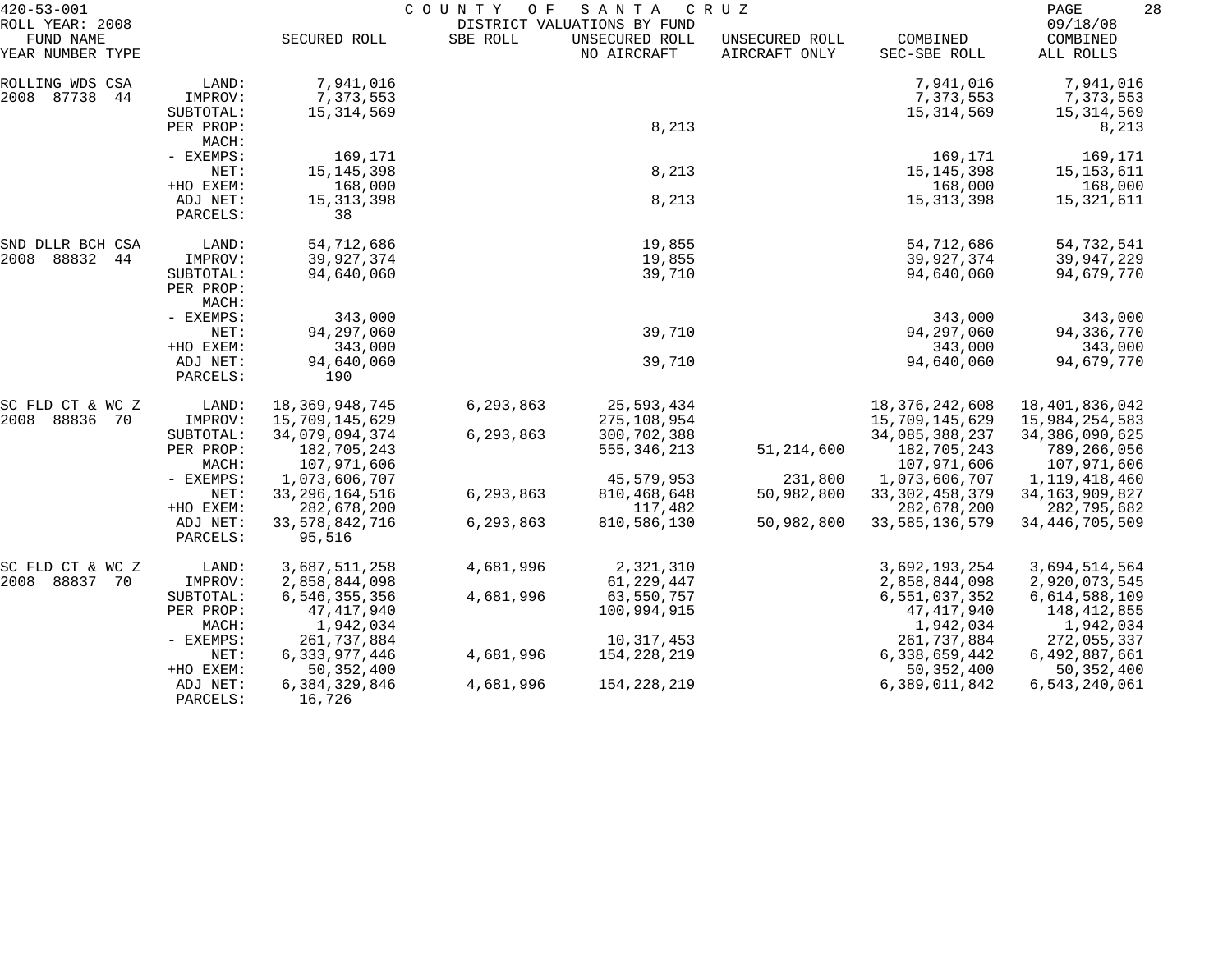420-53-001 COUNTY OF SANTA CRUZ
ROLL YEAR: 2008 DISTRICT VALUATIONS BY FUND 09/18/08

| FUND NAME YEAR NUMBER TYPE | | SECURED ROLL | SBE ROLL | UNSECURED ROLL NO AIRCRAFT | UNSECURED ROLL AIRCRAFT ONLY | COMBINED SEC-SBE ROLL | COMBINED ALL ROLLS |
|---|---|---|---|---|---|---|---|
| ROLLING WDS CSA | LAND: | 7,941,016 | | | | 7,941,016 | 7,941,016 |
| 2008 87738 44 | IMPROV: | 7,373,553 | | | | 7,373,553 | 7,373,553 |
| | SUBTOTAL: | 15,314,569 | | | | 15,314,569 | 15,314,569 |
| | PER PROP: | | | 8,213 | | | 8,213 |
| | MACH: | | | | | | |
| | - EXEMPS: | 169,171 | | | | 169,171 | 169,171 |
| | NET: | 15,145,398 | | 8,213 | | 15,145,398 | 15,153,611 |
| | +HO EXEM: | 168,000 | | | | 168,000 | 168,000 |
| | ADJ NET: | 15,313,398 | | 8,213 | | 15,313,398 | 15,321,611 |
| | PARCELS: | 38 | | | | | |
| SND DLLR BCH CSA | LAND: | 54,712,686 | | 19,855 | | 54,712,686 | 54,732,541 |
| 2008 88832 44 | IMPROV: | 39,927,374 | | 19,855 | | 39,927,374 | 39,947,229 |
| | SUBTOTAL: | 94,640,060 | | 39,710 | | 94,640,060 | 94,679,770 |
| | PER PROP: | | | | | | |
| | MACH: | | | | | | |
| | - EXEMPS: | 343,000 | | | | 343,000 | 343,000 |
| | NET: | 94,297,060 | | 39,710 | | 94,297,060 | 94,336,770 |
| | +HO EXEM: | 343,000 | | | | 343,000 | 343,000 |
| | ADJ NET: | 94,640,060 | | 39,710 | | 94,640,060 | 94,679,770 |
| | PARCELS: | 190 | | | | | |
| SC FLD CT & WC Z | LAND: | 18,369,948,745 | 6,293,863 | 25,593,434 | | 18,376,242,608 | 18,401,836,042 |
| 2008 88836 70 | IMPROV: | 15,709,145,629 | | 275,108,954 | | 15,709,145,629 | 15,984,254,583 |
| | SUBTOTAL: | 34,079,094,374 | 6,293,863 | 300,702,388 | | 34,085,388,237 | 34,386,090,625 |
| | PER PROP: | 182,705,243 | | 555,346,213 | 51,214,600 | 182,705,243 | 789,266,056 |
| | MACH: | 107,971,606 | | | | 107,971,606 | 107,971,606 |
| | - EXEMPS: | 1,073,606,707 | | 45,579,953 | 231,800 | 1,073,606,707 | 1,119,418,460 |
| | NET: | 33,296,164,516 | 6,293,863 | 810,468,648 | 50,982,800 | 33,302,458,379 | 34,163,909,827 |
| | +HO EXEM: | 282,678,200 | | 117,482 | | 282,678,200 | 282,795,682 |
| | ADJ NET: | 33,578,842,716 | 6,293,863 | 810,586,130 | 50,982,800 | 33,585,136,579 | 34,446,705,509 |
| | PARCELS: | 95,516 | | | | | |
| SC FLD CT & WC Z | LAND: | 3,687,511,258 | 4,681,996 | 2,321,310 | | 3,692,193,254 | 3,694,514,564 |
| 2008 88837 70 | IMPROV: | 2,858,844,098 | | 61,229,447 | | 2,858,844,098 | 2,920,073,545 |
| | SUBTOTAL: | 6,546,355,356 | 4,681,996 | 63,550,757 | | 6,551,037,352 | 6,614,588,109 |
| | PER PROP: | 47,417,940 | | 100,994,915 | | 47,417,940 | 148,412,855 |
| | MACH: | 1,942,034 | | | | 1,942,034 | 1,942,034 |
| | - EXEMPS: | 261,737,884 | | 10,317,453 | | 261,737,884 | 272,055,337 |
| | NET: | 6,333,977,446 | 4,681,996 | 154,228,219 | | 6,338,659,442 | 6,492,887,661 |
| | +HO EXEM: | 50,352,400 | | | | 50,352,400 | 50,352,400 |
| | ADJ NET: | 6,384,329,846 | 4,681,996 | 154,228,219 | | 6,389,011,842 | 6,543,240,061 |
| | PARCELS: | 16,726 | | | | | |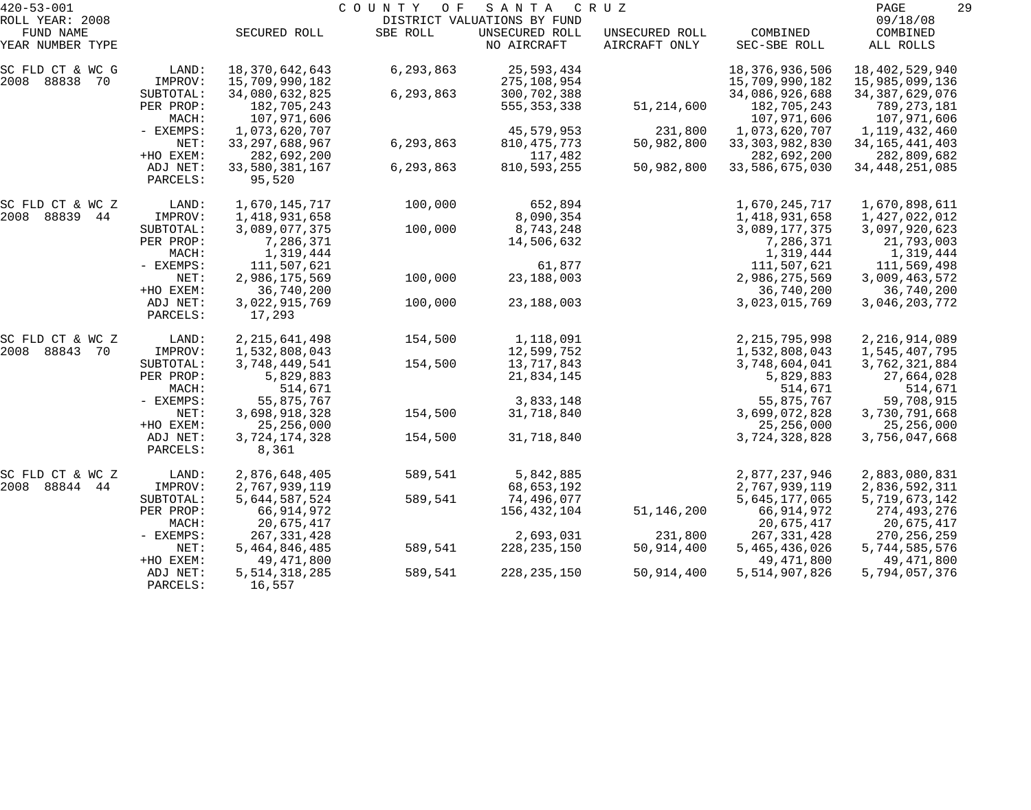420-53-001 COUNTY OF SANTA CRUZ
ROLL YEAR: 2008 DISTRICT VALUATIONS BY FUND 09/18/08

| FUND NAME YEAR NUMBER TYPE | | SECURED ROLL | SBE ROLL | UNSECURED ROLL NO AIRCRAFT | UNSECURED ROLL AIRCRAFT ONLY | COMBINED SEC-SBE ROLL | COMBINED ALL ROLLS |
|---|---|---|---|---|---|---|---|
| SC FLD CT & WC G | LAND: | 18,370,642,643 | 6,293,863 | 25,593,434 | | 18,376,936,506 | 18,402,529,940 |
| 2008 88838 70 | IMPROV: | 15,709,990,182 | | 275,108,954 | | 15,709,990,182 | 15,985,099,136 |
| | SUBTOTAL: | 34,080,632,825 | 6,293,863 | 300,702,388 | | 34,086,926,688 | 34,387,629,076 |
| | PER PROP: | 182,705,243 | | 555,353,338 | 51,214,600 | 182,705,243 | 789,273,181 |
| | MACH: | 107,971,606 | | | | 107,971,606 | 107,971,606 |
| | - EXEMPS: | 1,073,620,707 | | 45,579,953 | 231,800 | 1,073,620,707 | 1,119,432,460 |
| | NET: | 33,297,688,967 | 6,293,863 | 810,475,773 | 50,982,800 | 33,303,982,830 | 34,165,441,403 |
| | +HO EXEM: | 282,692,200 | | 117,482 | | 282,692,200 | 282,809,682 |
| | ADJ NET: | 33,580,381,167 | 6,293,863 | 810,593,255 | 50,982,800 | 33,586,675,030 | 34,448,251,085 |
| | PARCELS: | 95,520 | | | | | |
| SC FLD CT & WC Z | LAND: | 1,670,145,717 | 100,000 | 652,894 | | 1,670,245,717 | 1,670,898,611 |
| 2008 88839 44 | IMPROV: | 1,418,931,658 | | 8,090,354 | | 1,418,931,658 | 1,427,022,012 |
| | SUBTOTAL: | 3,089,077,375 | 100,000 | 8,743,248 | | 3,089,177,375 | 3,097,920,623 |
| | PER PROP: | 7,286,371 | | 14,506,632 | | 7,286,371 | 21,793,003 |
| | MACH: | 1,319,444 | | | | 1,319,444 | 1,319,444 |
| | - EXEMPS: | 111,507,621 | | 61,877 | | 111,507,621 | 111,569,498 |
| | NET: | 2,986,175,569 | 100,000 | 23,188,003 | | 2,986,275,569 | 3,009,463,572 |
| | +HO EXEM: | 36,740,200 | | | | 36,740,200 | 36,740,200 |
| | ADJ NET: | 3,022,915,769 | 100,000 | 23,188,003 | | 3,023,015,769 | 3,046,203,772 |
| | PARCELS: | 17,293 | | | | | |
| SC FLD CT & WC Z | LAND: | 2,215,641,498 | 154,500 | 1,118,091 | | 2,215,795,998 | 2,216,914,089 |
| 2008 88843 70 | IMPROV: | 1,532,808,043 | | 12,599,752 | | 1,532,808,043 | 1,545,407,795 |
| | SUBTOTAL: | 3,748,449,541 | 154,500 | 13,717,843 | | 3,748,604,041 | 3,762,321,884 |
| | PER PROP: | 5,829,883 | | 21,834,145 | | 5,829,883 | 27,664,028 |
| | MACH: | 514,671 | | | | 514,671 | 514,671 |
| | - EXEMPS: | 55,875,767 | | 3,833,148 | | 55,875,767 | 59,708,915 |
| | NET: | 3,698,918,328 | 154,500 | 31,718,840 | | 3,699,072,828 | 3,730,791,668 |
| | +HO EXEM: | 25,256,000 | | | | 25,256,000 | 25,256,000 |
| | ADJ NET: | 3,724,174,328 | 154,500 | 31,718,840 | | 3,724,328,828 | 3,756,047,668 |
| | PARCELS: | 8,361 | | | | | |
| SC FLD CT & WC Z | LAND: | 2,876,648,405 | 589,541 | 5,842,885 | | 2,877,237,946 | 2,883,080,831 |
| 2008 88844 44 | IMPROV: | 2,767,939,119 | | 68,653,192 | | 2,767,939,119 | 2,836,592,311 |
| | SUBTOTAL: | 5,644,587,524 | 589,541 | 74,496,077 | | 5,645,177,065 | 5,719,673,142 |
| | PER PROP: | 66,914,972 | | 156,432,104 | 51,146,200 | 66,914,972 | 274,493,276 |
| | MACH: | 20,675,417 | | | | 20,675,417 | 20,675,417 |
| | - EXEMPS: | 267,331,428 | | 2,693,031 | 231,800 | 267,331,428 | 270,256,259 |
| | NET: | 5,464,846,485 | 589,541 | 228,235,150 | 50,914,400 | 5,465,436,026 | 5,744,585,576 |
| | +HO EXEM: | 49,471,800 | | | | 49,471,800 | 49,471,800 |
| | ADJ NET: | 5,514,318,285 | 589,541 | 228,235,150 | 50,914,400 | 5,514,907,826 | 5,794,057,376 |
| | PARCELS: | 16,557 | | | | | |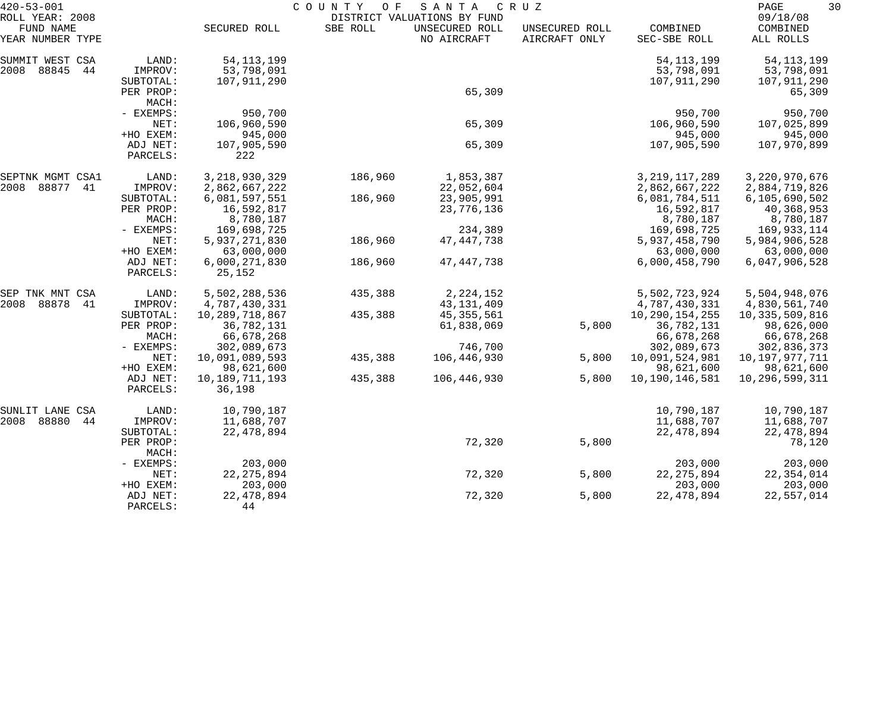420-53-001 COUNTY OF SANTA CRUZ
ROLL YEAR: 2008 DISTRICT VALUATIONS BY FUND 09/18/08

| FUND NAME YEAR NUMBER TYPE | | SECURED ROLL | SBE ROLL | UNSECURED ROLL NO AIRCRAFT | UNSECURED ROLL AIRCRAFT ONLY | COMBINED SEC-SBE ROLL | COMBINED ALL ROLLS |
|---|---|---|---|---|---|---|---|
| SUMMIT WEST CSA | LAND: | 54,113,199 | | | | 54,113,199 | 54,113,199 |
| 2008 88845 44 | IMPROV: | 53,798,091 | | | | 53,798,091 | 53,798,091 |
| | SUBTOTAL: | 107,911,290 | | | | 107,911,290 | 107,911,290 |
| | PER PROP: | | | 65,309 | | | 65,309 |
| | MACH: | | | | | | |
| | - EXEMPS: | 950,700 | | | | 950,700 | 950,700 |
| | NET: | 106,960,590 | | 65,309 | | 106,960,590 | 107,025,899 |
| | +HO EXEM: | 945,000 | | | | 945,000 | 945,000 |
| | ADJ NET: | 107,905,590 | | 65,309 | | 107,905,590 | 107,970,899 |
| | PARCELS: | 222 | | | | | |
| SEPTNK MGMT CSA1 | LAND: | 3,218,930,329 | 186,960 | 1,853,387 | | 3,219,117,289 | 3,220,970,676 |
| 2008 88877 41 | IMPROV: | 2,862,667,222 | | 22,052,604 | | 2,862,667,222 | 2,884,719,826 |
| | SUBTOTAL: | 6,081,597,551 | 186,960 | 23,905,991 | | 6,081,784,511 | 6,105,690,502 |
| | PER PROP: | 16,592,817 | | 23,776,136 | | 16,592,817 | 40,368,953 |
| | MACH: | 8,780,187 | | | | 8,780,187 | 8,780,187 |
| | - EXEMPS: | 169,698,725 | | 234,389 | | 169,698,725 | 169,933,114 |
| | NET: | 5,937,271,830 | 186,960 | 47,447,738 | | 5,937,458,790 | 5,984,906,528 |
| | +HO EXEM: | 63,000,000 | | | | 63,000,000 | 63,000,000 |
| | ADJ NET: | 6,000,271,830 | 186,960 | 47,447,738 | | 6,000,458,790 | 6,047,906,528 |
| | PARCELS: | 25,152 | | | | | |
| SEP TNK MNT CSA | LAND: | 5,502,288,536 | 435,388 | 2,224,152 | | 5,502,723,924 | 5,504,948,076 |
| 2008 88878 41 | IMPROV: | 4,787,430,331 | | 43,131,409 | | 4,787,430,331 | 4,830,561,740 |
| | SUBTOTAL: | 10,289,718,867 | 435,388 | 45,355,561 | | 10,290,154,255 | 10,335,509,816 |
| | PER PROP: | 36,782,131 | | 61,838,069 | 5,800 | 36,782,131 | 98,626,000 |
| | MACH: | 66,678,268 | | | | 66,678,268 | 66,678,268 |
| | - EXEMPS: | 302,089,673 | | 746,700 | | 302,089,673 | 302,836,373 |
| | NET: | 10,091,089,593 | 435,388 | 106,446,930 | 5,800 | 10,091,524,981 | 10,197,977,711 |
| | +HO EXEM: | 98,621,600 | | | | 98,621,600 | 98,621,600 |
| | ADJ NET: | 10,189,711,193 | 435,388 | 106,446,930 | 5,800 | 10,190,146,581 | 10,296,599,311 |
| | PARCELS: | 36,198 | | | | | |
| SUNLIT LANE CSA | LAND: | 10,790,187 | | | | 10,790,187 | 10,790,187 |
| 2008 88880 44 | IMPROV: | 11,688,707 | | | | 11,688,707 | 11,688,707 |
| | SUBTOTAL: | 22,478,894 | | | | 22,478,894 | 22,478,894 |
| | PER PROP: | | | 72,320 | 5,800 | | 78,120 |
| | MACH: | | | | | | |
| | - EXEMPS: | 203,000 | | | | 203,000 | 203,000 |
| | NET: | 22,275,894 | | 72,320 | 5,800 | 22,275,894 | 22,354,014 |
| | +HO EXEM: | 203,000 | | | | 203,000 | 203,000 |
| | ADJ NET: | 22,478,894 | | 72,320 | 5,800 | 22,478,894 | 22,557,014 |
| | PARCELS: | 44 | | | | | |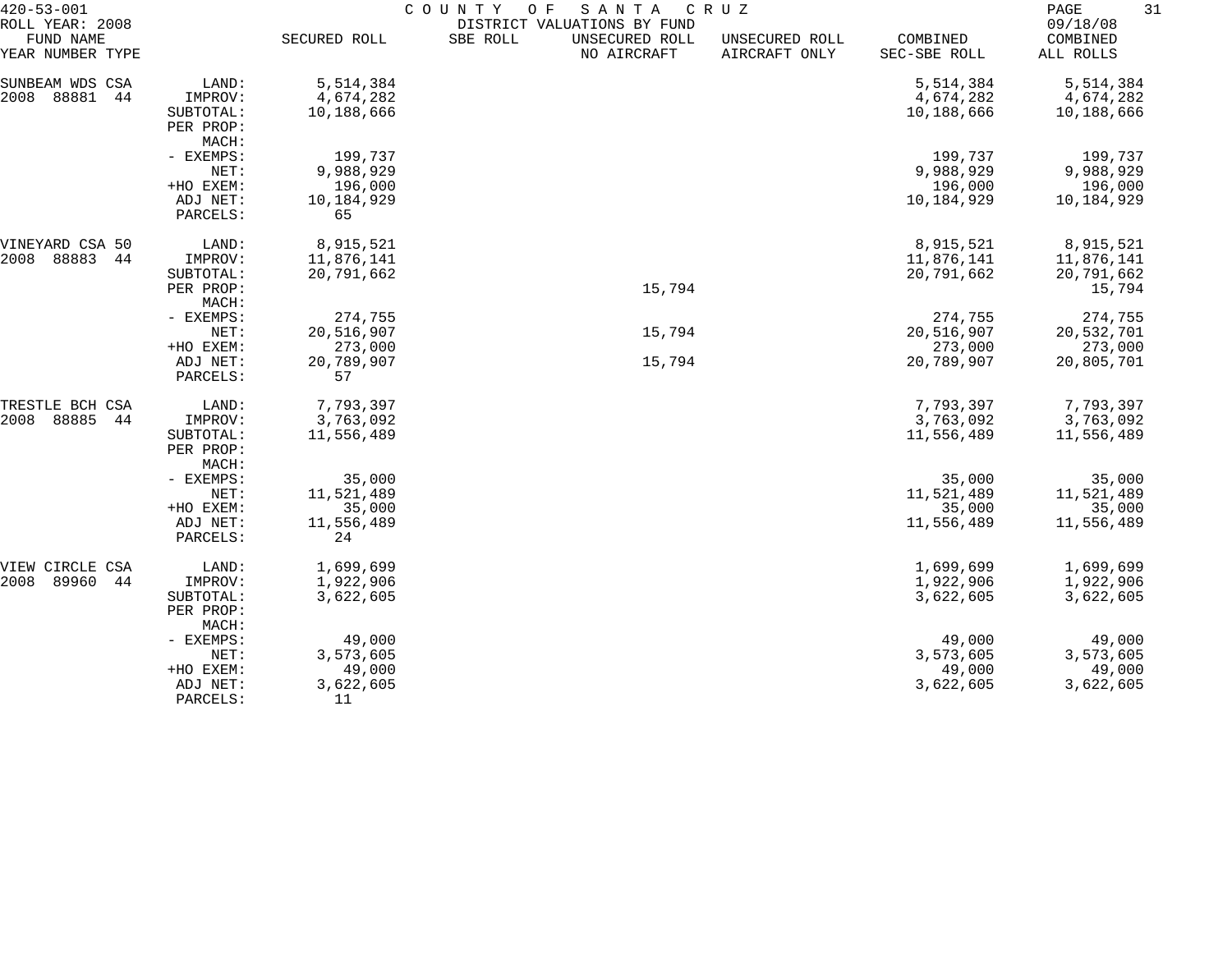420-53-001 COUNTY OF SANTA CRUZ
ROLL YEAR: 2008 DISTRICT VALUATIONS BY FUND 09/18/08

| FUND NAME YEAR NUMBER TYPE | | SECURED ROLL | SBE ROLL | UNSECURED ROLL NO AIRCRAFT | UNSECURED ROLL AIRCRAFT ONLY | COMBINED SEC-SBE ROLL | COMBINED ALL ROLLS |
|---|---|---|---|---|---|---|---|
| SUNBEAM WDS CSA | LAND: | 5,514,384 | | | | 5,514,384 | 5,514,384 |
| 2008 88881 44 | IMPROV: | 4,674,282 | | | | 4,674,282 | 4,674,282 |
| | SUBTOTAL: | 10,188,666 | | | | 10,188,666 | 10,188,666 |
| | PER PROP: | | | | | | |
| | MACH: | | | | | | |
| | - EXEMPS: | 199,737 | | | | 199,737 | 199,737 |
| | NET: | 9,988,929 | | | | 9,988,929 | 9,988,929 |
| | +HO EXEM: | 196,000 | | | | 196,000 | 196,000 |
| | ADJ NET: | 10,184,929 | | | | 10,184,929 | 10,184,929 |
| | PARCELS: | 65 | | | | | |
| VINEYARD CSA 50 | LAND: | 8,915,521 | | | | 8,915,521 | 8,915,521 |
| 2008 88883 44 | IMPROV: | 11,876,141 | | | | 11,876,141 | 11,876,141 |
| | SUBTOTAL: | 20,791,662 | | | | 20,791,662 | 20,791,662 |
| | PER PROP: | | | 15,794 | | | 15,794 |
| | MACH: | | | | | | |
| | - EXEMPS: | 274,755 | | | | 274,755 | 274,755 |
| | NET: | 20,516,907 | | 15,794 | | 20,516,907 | 20,532,701 |
| | +HO EXEM: | 273,000 | | | | 273,000 | 273,000 |
| | ADJ NET: | 20,789,907 | | 15,794 | | 20,789,907 | 20,805,701 |
| | PARCELS: | 57 | | | | | |
| TRESTLE BCH CSA | LAND: | 7,793,397 | | | | 7,793,397 | 7,793,397 |
| 2008 88885 44 | IMPROV: | 3,763,092 | | | | 3,763,092 | 3,763,092 |
| | SUBTOTAL: | 11,556,489 | | | | 11,556,489 | 11,556,489 |
| | PER PROP: | | | | | | |
| | MACH: | | | | | | |
| | - EXEMPS: | 35,000 | | | | 35,000 | 35,000 |
| | NET: | 11,521,489 | | | | 11,521,489 | 11,521,489 |
| | +HO EXEM: | 35,000 | | | | 35,000 | 35,000 |
| | ADJ NET: | 11,556,489 | | | | 11,556,489 | 11,556,489 |
| | PARCELS: | 24 | | | | | |
| VIEW CIRCLE CSA | LAND: | 1,699,699 | | | | 1,699,699 | 1,699,699 |
| 2008 89960 44 | IMPROV: | 1,922,906 | | | | 1,922,906 | 1,922,906 |
| | SUBTOTAL: | 3,622,605 | | | | 3,622,605 | 3,622,605 |
| | PER PROP: | | | | | | |
| | MACH: | | | | | | |
| | - EXEMPS: | 49,000 | | | | 49,000 | 49,000 |
| | NET: | 3,573,605 | | | | 3,573,605 | 3,573,605 |
| | +HO EXEM: | 49,000 | | | | 49,000 | 49,000 |
| | ADJ NET: | 3,622,605 | | | | 3,622,605 | 3,622,605 |
| | PARCELS: | 11 | | | | | |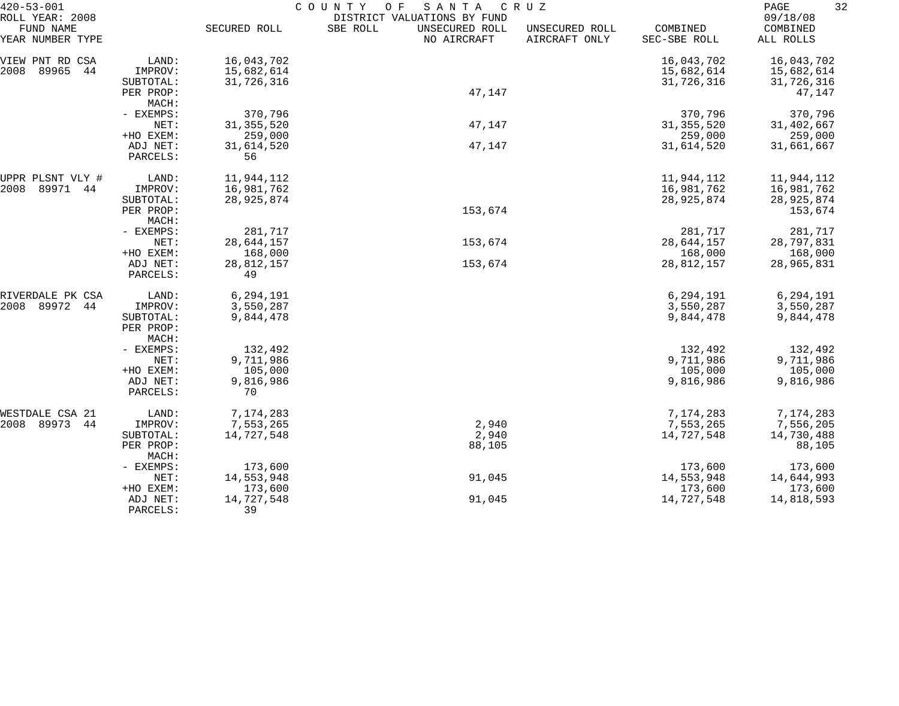420-53-001 — COUNTY OF SANTA CRUZ — DISTRICT VALUATIONS BY FUND — 09/18/08

ROLL YEAR: 2008

| FUND NAME YEAR NUMBER TYPE | | SECURED ROLL | SBE ROLL | UNSECURED ROLL NO AIRCRAFT | UNSECURED ROLL AIRCRAFT ONLY | COMBINED SEC-SBE ROLL | COMBINED ALL ROLLS |
|---|---|---|---|---|---|---|---|
| VIEW PNT RD CSA | LAND: | 16,043,702 | | | | 16,043,702 | 16,043,702 |
| 2008 89965 44 | IMPROV: | 15,682,614 | | | | 15,682,614 | 15,682,614 |
| | SUBTOTAL: | 31,726,316 | | | | 31,726,316 | 31,726,316 |
| | PER PROP: | | | 47,147 | | | 47,147 |
| | MACH: | | | | | | |
| | - EXEMPS: | 370,796 | | | | 370,796 | 370,796 |
| | NET: | 31,355,520 | | 47,147 | | 31,355,520 | 31,402,667 |
| | +HO EXEM: | 259,000 | | | | 259,000 | 259,000 |
| | ADJ NET: | 31,614,520 | | 47,147 | | 31,614,520 | 31,661,667 |
| | PARCELS: | 56 | | | | | |
| UPPR PLSNT VLY # | LAND: | 11,944,112 | | | | 11,944,112 | 11,944,112 |
| 2008 89971 44 | IMPROV: | 16,981,762 | | | | 16,981,762 | 16,981,762 |
| | SUBTOTAL: | 28,925,874 | | | | 28,925,874 | 28,925,874 |
| | PER PROP: | | | 153,674 | | | 153,674 |
| | MACH: | | | | | | |
| | - EXEMPS: | 281,717 | | | | 281,717 | 281,717 |
| | NET: | 28,644,157 | | 153,674 | | 28,644,157 | 28,797,831 |
| | +HO EXEM: | 168,000 | | | | 168,000 | 168,000 |
| | ADJ NET: | 28,812,157 | | 153,674 | | 28,812,157 | 28,965,831 |
| | PARCELS: | 49 | | | | | |
| RIVERDALE PK CSA | LAND: | 6,294,191 | | | | 6,294,191 | 6,294,191 |
| 2008 89972 44 | IMPROV: | 3,550,287 | | | | 3,550,287 | 3,550,287 |
| | SUBTOTAL: | 9,844,478 | | | | 9,844,478 | 9,844,478 |
| | PER PROP: | | | | | | |
| | MACH: | | | | | | |
| | - EXEMPS: | 132,492 | | | | 132,492 | 132,492 |
| | NET: | 9,711,986 | | | | 9,711,986 | 9,711,986 |
| | +HO EXEM: | 105,000 | | | | 105,000 | 105,000 |
| | ADJ NET: | 9,816,986 | | | | 9,816,986 | 9,816,986 |
| | PARCELS: | 70 | | | | | |
| WESTDALE CSA 21 | LAND: | 7,174,283 | | | | 7,174,283 | 7,174,283 |
| 2008 89973 44 | IMPROV: | 7,553,265 | | 2,940 | | 7,553,265 | 7,556,205 |
| | SUBTOTAL: | 14,727,548 | | 2,940 | | 14,727,548 | 14,730,488 |
| | PER PROP: | | | 88,105 | | | 88,105 |
| | MACH: | | | | | | |
| | - EXEMPS: | 173,600 | | | | 173,600 | 173,600 |
| | NET: | 14,553,948 | | 91,045 | | 14,553,948 | 14,644,993 |
| | +HO EXEM: | 173,600 | | | | 173,600 | 173,600 |
| | ADJ NET: | 14,727,548 | | 91,045 | | 14,727,548 | 14,818,593 |
| | PARCELS: | 39 | | | | | |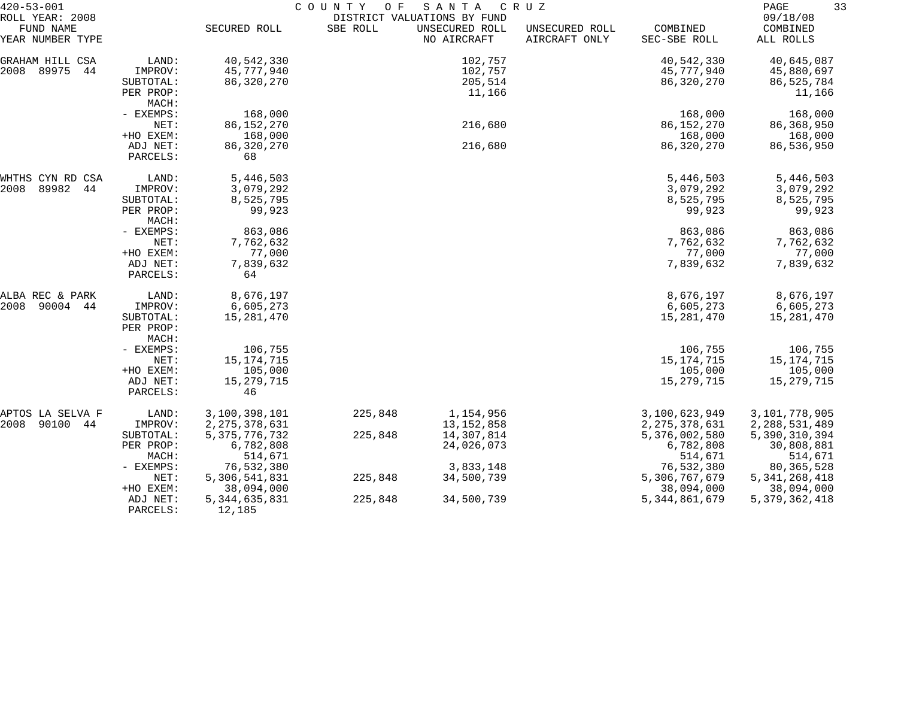420-53-001 COUNTY OF SANTA CRUZ 09/18/08

ROLL YEAR: 2008 DISTRICT VALUATIONS BY FUND

| FUND NAME YEAR NUMBER TYPE | | SECURED ROLL | SBE ROLL | UNSECURED ROLL NO AIRCRAFT | UNSECURED ROLL AIRCRAFT ONLY | COMBINED SEC-SBE ROLL | COMBINED ALL ROLLS |
|---|---|---|---|---|---|---|---|
| GRAHAM HILL CSA | LAND: | 40,542,330 | | 102,757 | | 40,542,330 | 40,645,087 |
| 2008 89975 44 | IMPROV: | 45,777,940 | | 102,757 | | 45,777,940 | 45,880,697 |
| | SUBTOTAL: | 86,320,270 | | 205,514 | | 86,320,270 | 86,525,784 |
| | PER PROP: | | | 11,166 | | | 11,166 |
| | MACH: | | | | | | |
| | - EXEMPS: | 168,000 | | | | 168,000 | 168,000 |
| | NET: | 86,152,270 | | 216,680 | | 86,152,270 | 86,368,950 |
| | +HO EXEM: | 168,000 | | | | 168,000 | 168,000 |
| | ADJ NET: | 86,320,270 | | 216,680 | | 86,320,270 | 86,536,950 |
| | PARCELS: | 68 | | | | | |
| WHTHS CYN RD CSA | LAND: | 5,446,503 | | | | 5,446,503 | 5,446,503 |
| 2008 89982 44 | IMPROV: | 3,079,292 | | | | 3,079,292 | 3,079,292 |
| | SUBTOTAL: | 8,525,795 | | | | 8,525,795 | 8,525,795 |
| | PER PROP: | 99,923 | | | | 99,923 | 99,923 |
| | MACH: | | | | | | |
| | - EXEMPS: | 863,086 | | | | 863,086 | 863,086 |
| | NET: | 7,762,632 | | | | 7,762,632 | 7,762,632 |
| | +HO EXEM: | 77,000 | | | | 77,000 | 77,000 |
| | ADJ NET: | 7,839,632 | | | | 7,839,632 | 7,839,632 |
| | PARCELS: | 64 | | | | | |
| ALBA REC & PARK | LAND: | 8,676,197 | | | | 8,676,197 | 8,676,197 |
| 2008 90004 44 | IMPROV: | 6,605,273 | | | | 6,605,273 | 6,605,273 |
| | SUBTOTAL: | 15,281,470 | | | | 15,281,470 | 15,281,470 |
| | PER PROP: | | | | | | |
| | MACH: | | | | | | |
| | - EXEMPS: | 106,755 | | | | 106,755 | 106,755 |
| | NET: | 15,174,715 | | | | 15,174,715 | 15,174,715 |
| | +HO EXEM: | 105,000 | | | | 105,000 | 105,000 |
| | ADJ NET: | 15,279,715 | | | | 15,279,715 | 15,279,715 |
| | PARCELS: | 46 | | | | | |
| APTOS LA SELVA F | LAND: | 3,100,398,101 | 225,848 | 1,154,956 | | 3,100,623,949 | 3,101,778,905 |
| 2008 90100 44 | IMPROV: | 2,275,378,631 | | 13,152,858 | | 2,275,378,631 | 2,288,531,489 |
| | SUBTOTAL: | 5,375,776,732 | 225,848 | 14,307,814 | | 5,376,002,580 | 5,390,310,394 |
| | PER PROP: | 6,782,808 | | 24,026,073 | | 6,782,808 | 30,808,881 |
| | MACH: | 514,671 | | | | 514,671 | 514,671 |
| | - EXEMPS: | 76,532,380 | | 3,833,148 | | 76,532,380 | 80,365,528 |
| | NET: | 5,306,541,831 | 225,848 | 34,500,739 | | 5,306,767,679 | 5,341,268,418 |
| | +HO EXEM: | 38,094,000 | | | | 38,094,000 | 38,094,000 |
| | ADJ NET: | 5,344,635,831 | 225,848 | 34,500,739 | | 5,344,861,679 | 5,379,362,418 |
| | PARCELS: | 12,185 | | | | | |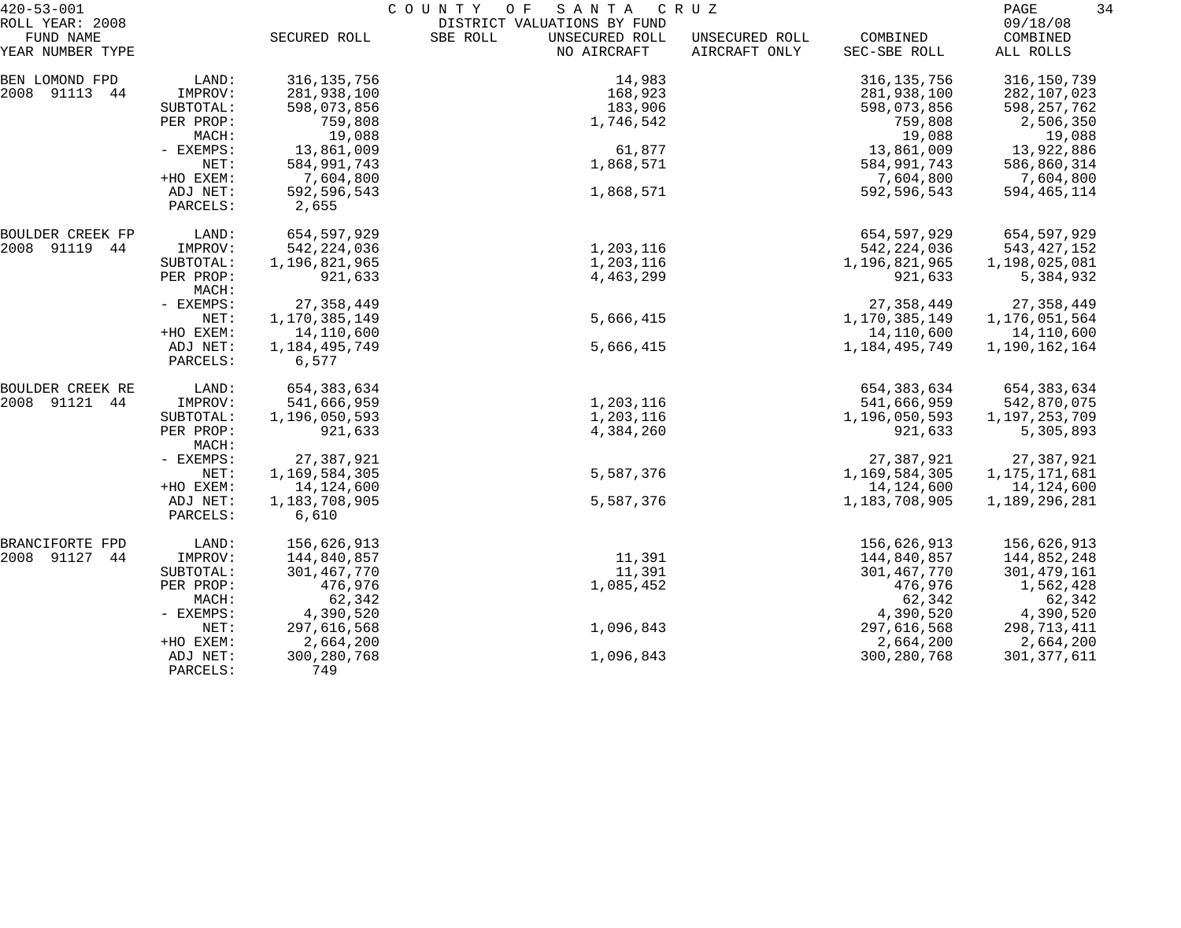420-53-001 COUNTY OF SANTA CRUZ

ROLL YEAR: 2008 DISTRICT VALUATIONS BY FUND 09/18/08

| FUND NAME YEAR NUMBER TYPE | | SECURED ROLL | SBE ROLL | UNSECURED ROLL NO AIRCRAFT | UNSECURED ROLL AIRCRAFT ONLY | COMBINED SEC-SBE ROLL | COMBINED ALL ROLLS |
|---|---|---|---|---|---|---|---|
| BEN LOMOND FPD | LAND: | 316,135,756 | | 14,983 | | 316,135,756 | 316,150,739 |
| 2008 91113 44 | IMPROV: | 281,938,100 | | 168,923 | | 281,938,100 | 282,107,023 |
| | SUBTOTAL: | 598,073,856 | | 183,906 | | 598,073,856 | 598,257,762 |
| | PER PROP: | 759,808 | | 1,746,542 | | 759,808 | 2,506,350 |
| | MACH: | 19,088 | | | | 19,088 | 19,088 |
| | - EXEMPS: | 13,861,009 | | 61,877 | | 13,861,009 | 13,922,886 |
| | NET: | 584,991,743 | | 1,868,571 | | 584,991,743 | 586,860,314 |
| | +HO EXEM: | 7,604,800 | | | | 7,604,800 | 7,604,800 |
| | ADJ NET: | 592,596,543 | | 1,868,571 | | 592,596,543 | 594,465,114 |
| | PARCELS: | 2,655 | | | | | |
| BOULDER CREEK FP | LAND: | 654,597,929 | | | | 654,597,929 | 654,597,929 |
| 2008 91119 44 | IMPROV: | 542,224,036 | | 1,203,116 | | 542,224,036 | 543,427,152 |
| | SUBTOTAL: | 1,196,821,965 | | 1,203,116 | | 1,196,821,965 | 1,198,025,081 |
| | PER PROP: | 921,633 | | 4,463,299 | | 921,633 | 5,384,932 |
| | MACH: | | | | | | |
| | - EXEMPS: | 27,358,449 | | | | 27,358,449 | 27,358,449 |
| | NET: | 1,170,385,149 | | 5,666,415 | | 1,170,385,149 | 1,176,051,564 |
| | +HO EXEM: | 14,110,600 | | | | 14,110,600 | 14,110,600 |
| | ADJ NET: | 1,184,495,749 | | 5,666,415 | | 1,184,495,749 | 1,190,162,164 |
| | PARCELS: | 6,577 | | | | | |
| BOULDER CREEK RE | LAND: | 654,383,634 | | | | 654,383,634 | 654,383,634 |
| 2008 91121 44 | IMPROV: | 541,666,959 | | 1,203,116 | | 541,666,959 | 542,870,075 |
| | SUBTOTAL: | 1,196,050,593 | | 1,203,116 | | 1,196,050,593 | 1,197,253,709 |
| | PER PROP: | 921,633 | | 4,384,260 | | 921,633 | 5,305,893 |
| | MACH: | | | | | | |
| | - EXEMPS: | 27,387,921 | | | | 27,387,921 | 27,387,921 |
| | NET: | 1,169,584,305 | | 5,587,376 | | 1,169,584,305 | 1,175,171,681 |
| | +HO EXEM: | 14,124,600 | | | | 14,124,600 | 14,124,600 |
| | ADJ NET: | 1,183,708,905 | | 5,587,376 | | 1,183,708,905 | 1,189,296,281 |
| | PARCELS: | 6,610 | | | | | |
| BRANCIFORTE FPD | LAND: | 156,626,913 | | | | 156,626,913 | 156,626,913 |
| 2008 91127 44 | IMPROV: | 144,840,857 | | 11,391 | | 144,840,857 | 144,852,248 |
| | SUBTOTAL: | 301,467,770 | | 11,391 | | 301,467,770 | 301,479,161 |
| | PER PROP: | 476,976 | | 1,085,452 | | 476,976 | 1,562,428 |
| | MACH: | 62,342 | | | | 62,342 | 62,342 |
| | - EXEMPS: | 4,390,520 | | | | 4,390,520 | 4,390,520 |
| | NET: | 297,616,568 | | 1,096,843 | | 297,616,568 | 298,713,411 |
| | +HO EXEM: | 2,664,200 | | | | 2,664,200 | 2,664,200 |
| | ADJ NET: | 300,280,768 | | 1,096,843 | | 300,280,768 | 301,377,611 |
| | PARCELS: | 749 | | | | | |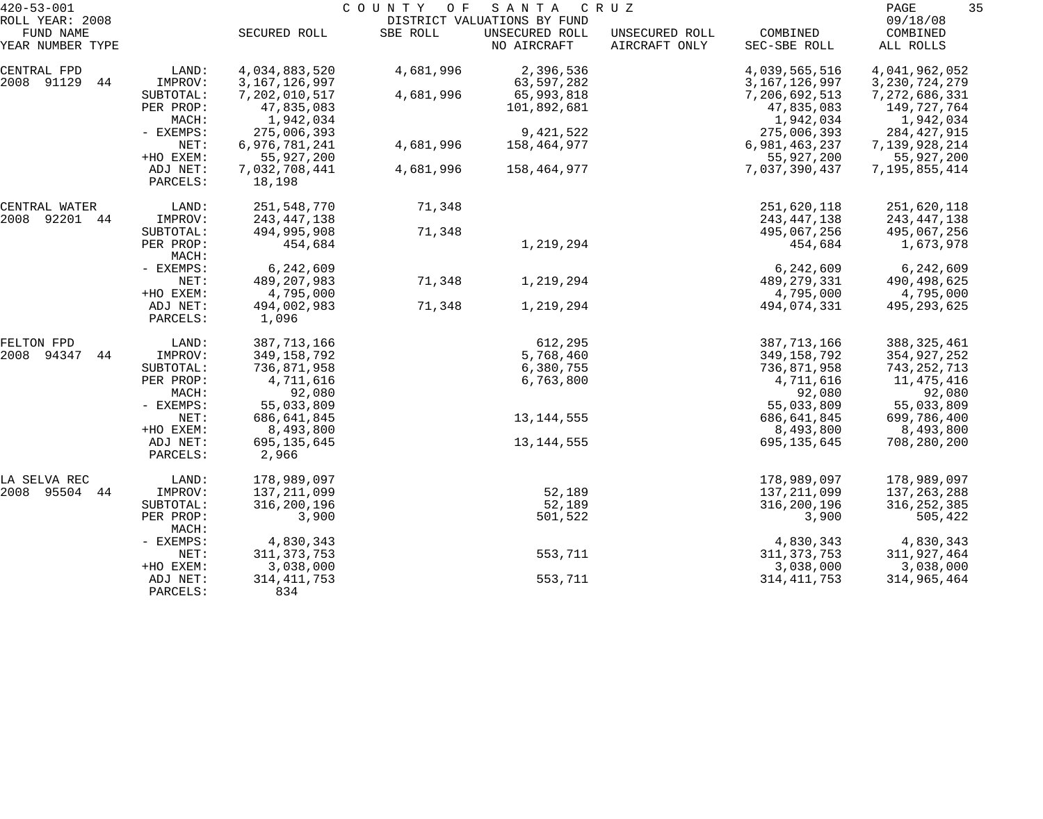420-53-001 COUNTY OF SANTA CRUZ
ROLL YEAR: 2008 DISTRICT VALUATIONS BY FUND 09/18/08

| FUND NAME YEAR NUMBER TYPE | | SECURED ROLL | SBE ROLL | UNSECURED ROLL NO AIRCRAFT | UNSECURED ROLL AIRCRAFT ONLY | COMBINED SEC-SBE ROLL | COMBINED ALL ROLLS |
|---|---|---|---|---|---|---|---|
| CENTRAL FPD | LAND: | 4,034,883,520 | 4,681,996 | 2,396,536 | | 4,039,565,516 | 4,041,962,052 |
| 2008 91129 44 | IMPROV: | 3,167,126,997 | | 63,597,282 | | 3,167,126,997 | 3,230,724,279 |
| | SUBTOTAL: | 7,202,010,517 | 4,681,996 | 65,993,818 | | 7,206,692,513 | 7,272,686,331 |
| | PER PROP: | 47,835,083 | | 101,892,681 | | 47,835,083 | 149,727,764 |
| | MACH: | 1,942,034 | | | | 1,942,034 | 1,942,034 |
| | - EXEMPS: | 275,006,393 | | 9,421,522 | | 275,006,393 | 284,427,915 |
| | NET: | 6,976,781,241 | 4,681,996 | 158,464,977 | | 6,981,463,237 | 7,139,928,214 |
| | +HO EXEM: | 55,927,200 | | | | 55,927,200 | 55,927,200 |
| | ADJ NET: | 7,032,708,441 | 4,681,996 | 158,464,977 | | 7,037,390,437 | 7,195,855,414 |
| | PARCELS: | 18,198 | | | | | |
| CENTRAL WATER | LAND: | 251,548,770 | 71,348 | | | 251,620,118 | 251,620,118 |
| 2008 92201 44 | IMPROV: | 243,447,138 | | | | 243,447,138 | 243,447,138 |
| | SUBTOTAL: | 494,995,908 | 71,348 | | | 495,067,256 | 495,067,256 |
| | PER PROP: | 454,684 | | 1,219,294 | | 454,684 | 1,673,978 |
| | MACH: | | | | | | |
| | - EXEMPS: | 6,242,609 | | | | 6,242,609 | 6,242,609 |
| | NET: | 489,207,983 | 71,348 | 1,219,294 | | 489,279,331 | 490,498,625 |
| | +HO EXEM: | 4,795,000 | | | | 4,795,000 | 4,795,000 |
| | ADJ NET: | 494,002,983 | 71,348 | 1,219,294 | | 494,074,331 | 495,293,625 |
| | PARCELS: | 1,096 | | | | | |
| FELTON FPD | LAND: | 387,713,166 | | 612,295 | | 387,713,166 | 388,325,461 |
| 2008 94347 44 | IMPROV: | 349,158,792 | | 5,768,460 | | 349,158,792 | 354,927,252 |
| | SUBTOTAL: | 736,871,958 | | 6,380,755 | | 736,871,958 | 743,252,713 |
| | PER PROP: | 4,711,616 | | 6,763,800 | | 4,711,616 | 11,475,416 |
| | MACH: | 92,080 | | | | 92,080 | 92,080 |
| | - EXEMPS: | 55,033,809 | | | | 55,033,809 | 55,033,809 |
| | NET: | 686,641,845 | | 13,144,555 | | 686,641,845 | 699,786,400 |
| | +HO EXEM: | 8,493,800 | | | | 8,493,800 | 8,493,800 |
| | ADJ NET: | 695,135,645 | | 13,144,555 | | 695,135,645 | 708,280,200 |
| | PARCELS: | 2,966 | | | | | |
| LA SELVA REC | LAND: | 178,989,097 | | | | 178,989,097 | 178,989,097 |
| 2008 95504 44 | IMPROV: | 137,211,099 | | 52,189 | | 137,211,099 | 137,263,288 |
| | SUBTOTAL: | 316,200,196 | | 52,189 | | 316,200,196 | 316,252,385 |
| | PER PROP: | 3,900 | | 501,522 | | 3,900 | 505,422 |
| | MACH: | | | | | | |
| | - EXEMPS: | 4,830,343 | | | | 4,830,343 | 4,830,343 |
| | NET: | 311,373,753 | | 553,711 | | 311,373,753 | 311,927,464 |
| | +HO EXEM: | 3,038,000 | | | | 3,038,000 | 3,038,000 |
| | ADJ NET: | 314,411,753 | | 553,711 | | 314,411,753 | 314,965,464 |
| | PARCELS: | 834 | | | | | |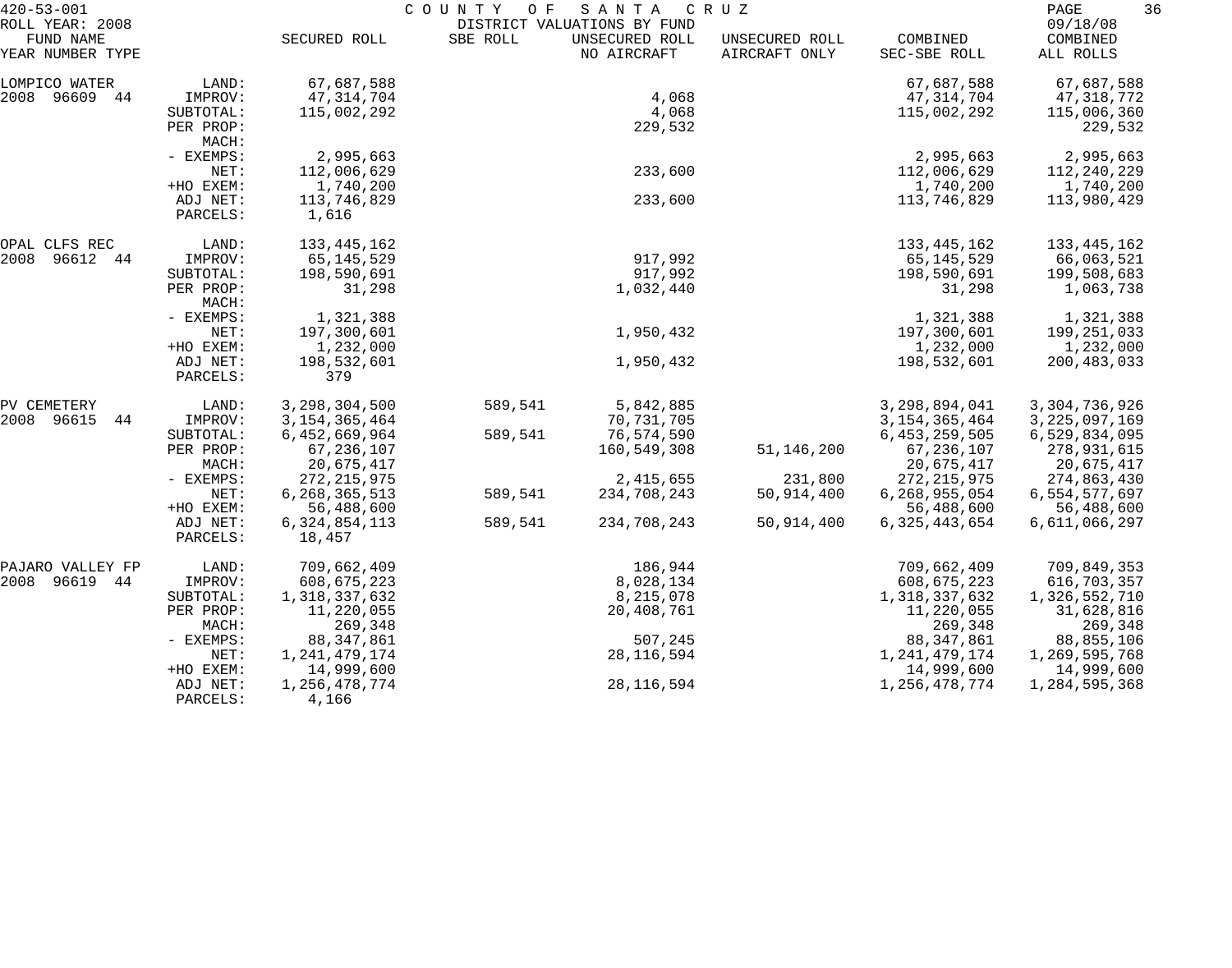420-53-001 COUNTY OF SANTA CRUZ
ROLL YEAR: 2008 DISTRICT VALUATIONS BY FUND 09/18/08

| FUND NAME YEAR NUMBER TYPE | | SECURED ROLL | SBE ROLL | UNSECURED ROLL NO AIRCRAFT | UNSECURED ROLL AIRCRAFT ONLY | COMBINED SEC-SBE ROLL | COMBINED ALL ROLLS |
|---|---|---|---|---|---|---|---|
| LOMPICO WATER | LAND: | 67,687,588 | | | | 67,687,588 | 67,687,588 |
| 2008 96609 44 | IMPROV: | 47,314,704 | | 4,068 | | 47,314,704 | 47,318,772 |
| | SUBTOTAL: | 115,002,292 | | 4,068 | | 115,002,292 | 115,006,360 |
| | PER PROP: | | | 229,532 | | | 229,532 |
| | MACH: | | | | | | |
| | - EXEMPS: | 2,995,663 | | | | 2,995,663 | 2,995,663 |
| | NET: | 112,006,629 | | 233,600 | | 112,006,629 | 112,240,229 |
| | +HO EXEM: | 1,740,200 | | | | 1,740,200 | 1,740,200 |
| | ADJ NET: | 113,746,829 | | 233,600 | | 113,746,829 | 113,980,429 |
| | PARCELS: | 1,616 | | | | | |
| OPAL CLFS REC | LAND: | 133,445,162 | | | | 133,445,162 | 133,445,162 |
| 2008 96612 44 | IMPROV: | 65,145,529 | | 917,992 | | 65,145,529 | 66,063,521 |
| | SUBTOTAL: | 198,590,691 | | 917,992 | | 198,590,691 | 199,508,683 |
| | PER PROP: | 31,298 | | 1,032,440 | | 31,298 | 1,063,738 |
| | MACH: | | | | | | |
| | - EXEMPS: | 1,321,388 | | | | 1,321,388 | 1,321,388 |
| | NET: | 197,300,601 | | 1,950,432 | | 197,300,601 | 199,251,033 |
| | +HO EXEM: | 1,232,000 | | | | 1,232,000 | 1,232,000 |
| | ADJ NET: | 198,532,601 | | 1,950,432 | | 198,532,601 | 200,483,033 |
| | PARCELS: | 379 | | | | | |
| PV CEMETERY | LAND: | 3,298,304,500 | 589,541 | 5,842,885 | | 3,298,894,041 | 3,304,736,926 |
| 2008 96615 44 | IMPROV: | 3,154,365,464 | | 70,731,705 | | 3,154,365,464 | 3,225,097,169 |
| | SUBTOTAL: | 6,452,669,964 | 589,541 | 76,574,590 | | 6,453,259,505 | 6,529,834,095 |
| | PER PROP: | 67,236,107 | | 160,549,308 | 51,146,200 | 67,236,107 | 278,931,615 |
| | MACH: | 20,675,417 | | | | 20,675,417 | 20,675,417 |
| | - EXEMPS: | 272,215,975 | | 2,415,655 | 231,800 | 272,215,975 | 274,863,430 |
| | NET: | 6,268,365,513 | 589,541 | 234,708,243 | 50,914,400 | 6,268,955,054 | 6,554,577,697 |
| | +HO EXEM: | 56,488,600 | | | | 56,488,600 | 56,488,600 |
| | ADJ NET: | 6,324,854,113 | 589,541 | 234,708,243 | 50,914,400 | 6,325,443,654 | 6,611,066,297 |
| | PARCELS: | 18,457 | | | | | |
| PAJARO VALLEY FP | LAND: | 709,662,409 | | 186,944 | | 709,662,409 | 709,849,353 |
| 2008 96619 44 | IMPROV: | 608,675,223 | | 8,028,134 | | 608,675,223 | 616,703,357 |
| | SUBTOTAL: | 1,318,337,632 | | 8,215,078 | | 1,318,337,632 | 1,326,552,710 |
| | PER PROP: | 11,220,055 | | 20,408,761 | | 11,220,055 | 31,628,816 |
| | MACH: | 269,348 | | | | 269,348 | 269,348 |
| | - EXEMPS: | 88,347,861 | | 507,245 | | 88,347,861 | 88,855,106 |
| | NET: | 1,241,479,174 | | 28,116,594 | | 1,241,479,174 | 1,269,595,768 |
| | +HO EXEM: | 14,999,600 | | | | 14,999,600 | 14,999,600 |
| | ADJ NET: | 1,256,478,774 | | 28,116,594 | | 1,256,478,774 | 1,284,595,368 |
| | PARCELS: | 4,166 | | | | | |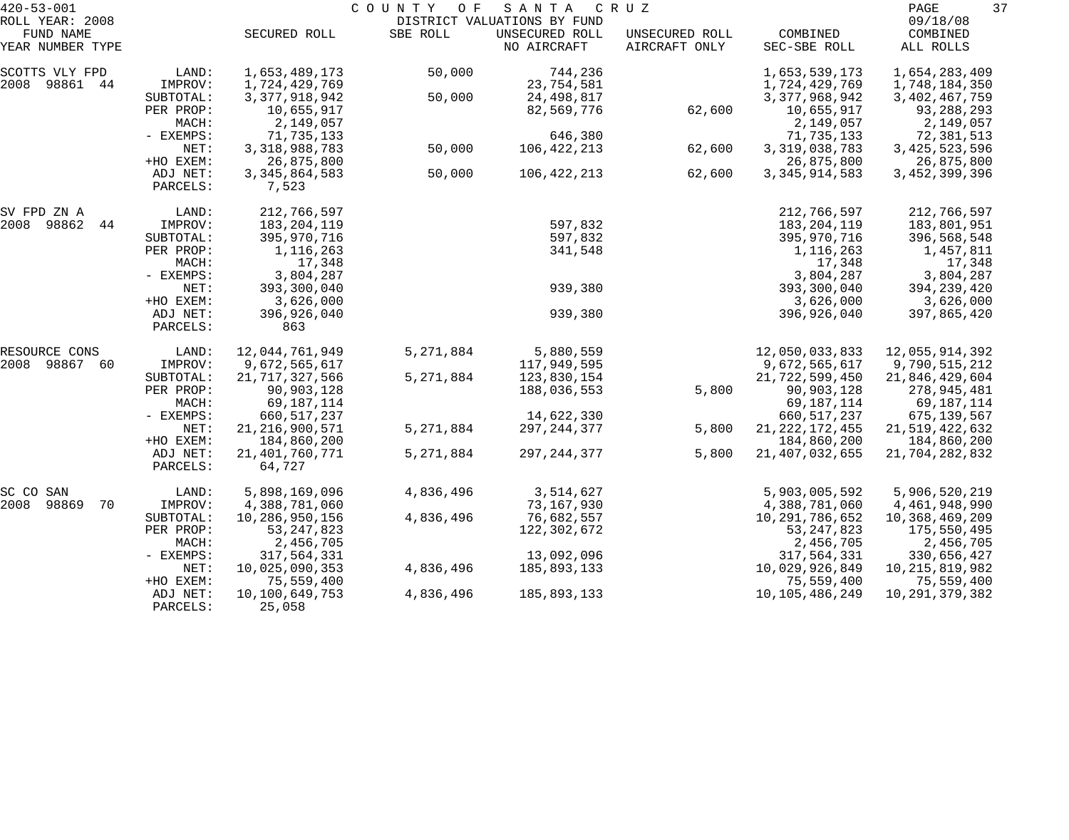420-53-001 COUNTY OF SANTA CRUZ
ROLL YEAR: 2008 DISTRICT VALUATIONS BY FUND 09/18/08

| FUND NAME YEAR NUMBER TYPE | | SECURED ROLL | SBE ROLL | UNSECURED ROLL NO AIRCRAFT | UNSECURED ROLL AIRCRAFT ONLY | COMBINED SEC-SBE ROLL | COMBINED ALL ROLLS |
|---|---|---|---|---|---|---|---|
| SCOTTS VLY FPD | LAND: | 1,653,489,173 | 50,000 | 744,236 | | 1,653,539,173 | 1,654,283,409 |
| 2008 98861 44 | IMPROV: | 1,724,429,769 | | 23,754,581 | | 1,724,429,769 | 1,748,184,350 |
| | SUBTOTAL: | 3,377,918,942 | 50,000 | 24,498,817 | | 3,377,968,942 | 3,402,467,759 |
| | PER PROP: | 10,655,917 | | 82,569,776 | 62,600 | 10,655,917 | 93,288,293 |
| | MACH: | 2,149,057 | | | | 2,149,057 | 2,149,057 |
| | - EXEMPS: | 71,735,133 | | 646,380 | | 71,735,133 | 72,381,513 |
| | NET: | 3,318,988,783 | 50,000 | 106,422,213 | 62,600 | 3,319,038,783 | 3,425,523,596 |
| | +HO EXEM: | 26,875,800 | | | | 26,875,800 | 26,875,800 |
| | ADJ NET: | 3,345,864,583 | 50,000 | 106,422,213 | 62,600 | 3,345,914,583 | 3,452,399,396 |
| | PARCELS: | 7,523 | | | | | |
| SV FPD ZN A | LAND: | 212,766,597 | | | | 212,766,597 | 212,766,597 |
| 2008 98862 44 | IMPROV: | 183,204,119 | | 597,832 | | 183,204,119 | 183,801,951 |
| | SUBTOTAL: | 395,970,716 | | 597,832 | | 395,970,716 | 396,568,548 |
| | PER PROP: | 1,116,263 | | 341,548 | | 1,116,263 | 1,457,811 |
| | MACH: | 17,348 | | | | 17,348 | 17,348 |
| | - EXEMPS: | 3,804,287 | | | | 3,804,287 | 3,804,287 |
| | NET: | 393,300,040 | | 939,380 | | 393,300,040 | 394,239,420 |
| | +HO EXEM: | 3,626,000 | | | | 3,626,000 | 3,626,000 |
| | ADJ NET: | 396,926,040 | | 939,380 | | 396,926,040 | 397,865,420 |
| | PARCELS: | 863 | | | | | |
| RESOURCE CONS | LAND: | 12,044,761,949 | 5,271,884 | 5,880,559 | | 12,050,033,833 | 12,055,914,392 |
| 2008 98867 60 | IMPROV: | 9,672,565,617 | | 117,949,595 | | 9,672,565,617 | 9,790,515,212 |
| | SUBTOTAL: | 21,717,327,566 | 5,271,884 | 123,830,154 | | 21,722,599,450 | 21,846,429,604 |
| | PER PROP: | 90,903,128 | | 188,036,553 | 5,800 | 90,903,128 | 278,945,481 |
| | MACH: | 69,187,114 | | | | 69,187,114 | 69,187,114 |
| | - EXEMPS: | 660,517,237 | | 14,622,330 | | 660,517,237 | 675,139,567 |
| | NET: | 21,216,900,571 | 5,271,884 | 297,244,377 | 5,800 | 21,222,172,455 | 21,519,422,632 |
| | +HO EXEM: | 184,860,200 | | | | 184,860,200 | 184,860,200 |
| | ADJ NET: | 21,401,760,771 | 5,271,884 | 297,244,377 | 5,800 | 21,407,032,655 | 21,704,282,832 |
| | PARCELS: | 64,727 | | | | | |
| SC CO SAN | LAND: | 5,898,169,096 | 4,836,496 | 3,514,627 | | 5,903,005,592 | 5,906,520,219 |
| 2008 98869 70 | IMPROV: | 4,388,781,060 | | 73,167,930 | | 4,388,781,060 | 4,461,948,990 |
| | SUBTOTAL: | 10,286,950,156 | 4,836,496 | 76,682,557 | | 10,291,786,652 | 10,368,469,209 |
| | PER PROP: | 53,247,823 | | 122,302,672 | | 53,247,823 | 175,550,495 |
| | MACH: | 2,456,705 | | | | 2,456,705 | 2,456,705 |
| | - EXEMPS: | 317,564,331 | | 13,092,096 | | 317,564,331 | 330,656,427 |
| | NET: | 10,025,090,353 | 4,836,496 | 185,893,133 | | 10,029,926,849 | 10,215,819,982 |
| | +HO EXEM: | 75,559,400 | | | | 75,559,400 | 75,559,400 |
| | ADJ NET: | 10,100,649,753 | 4,836,496 | 185,893,133 | | 10,105,486,249 | 10,291,379,382 |
| | PARCELS: | 25,058 | | | | | |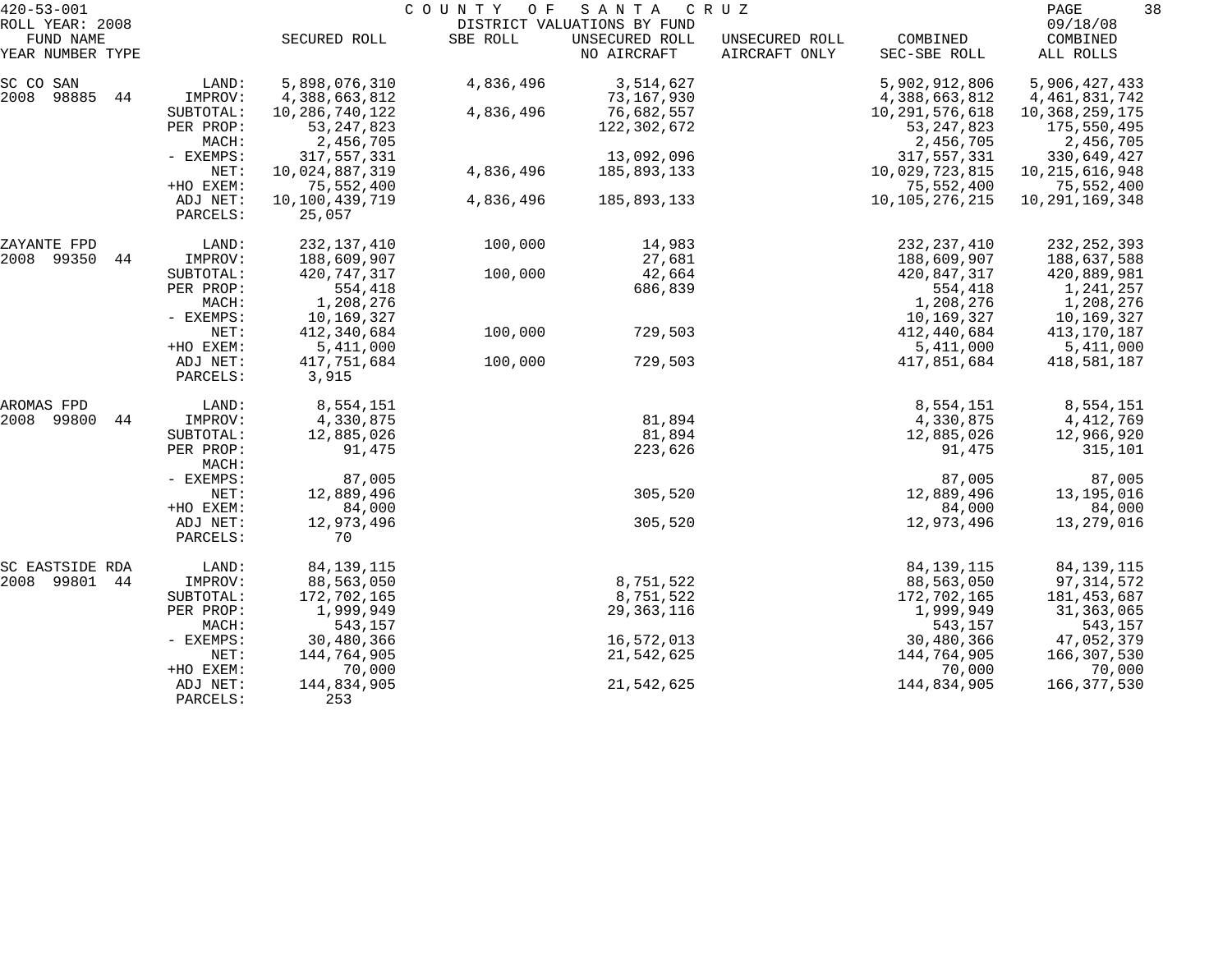420-53-001 COUNTY OF SANTA CRUZ
ROLL YEAR: 2008 DISTRICT VALUATIONS BY FUND 09/18/08

| FUND NAME YEAR NUMBER TYPE | | SECURED ROLL | SBE ROLL | UNSECURED ROLL NO AIRCRAFT | UNSECURED ROLL AIRCRAFT ONLY | COMBINED SEC-SBE ROLL | COMBINED ALL ROLLS |
|---|---|---|---|---|---|---|---|
| SC CO SAN | LAND: | 5,898,076,310 | 4,836,496 | 3,514,627 | | 5,902,912,806 | 5,906,427,433 |
| 2008 98885 44 | IMPROV: | 4,388,663,812 | | 73,167,930 | | 4,388,663,812 | 4,461,831,742 |
| | SUBTOTAL: | 10,286,740,122 | 4,836,496 | 76,682,557 | | 10,291,576,618 | 10,368,259,175 |
| | PER PROP: | 53,247,823 | | 122,302,672 | | 53,247,823 | 175,550,495 |
| | MACH: | 2,456,705 | | | | 2,456,705 | 2,456,705 |
| | - EXEMPS: | 317,557,331 | | 13,092,096 | | 317,557,331 | 330,649,427 |
| | NET: | 10,024,887,319 | 4,836,496 | 185,893,133 | | 10,029,723,815 | 10,215,616,948 |
| | +HO EXEM: | 75,552,400 | | | | 75,552,400 | 75,552,400 |
| | ADJ NET: | 10,100,439,719 | 4,836,496 | 185,893,133 | | 10,105,276,215 | 10,291,169,348 |
| | PARCELS: | 25,057 | | | | | |
| ZAYANTE FPD | LAND: | 232,137,410 | 100,000 | 14,983 | | 232,237,410 | 232,252,393 |
| 2008 99350 44 | IMPROV: | 188,609,907 | | 27,681 | | 188,609,907 | 188,637,588 |
| | SUBTOTAL: | 420,747,317 | 100,000 | 42,664 | | 420,847,317 | 420,889,981 |
| | PER PROP: | 554,418 | | 686,839 | | 554,418 | 1,241,257 |
| | MACH: | 1,208,276 | | | | 1,208,276 | 1,208,276 |
| | - EXEMPS: | 10,169,327 | | | | 10,169,327 | 10,169,327 |
| | NET: | 412,340,684 | 100,000 | 729,503 | | 412,440,684 | 413,170,187 |
| | +HO EXEM: | 5,411,000 | | | | 5,411,000 | 5,411,000 |
| | ADJ NET: | 417,751,684 | 100,000 | 729,503 | | 417,851,684 | 418,581,187 |
| | PARCELS: | 3,915 | | | | | |
| AROMAS FPD | LAND: | 8,554,151 | | | | 8,554,151 | 8,554,151 |
| 2008 99800 44 | IMPROV: | 4,330,875 | | 81,894 | | 4,330,875 | 4,412,769 |
| | SUBTOTAL: | 12,885,026 | | 81,894 | | 12,885,026 | 12,966,920 |
| | PER PROP: | 91,475 | | 223,626 | | 91,475 | 315,101 |
| | MACH: | | | | | | |
| | - EXEMPS: | 87,005 | | | | 87,005 | 87,005 |
| | NET: | 12,889,496 | | 305,520 | | 12,889,496 | 13,195,016 |
| | +HO EXEM: | 84,000 | | | | 84,000 | 84,000 |
| | ADJ NET: | 12,973,496 | | 305,520 | | 12,973,496 | 13,279,016 |
| | PARCELS: | 70 | | | | | |
| SC EASTSIDE RDA | LAND: | 84,139,115 | | | | 84,139,115 | 84,139,115 |
| 2008 99801 44 | IMPROV: | 88,563,050 | | 8,751,522 | | 88,563,050 | 97,314,572 |
| | SUBTOTAL: | 172,702,165 | | 8,751,522 | | 172,702,165 | 181,453,687 |
| | PER PROP: | 1,999,949 | | 29,363,116 | | 1,999,949 | 31,363,065 |
| | MACH: | 543,157 | | | | 543,157 | 543,157 |
| | - EXEMPS: | 30,480,366 | | 16,572,013 | | 30,480,366 | 47,052,379 |
| | NET: | 144,764,905 | | 21,542,625 | | 144,764,905 | 166,307,530 |
| | +HO EXEM: | 70,000 | | | | 70,000 | 70,000 |
| | ADJ NET: | 144,834,905 | | 21,542,625 | | 144,834,905 | 166,377,530 |
| | PARCELS: | 253 | | | | | |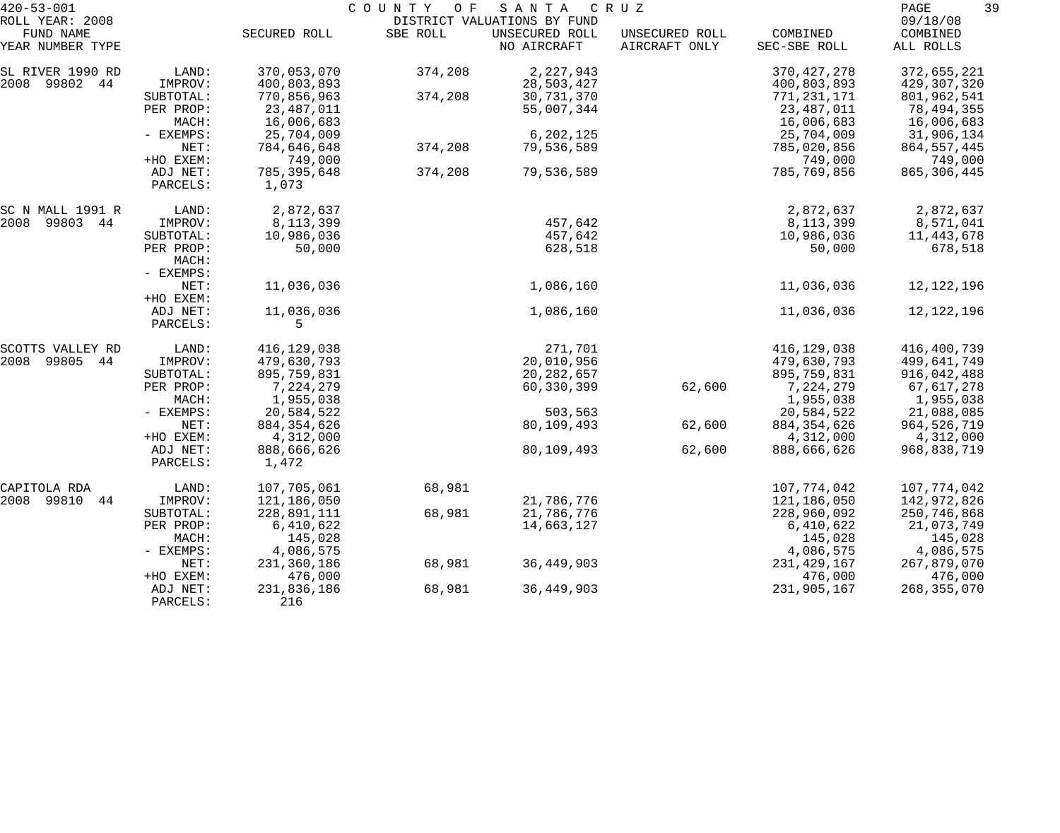420-53-001 COUNTY OF SANTA CRUZ
ROLL YEAR: 2008 DISTRICT VALUATIONS BY FUND 09/18/08

| FUND NAME YEAR NUMBER TYPE | | SECURED ROLL | SBE ROLL | UNSECURED ROLL NO AIRCRAFT | UNSECURED ROLL AIRCRAFT ONLY | COMBINED SEC-SBE ROLL | COMBINED ALL ROLLS |
|---|---|---|---|---|---|---|---|
| SL RIVER 1990 RD | LAND: | 370,053,070 | 374,208 | 2,227,943 | | 370,427,278 | 372,655,221 |
| 2008 99802 44 | IMPROV: | 400,803,893 | | 28,503,427 | | 400,803,893 | 429,307,320 |
| | SUBTOTAL: | 770,856,963 | 374,208 | 30,731,370 | | 771,231,171 | 801,962,541 |
| | PER PROP: | 23,487,011 | | 55,007,344 | | 23,487,011 | 78,494,355 |
| | MACH: | 16,006,683 | | | | 16,006,683 | 16,006,683 |
| | - EXEMPS: | 25,704,009 | | 6,202,125 | | 25,704,009 | 31,906,134 |
| | NET: | 784,646,648 | 374,208 | 79,536,589 | | 785,020,856 | 864,557,445 |
| | +HO EXEM: | 749,000 | | | | 749,000 | 749,000 |
| | ADJ NET: | 785,395,648 | 374,208 | 79,536,589 | | 785,769,856 | 865,306,445 |
| | PARCELS: | 1,073 | | | | | |
| SC N MALL 1991 R | LAND: | 2,872,637 | | | | 2,872,637 | 2,872,637 |
| 2008 99803 44 | IMPROV: | 8,113,399 | | 457,642 | | 8,113,399 | 8,571,041 |
| | SUBTOTAL: | 10,986,036 | | 457,642 | | 10,986,036 | 11,443,678 |
| | PER PROP: | 50,000 | | 628,518 | | 50,000 | 678,518 |
| | MACH: | | | | | | |
| | - EXEMPS: | | | | | | |
| | NET: | 11,036,036 | | 1,086,160 | | 11,036,036 | 12,122,196 |
| | +HO EXEM: | | | | | | |
| | ADJ NET: | 11,036,036 | | 1,086,160 | | 11,036,036 | 12,122,196 |
| | PARCELS: | 5 | | | | | |
| SCOTTS VALLEY RD | LAND: | 416,129,038 | | 271,701 | | 416,129,038 | 416,400,739 |
| 2008 99805 44 | IMPROV: | 479,630,793 | | 20,010,956 | | 479,630,793 | 499,641,749 |
| | SUBTOTAL: | 895,759,831 | | 20,282,657 | | 895,759,831 | 916,042,488 |
| | PER PROP: | 7,224,279 | | 60,330,399 | 62,600 | 7,224,279 | 67,617,278 |
| | MACH: | 1,955,038 | | | | 1,955,038 | 1,955,038 |
| | - EXEMPS: | 20,584,522 | | 503,563 | | 20,584,522 | 21,088,085 |
| | NET: | 884,354,626 | | 80,109,493 | 62,600 | 884,354,626 | 964,526,719 |
| | +HO EXEM: | 4,312,000 | | | | 4,312,000 | 4,312,000 |
| | ADJ NET: | 888,666,626 | | 80,109,493 | 62,600 | 888,666,626 | 968,838,719 |
| | PARCELS: | 1,472 | | | | | |
| CAPITOLA RDA | LAND: | 107,705,061 | 68,981 | | | 107,774,042 | 107,774,042 |
| 2008 99810 44 | IMPROV: | 121,186,050 | | 21,786,776 | | 121,186,050 | 142,972,826 |
| | SUBTOTAL: | 228,891,111 | 68,981 | 21,786,776 | | 228,960,092 | 250,746,868 |
| | PER PROP: | 6,410,622 | | 14,663,127 | | 6,410,622 | 21,073,749 |
| | MACH: | 145,028 | | | | 145,028 | 145,028 |
| | - EXEMPS: | 4,086,575 | | | | 4,086,575 | 4,086,575 |
| | NET: | 231,360,186 | 68,981 | 36,449,903 | | 231,429,167 | 267,879,070 |
| | +HO EXEM: | 476,000 | | | | 476,000 | 476,000 |
| | ADJ NET: | 231,836,186 | 68,981 | 36,449,903 | | 231,905,167 | 268,355,070 |
| | PARCELS: | 216 | | | | | |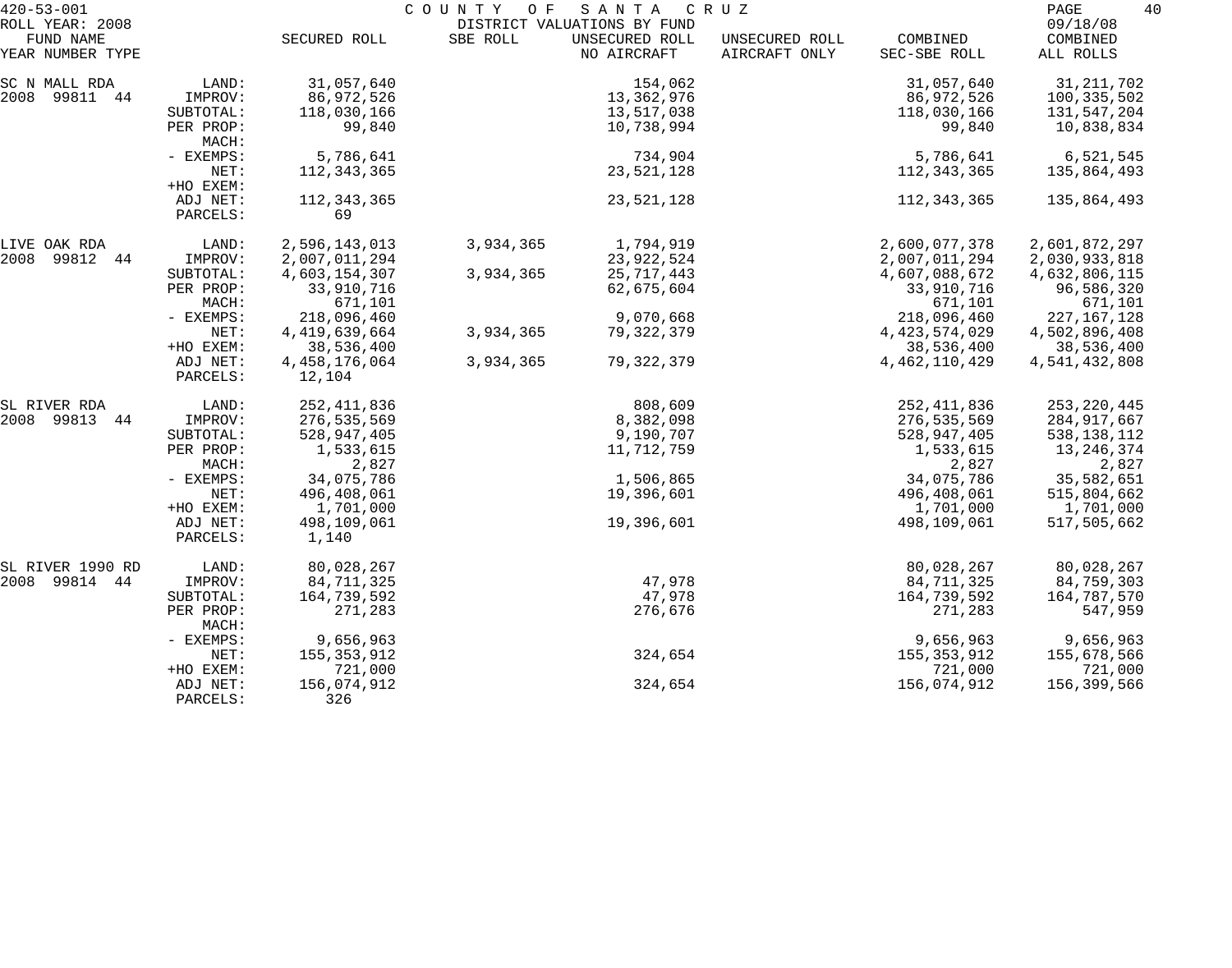420-53-001 COUNTY OF SANTA CRUZ

ROLL YEAR: 2008 DISTRICT VALUATIONS BY FUND 09/18/08

| FUND NAME YEAR NUMBER TYPE | | SECURED ROLL | SBE ROLL | UNSECURED ROLL NO AIRCRAFT | UNSECURED ROLL AIRCRAFT ONLY | COMBINED SEC-SBE ROLL | COMBINED ALL ROLLS |
|---|---|---|---|---|---|---|---|
| SC N MALL RDA | LAND: | 31,057,640 | | 154,062 | | 31,057,640 | 31,211,702 |
| 2008 99811 44 | IMPROV: | 86,972,526 | | 13,362,976 | | 86,972,526 | 100,335,502 |
| | SUBTOTAL: | 118,030,166 | | 13,517,038 | | 118,030,166 | 131,547,204 |
| | PER PROP: | 99,840 | | 10,738,994 | | 99,840 | 10,838,834 |
| | MACH: | | | | | | |
| | - EXEMPS: | 5,786,641 | | 734,904 | | 5,786,641 | 6,521,545 |
| | NET: | 112,343,365 | | 23,521,128 | | 112,343,365 | 135,864,493 |
| | +HO EXEM: | | | | | | |
| | ADJ NET: | 112,343,365 | | 23,521,128 | | 112,343,365 | 135,864,493 |
| | PARCELS: | 69 | | | | | |
| LIVE OAK RDA | LAND: | 2,596,143,013 | 3,934,365 | 1,794,919 | | 2,600,077,378 | 2,601,872,297 |
| 2008 99812 44 | IMPROV: | 2,007,011,294 | | 23,922,524 | | 2,007,011,294 | 2,030,933,818 |
| | SUBTOTAL: | 4,603,154,307 | 3,934,365 | 25,717,443 | | 4,607,088,672 | 4,632,806,115 |
| | PER PROP: | 33,910,716 | | 62,675,604 | | 33,910,716 | 96,586,320 |
| | MACH: | 671,101 | | | | 671,101 | 671,101 |
| | - EXEMPS: | 218,096,460 | | 9,070,668 | | 218,096,460 | 227,167,128 |
| | NET: | 4,419,639,664 | 3,934,365 | 79,322,379 | | 4,423,574,029 | 4,502,896,408 |
| | +HO EXEM: | 38,536,400 | | | | 38,536,400 | 38,536,400 |
| | ADJ NET: | 4,458,176,064 | 3,934,365 | 79,322,379 | | 4,462,110,429 | 4,541,432,808 |
| | PARCELS: | 12,104 | | | | | |
| SL RIVER RDA | LAND: | 252,411,836 | | 808,609 | | 252,411,836 | 253,220,445 |
| 2008 99813 44 | IMPROV: | 276,535,569 | | 8,382,098 | | 276,535,569 | 284,917,667 |
| | SUBTOTAL: | 528,947,405 | | 9,190,707 | | 528,947,405 | 538,138,112 |
| | PER PROP: | 1,533,615 | | 11,712,759 | | 1,533,615 | 13,246,374 |
| | MACH: | 2,827 | | | | 2,827 | 2,827 |
| | - EXEMPS: | 34,075,786 | | 1,506,865 | | 34,075,786 | 35,582,651 |
| | NET: | 496,408,061 | | 19,396,601 | | 496,408,061 | 515,804,662 |
| | +HO EXEM: | 1,701,000 | | | | 1,701,000 | 1,701,000 |
| | ADJ NET: | 498,109,061 | | 19,396,601 | | 498,109,061 | 517,505,662 |
| | PARCELS: | 1,140 | | | | | |
| SL RIVER 1990 RD | LAND: | 80,028,267 | | | | 80,028,267 | 80,028,267 |
| 2008 99814 44 | IMPROV: | 84,711,325 | | 47,978 | | 84,711,325 | 84,759,303 |
| | SUBTOTAL: | 164,739,592 | | 47,978 | | 164,739,592 | 164,787,570 |
| | PER PROP: | 271,283 | | 276,676 | | 271,283 | 547,959 |
| | MACH: | | | | | | |
| | - EXEMPS: | 9,656,963 | | | | 9,656,963 | 9,656,963 |
| | NET: | 155,353,912 | | 324,654 | | 155,353,912 | 155,678,566 |
| | +HO EXEM: | 721,000 | | | | 721,000 | 721,000 |
| | ADJ NET: | 156,074,912 | | 324,654 | | 156,074,912 | 156,399,566 |
| | PARCELS: | 326 | | | | | |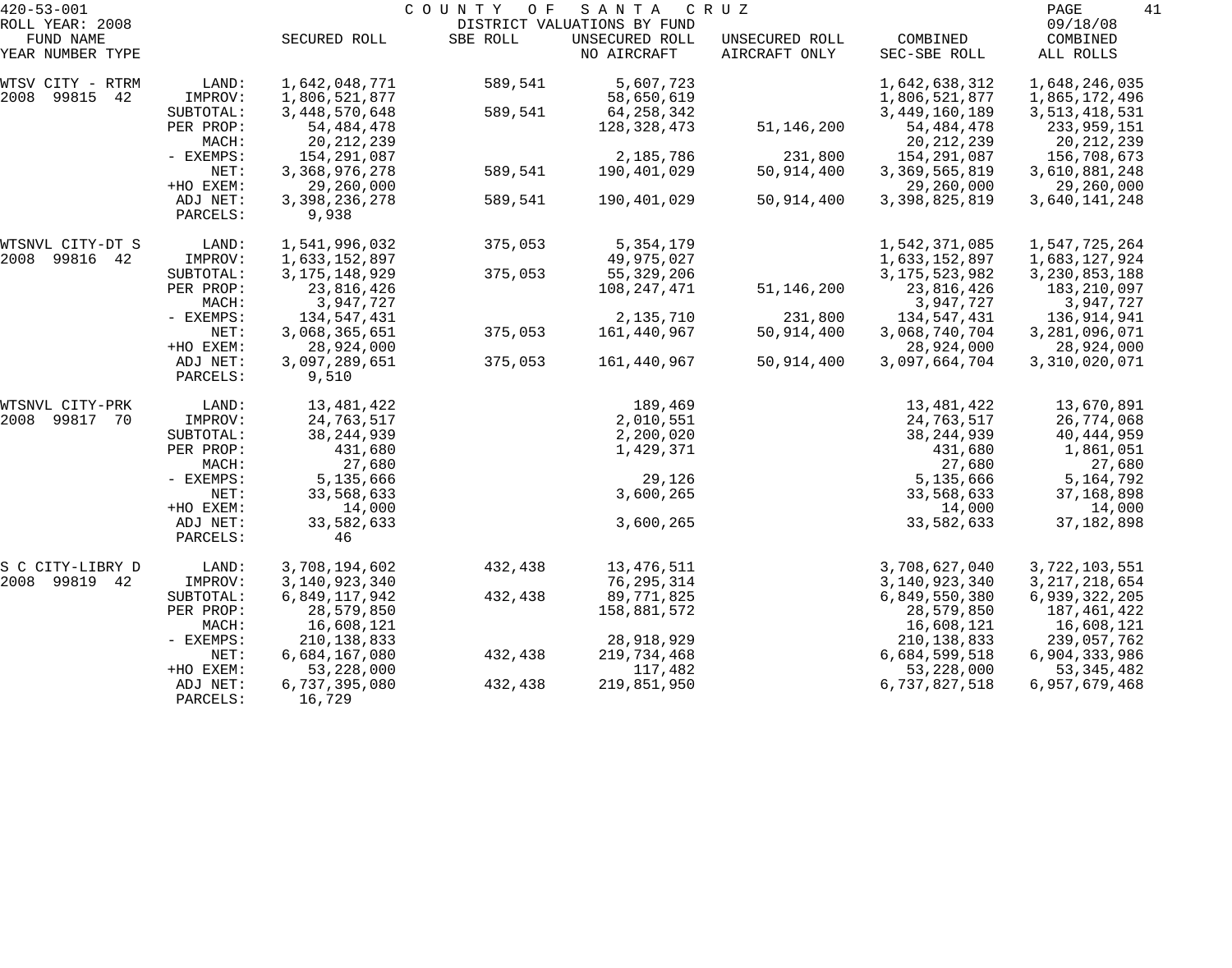420-53-001 COUNTY OF SANTA CRUZ

ROLL YEAR: 2008 DISTRICT VALUATIONS BY FUND 09/18/08

| FUND NAME YEAR NUMBER TYPE | | SECURED ROLL | SBE ROLL | UNSECURED ROLL NO AIRCRAFT | UNSECURED ROLL AIRCRAFT ONLY | COMBINED SEC-SBE ROLL | COMBINED ALL ROLLS |
|---|---|---|---|---|---|---|---|
| WTSV CITY - RTRM | LAND: | 1,642,048,771 | 589,541 | 5,607,723 | | 1,642,638,312 | 1,648,246,035 |
| 2008 99815 42 | IMPROV: | 1,806,521,877 | | 58,650,619 | | 1,806,521,877 | 1,865,172,496 |
| | SUBTOTAL: | 3,448,570,648 | 589,541 | 64,258,342 | | 3,449,160,189 | 3,513,418,531 |
| | PER PROP: | 54,484,478 | | 128,328,473 | 51,146,200 | 54,484,478 | 233,959,151 |
| | MACH: | 20,212,239 | | | | 20,212,239 | 20,212,239 |
| | - EXEMPS: | 154,291,087 | | 2,185,786 | 231,800 | 154,291,087 | 156,708,673 |
| | NET: | 3,368,976,278 | 589,541 | 190,401,029 | 50,914,400 | 3,369,565,819 | 3,610,881,248 |
| | +HO EXEM: | 29,260,000 | | | | 29,260,000 | 29,260,000 |
| | ADJ NET: | 3,398,236,278 | 589,541 | 190,401,029 | 50,914,400 | 3,398,825,819 | 3,640,141,248 |
| | PARCELS: | 9,938 | | | | | |
| WTSNVL CITY-DT S | LAND: | 1,541,996,032 | 375,053 | 5,354,179 | | 1,542,371,085 | 1,547,725,264 |
| 2008 99816 42 | IMPROV: | 1,633,152,897 | | 49,975,027 | | 1,633,152,897 | 1,683,127,924 |
| | SUBTOTAL: | 3,175,148,929 | 375,053 | 55,329,206 | | 3,175,523,982 | 3,230,853,188 |
| | PER PROP: | 23,816,426 | | 108,247,471 | 51,146,200 | 23,816,426 | 183,210,097 |
| | MACH: | 3,947,727 | | | | 3,947,727 | 3,947,727 |
| | - EXEMPS: | 134,547,431 | | 2,135,710 | 231,800 | 134,547,431 | 136,914,941 |
| | NET: | 3,068,365,651 | 375,053 | 161,440,967 | 50,914,400 | 3,068,740,704 | 3,281,096,071 |
| | +HO EXEM: | 28,924,000 | | | | 28,924,000 | 28,924,000 |
| | ADJ NET: | 3,097,289,651 | 375,053 | 161,440,967 | 50,914,400 | 3,097,664,704 | 3,310,020,071 |
| | PARCELS: | 9,510 | | | | | |
| WTSNVL CITY-PRK | LAND: | 13,481,422 | | 189,469 | | 13,481,422 | 13,670,891 |
| 2008 99817 70 | IMPROV: | 24,763,517 | | 2,010,551 | | 24,763,517 | 26,774,068 |
| | SUBTOTAL: | 38,244,939 | | 2,200,020 | | 38,244,939 | 40,444,959 |
| | PER PROP: | 431,680 | | 1,429,371 | | 431,680 | 1,861,051 |
| | MACH: | 27,680 | | | | 27,680 | 27,680 |
| | - EXEMPS: | 5,135,666 | | 29,126 | | 5,135,666 | 5,164,792 |
| | NET: | 33,568,633 | | 3,600,265 | | 33,568,633 | 37,168,898 |
| | +HO EXEM: | 14,000 | | | | 14,000 | 14,000 |
| | ADJ NET: | 33,582,633 | | 3,600,265 | | 33,582,633 | 37,182,898 |
| | PARCELS: | 46 | | | | | |
| S C CITY-LIBRY D | LAND: | 3,708,194,602 | 432,438 | 13,476,511 | | 3,708,627,040 | 3,722,103,551 |
| 2008 99819 42 | IMPROV: | 3,140,923,340 | | 76,295,314 | | 3,140,923,340 | 3,217,218,654 |
| | SUBTOTAL: | 6,849,117,942 | 432,438 | 89,771,825 | | 6,849,550,380 | 6,939,322,205 |
| | PER PROP: | 28,579,850 | | 158,881,572 | | 28,579,850 | 187,461,422 |
| | MACH: | 16,608,121 | | | | 16,608,121 | 16,608,121 |
| | - EXEMPS: | 210,138,833 | | 28,918,929 | | 210,138,833 | 239,057,762 |
| | NET: | 6,684,167,080 | 432,438 | 219,734,468 | | 6,684,599,518 | 6,904,333,986 |
| | +HO EXEM: | 53,228,000 | | 117,482 | | 53,228,000 | 53,345,482 |
| | ADJ NET: | 6,737,395,080 | 432,438 | 219,851,950 | | 6,737,827,518 | 6,957,679,468 |
| | PARCELS: | 16,729 | | | | | |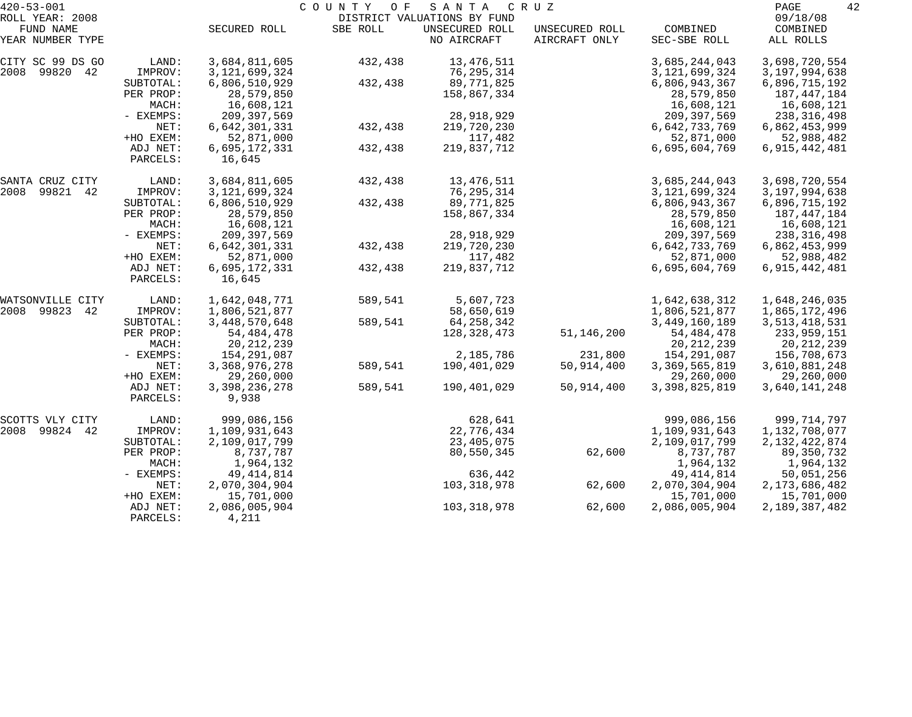420-53-001 COUNTY OF SANTA CRUZ

ROLL YEAR: 2008 DISTRICT VALUATIONS BY FUND 09/18/08

| FUND NAME YEAR NUMBER TYPE | | SECURED ROLL | SBE ROLL | UNSECURED ROLL NO AIRCRAFT | UNSECURED ROLL AIRCRAFT ONLY | COMBINED SEC-SBE ROLL | COMBINED ALL ROLLS |
|---|---|---|---|---|---|---|---|
| CITY SC 99 DS GO | LAND: | 3,684,811,605 | 432,438 | 13,476,511 | | 3,685,244,043 | 3,698,720,554 |
| 2008 99820 42 | IMPROV: | 3,121,699,324 | | 76,295,314 | | 3,121,699,324 | 3,197,994,638 |
| | SUBTOTAL: | 6,806,510,929 | 432,438 | 89,771,825 | | 6,806,943,367 | 6,896,715,192 |
| | PER PROP: | 28,579,850 | | 158,867,334 | | 28,579,850 | 187,447,184 |
| | MACH: | 16,608,121 | | | | 16,608,121 | 16,608,121 |
| | - EXEMPS: | 209,397,569 | | 28,918,929 | | 209,397,569 | 238,316,498 |
| | NET: | 6,642,301,331 | 432,438 | 219,720,230 | | 6,642,733,769 | 6,862,453,999 |
| | +HO EXEM: | 52,871,000 | | 117,482 | | 52,871,000 | 52,988,482 |
| | ADJ NET: | 6,695,172,331 | 432,438 | 219,837,712 | | 6,695,604,769 | 6,915,442,481 |
| | PARCELS: | 16,645 | | | | | |
| SANTA CRUZ CITY | LAND: | 3,684,811,605 | 432,438 | 13,476,511 | | 3,685,244,043 | 3,698,720,554 |
| 2008 99821 42 | IMPROV: | 3,121,699,324 | | 76,295,314 | | 3,121,699,324 | 3,197,994,638 |
| | SUBTOTAL: | 6,806,510,929 | 432,438 | 89,771,825 | | 6,806,943,367 | 6,896,715,192 |
| | PER PROP: | 28,579,850 | | 158,867,334 | | 28,579,850 | 187,447,184 |
| | MACH: | 16,608,121 | | | | 16,608,121 | 16,608,121 |
| | - EXEMPS: | 209,397,569 | | 28,918,929 | | 209,397,569 | 238,316,498 |
| | NET: | 6,642,301,331 | 432,438 | 219,720,230 | | 6,642,733,769 | 6,862,453,999 |
| | +HO EXEM: | 52,871,000 | | 117,482 | | 52,871,000 | 52,988,482 |
| | ADJ NET: | 6,695,172,331 | 432,438 | 219,837,712 | | 6,695,604,769 | 6,915,442,481 |
| | PARCELS: | 16,645 | | | | | |
| WATSONVILLE CITY | LAND: | 1,642,048,771 | 589,541 | 5,607,723 | | 1,642,638,312 | 1,648,246,035 |
| 2008 99823 42 | IMPROV: | 1,806,521,877 | | 58,650,619 | | 1,806,521,877 | 1,865,172,496 |
| | SUBTOTAL: | 3,448,570,648 | 589,541 | 64,258,342 | | 3,449,160,189 | 3,513,418,531 |
| | PER PROP: | 54,484,478 | | 128,328,473 | 51,146,200 | 54,484,478 | 233,959,151 |
| | MACH: | 20,212,239 | | | | 20,212,239 | 20,212,239 |
| | - EXEMPS: | 154,291,087 | | 2,185,786 | 231,800 | 154,291,087 | 156,708,673 |
| | NET: | 3,368,976,278 | 589,541 | 190,401,029 | 50,914,400 | 3,369,565,819 | 3,610,881,248 |
| | +HO EXEM: | 29,260,000 | | | | 29,260,000 | 29,260,000 |
| | ADJ NET: | 3,398,236,278 | 589,541 | 190,401,029 | 50,914,400 | 3,398,825,819 | 3,640,141,248 |
| | PARCELS: | 9,938 | | | | | |
| SCOTTS VLY CITY | LAND: | 999,086,156 | | 628,641 | | 999,086,156 | 999,714,797 |
| 2008 99824 42 | IMPROV: | 1,109,931,643 | | 22,776,434 | | 1,109,931,643 | 1,132,708,077 |
| | SUBTOTAL: | 2,109,017,799 | | 23,405,075 | | 2,109,017,799 | 2,132,422,874 |
| | PER PROP: | 8,737,787 | | 80,550,345 | 62,600 | 8,737,787 | 89,350,732 |
| | MACH: | 1,964,132 | | | | 1,964,132 | 1,964,132 |
| | - EXEMPS: | 49,414,814 | | 636,442 | | 49,414,814 | 50,051,256 |
| | NET: | 2,070,304,904 | | 103,318,978 | 62,600 | 2,070,304,904 | 2,173,686,482 |
| | +HO EXEM: | 15,701,000 | | | | 15,701,000 | 15,701,000 |
| | ADJ NET: | 2,086,005,904 | | 103,318,978 | 62,600 | 2,086,005,904 | 2,189,387,482 |
| | PARCELS: | 4,211 | | | | | |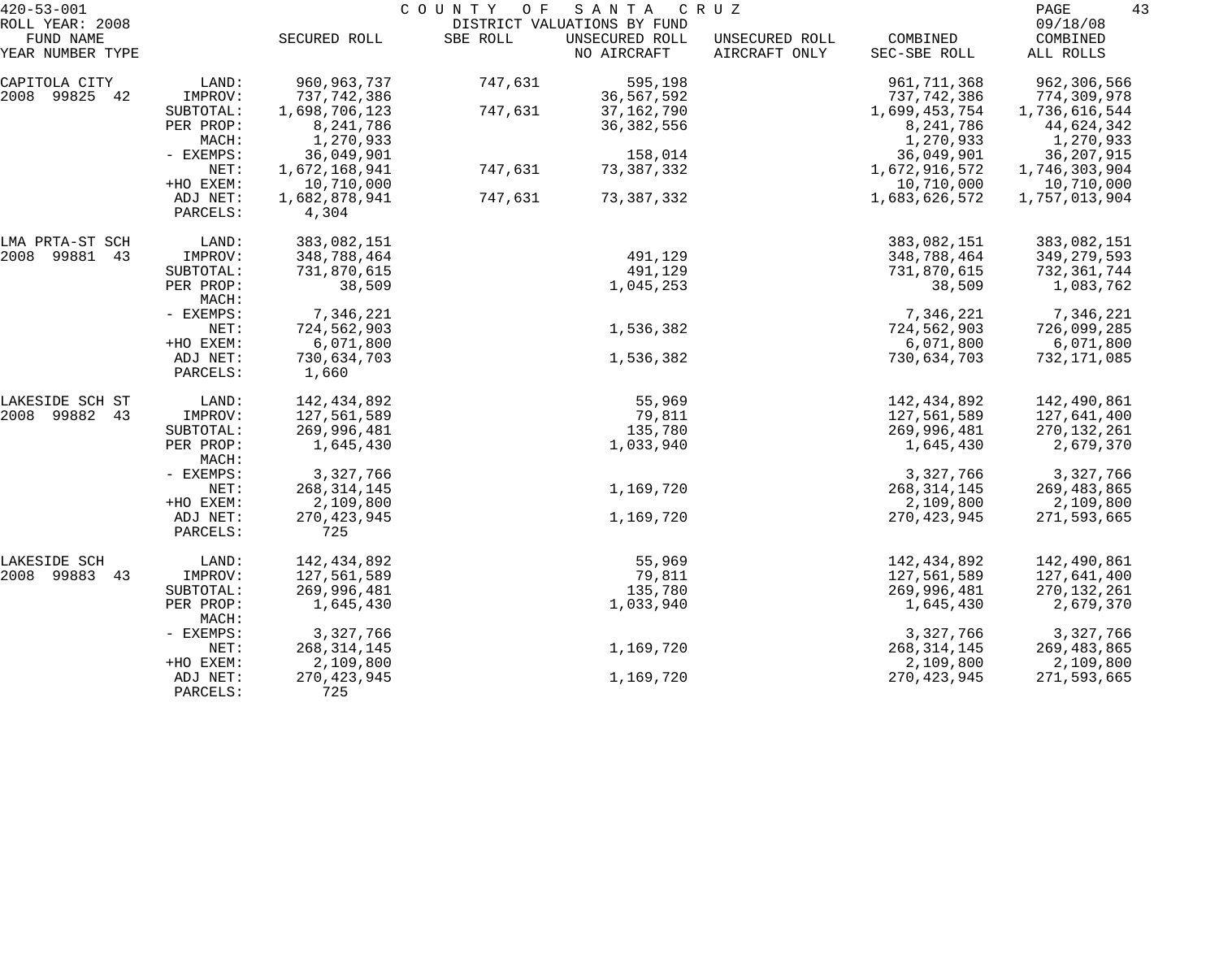420-53-001 COUNTY OF SANTA CRUZ

ROLL YEAR: 2008 DISTRICT VALUATIONS BY FUND 09/18/08

| FUND NAME YEAR NUMBER TYPE | | SECURED ROLL | SBE ROLL | UNSECURED ROLL NO AIRCRAFT | UNSECURED ROLL AIRCRAFT ONLY | COMBINED SEC-SBE ROLL | COMBINED ALL ROLLS |
|---|---|---|---|---|---|---|---|
| CAPITOLA CITY | LAND: | 960,963,737 | 747,631 | 595,198 | | 961,711,368 | 962,306,566 |
| 2008 99825 42 | IMPROV: | 737,742,386 | | 36,567,592 | | 737,742,386 | 774,309,978 |
| | SUBTOTAL: | 1,698,706,123 | 747,631 | 37,162,790 | | 1,699,453,754 | 1,736,616,544 |
| | PER PROP: | 8,241,786 | | 36,382,556 | | 8,241,786 | 44,624,342 |
| | MACH: | 1,270,933 | | | | 1,270,933 | 1,270,933 |
| | - EXEMPS: | 36,049,901 | | 158,014 | | 36,049,901 | 36,207,915 |
| | NET: | 1,672,168,941 | 747,631 | 73,387,332 | | 1,672,916,572 | 1,746,303,904 |
| | +HO EXEM: | 10,710,000 | | | | 10,710,000 | 10,710,000 |
| | ADJ NET: | 1,682,878,941 | 747,631 | 73,387,332 | | 1,683,626,572 | 1,757,013,904 |
| | PARCELS: | 4,304 | | | | | |
| LMA PRTA-ST SCH | LAND: | 383,082,151 | | | | 383,082,151 | 383,082,151 |
| 2008 99881 43 | IMPROV: | 348,788,464 | | 491,129 | | 348,788,464 | 349,279,593 |
| | SUBTOTAL: | 731,870,615 | | 491,129 | | 731,870,615 | 732,361,744 |
| | PER PROP: | 38,509 | | 1,045,253 | | 38,509 | 1,083,762 |
| | MACH: | | | | | | |
| | - EXEMPS: | 7,346,221 | | | | 7,346,221 | 7,346,221 |
| | NET: | 724,562,903 | | 1,536,382 | | 724,562,903 | 726,099,285 |
| | +HO EXEM: | 6,071,800 | | | | 6,071,800 | 6,071,800 |
| | ADJ NET: | 730,634,703 | | 1,536,382 | | 730,634,703 | 732,171,085 |
| | PARCELS: | 1,660 | | | | | |
| LAKESIDE SCH ST | LAND: | 142,434,892 | | 55,969 | | 142,434,892 | 142,490,861 |
| 2008 99882 43 | IMPROV: | 127,561,589 | | 79,811 | | 127,561,589 | 127,641,400 |
| | SUBTOTAL: | 269,996,481 | | 135,780 | | 269,996,481 | 270,132,261 |
| | PER PROP: | 1,645,430 | | 1,033,940 | | 1,645,430 | 2,679,370 |
| | MACH: | | | | | | |
| | - EXEMPS: | 3,327,766 | | | | 3,327,766 | 3,327,766 |
| | NET: | 268,314,145 | | 1,169,720 | | 268,314,145 | 269,483,865 |
| | +HO EXEM: | 2,109,800 | | | | 2,109,800 | 2,109,800 |
| | ADJ NET: | 270,423,945 | | 1,169,720 | | 270,423,945 | 271,593,665 |
| | PARCELS: | 725 | | | | | |
| LAKESIDE SCH | LAND: | 142,434,892 | | 55,969 | | 142,434,892 | 142,490,861 |
| 2008 99883 43 | IMPROV: | 127,561,589 | | 79,811 | | 127,561,589 | 127,641,400 |
| | SUBTOTAL: | 269,996,481 | | 135,780 | | 269,996,481 | 270,132,261 |
| | PER PROP: | 1,645,430 | | 1,033,940 | | 1,645,430 | 2,679,370 |
| | MACH: | | | | | | |
| | - EXEMPS: | 3,327,766 | | | | 3,327,766 | 3,327,766 |
| | NET: | 268,314,145 | | 1,169,720 | | 268,314,145 | 269,483,865 |
| | +HO EXEM: | 2,109,800 | | | | 2,109,800 | 2,109,800 |
| | ADJ NET: | 270,423,945 | | 1,169,720 | | 270,423,945 | 271,593,665 |
| | PARCELS: | 725 | | | | | |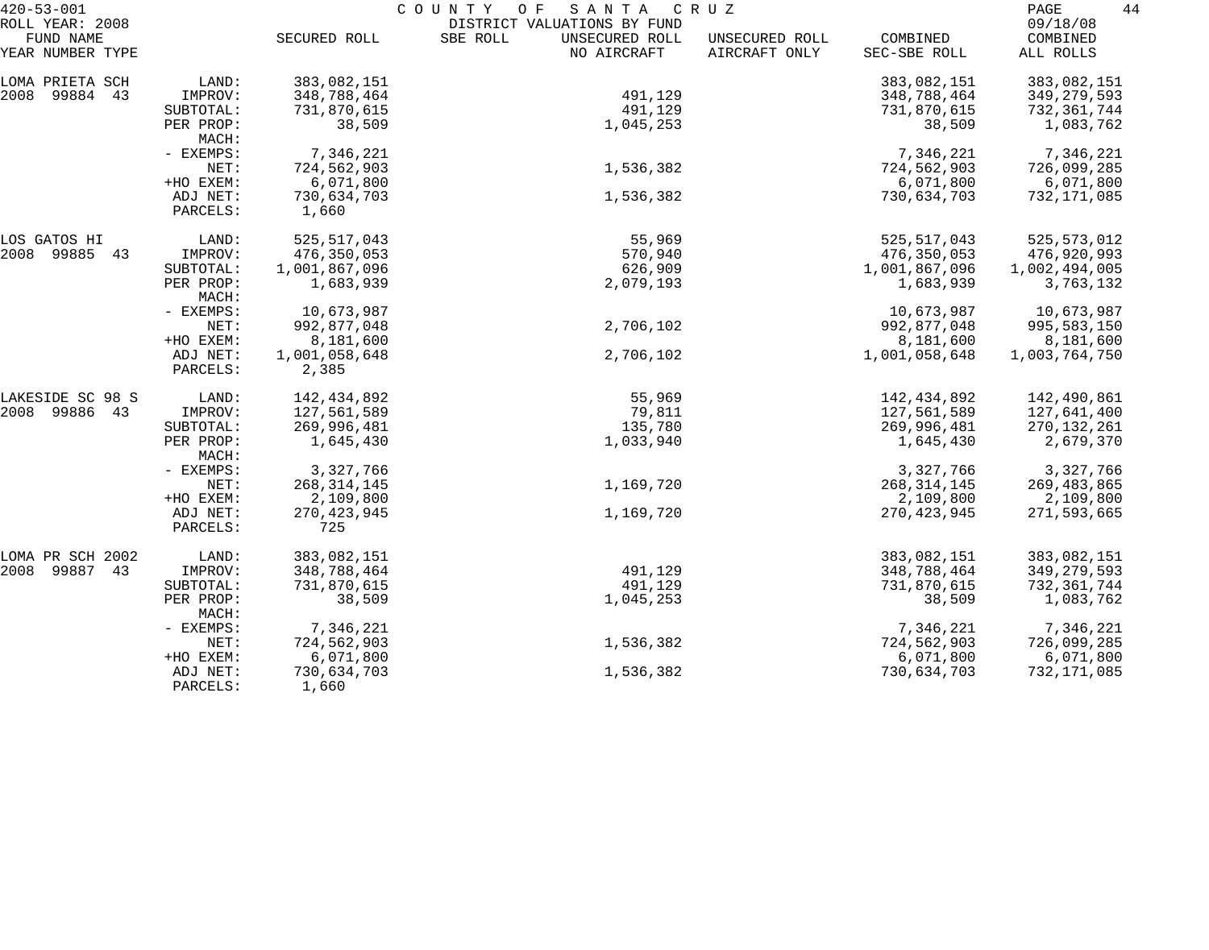420-53-001 COUNTY OF SANTA CRUZ

ROLL YEAR: 2008 DISTRICT VALUATIONS BY FUND 09/18/08

| FUND NAME YEAR NUMBER TYPE | | SECURED ROLL | SBE ROLL | UNSECURED ROLL NO AIRCRAFT | UNSECURED ROLL AIRCRAFT ONLY | COMBINED SEC-SBE ROLL | COMBINED ALL ROLLS |
|---|---|---|---|---|---|---|---|
| LOMA PRIETA SCH | LAND: | 383,082,151 | | | | 383,082,151 | 383,082,151 |
| 2008 99884 43 | IMPROV: | 348,788,464 | | 491,129 | | 348,788,464 | 349,279,593 |
| | SUBTOTAL: | 731,870,615 | | 491,129 | | 731,870,615 | 732,361,744 |
| | PER PROP: | 38,509 | | 1,045,253 | | 38,509 | 1,083,762 |
| | MACH: | | | | | | |
| | - EXEMPS: | 7,346,221 | | | | 7,346,221 | 7,346,221 |
| | NET: | 724,562,903 | | 1,536,382 | | 724,562,903 | 726,099,285 |
| | +HO EXEM: | 6,071,800 | | | | 6,071,800 | 6,071,800 |
| | ADJ NET: | 730,634,703 | | 1,536,382 | | 730,634,703 | 732,171,085 |
| | PARCELS: | 1,660 | | | | | |
| LOS GATOS HI | LAND: | 525,517,043 | | 55,969 | | 525,517,043 | 525,573,012 |
| 2008 99885 43 | IMPROV: | 476,350,053 | | 570,940 | | 476,350,053 | 476,920,993 |
| | SUBTOTAL: | 1,001,867,096 | | 626,909 | | 1,001,867,096 | 1,002,494,005 |
| | PER PROP: | 1,683,939 | | 2,079,193 | | 1,683,939 | 3,763,132 |
| | MACH: | | | | | | |
| | - EXEMPS: | 10,673,987 | | | | 10,673,987 | 10,673,987 |
| | NET: | 992,877,048 | | 2,706,102 | | 992,877,048 | 995,583,150 |
| | +HO EXEM: | 8,181,600 | | | | 8,181,600 | 8,181,600 |
| | ADJ NET: | 1,001,058,648 | | 2,706,102 | | 1,001,058,648 | 1,003,764,750 |
| | PARCELS: | 2,385 | | | | | |
| LAKESIDE SC 98 S | LAND: | 142,434,892 | | 55,969 | | 142,434,892 | 142,490,861 |
| 2008 99886 43 | IMPROV: | 127,561,589 | | 79,811 | | 127,561,589 | 127,641,400 |
| | SUBTOTAL: | 269,996,481 | | 135,780 | | 269,996,481 | 270,132,261 |
| | PER PROP: | 1,645,430 | | 1,033,940 | | 1,645,430 | 2,679,370 |
| | MACH: | | | | | | |
| | - EXEMPS: | 3,327,766 | | | | 3,327,766 | 3,327,766 |
| | NET: | 268,314,145 | | 1,169,720 | | 268,314,145 | 269,483,865 |
| | +HO EXEM: | 2,109,800 | | | | 2,109,800 | 2,109,800 |
| | ADJ NET: | 270,423,945 | | 1,169,720 | | 270,423,945 | 271,593,665 |
| | PARCELS: | 725 | | | | | |
| LOMA PR SCH 2002 | LAND: | 383,082,151 | | | | 383,082,151 | 383,082,151 |
| 2008 99887 43 | IMPROV: | 348,788,464 | | 491,129 | | 348,788,464 | 349,279,593 |
| | SUBTOTAL: | 731,870,615 | | 491,129 | | 731,870,615 | 732,361,744 |
| | PER PROP: | 38,509 | | 1,045,253 | | 38,509 | 1,083,762 |
| | MACH: | | | | | | |
| | - EXEMPS: | 7,346,221 | | | | 7,346,221 | 7,346,221 |
| | NET: | 724,562,903 | | 1,536,382 | | 724,562,903 | 726,099,285 |
| | +HO EXEM: | 6,071,800 | | | | 6,071,800 | 6,071,800 |
| | ADJ NET: | 730,634,703 | | 1,536,382 | | 730,634,703 | 732,171,085 |
| | PARCELS: | 1,660 | | | | | |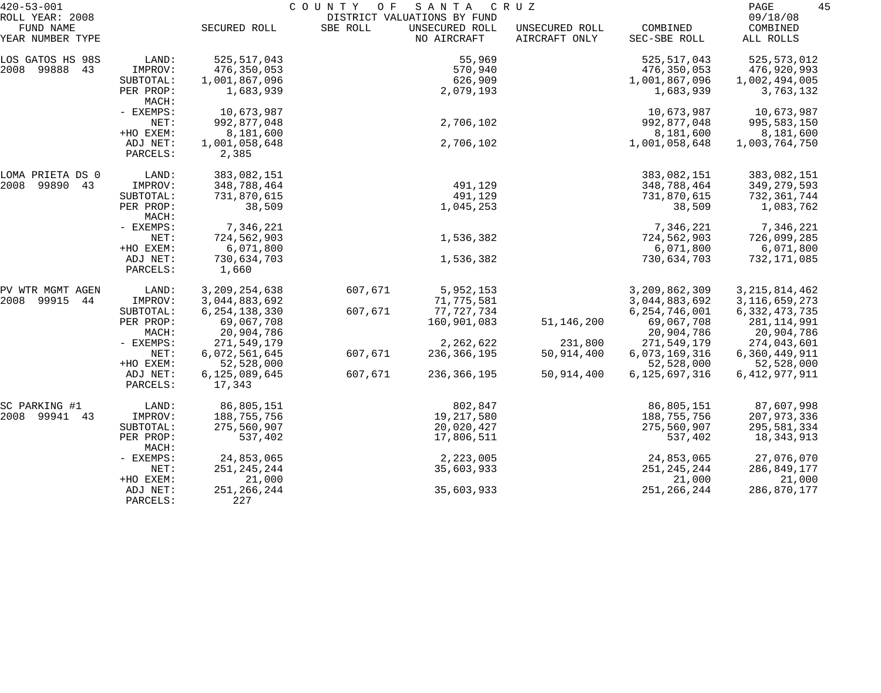420-53-001 — COUNTY OF SANTA CRUZ — DISTRICT VALUATIONS BY FUND — ROLL YEAR: 2008 — 09/18/08

| FUND NAME YEAR NUMBER TYPE | | SECURED ROLL | SBE ROLL | UNSECURED ROLL NO AIRCRAFT | UNSECURED ROLL AIRCRAFT ONLY | COMBINED SEC-SBE ROLL | COMBINED ALL ROLLS |
|---|---|---|---|---|---|---|---|
| LOS GATOS HS 98S | LAND: | 525,517,043 | | 55,969 | | 525,517,043 | 525,573,012 |
| 2008 99888 43 | IMPROV: | 476,350,053 | | 570,940 | | 476,350,053 | 476,920,993 |
| | SUBTOTAL: | 1,001,867,096 | | 626,909 | | 1,001,867,096 | 1,002,494,005 |
| | PER PROP: | 1,683,939 | | 2,079,193 | | 1,683,939 | 3,763,132 |
| | MACH: | | | | | | |
| | - EXEMPS: | 10,673,987 | | | | 10,673,987 | 10,673,987 |
| | NET: | 992,877,048 | | 2,706,102 | | 992,877,048 | 995,583,150 |
| | +HO EXEM: | 8,181,600 | | | | 8,181,600 | 8,181,600 |
| | ADJ NET: | 1,001,058,648 | | 2,706,102 | | 1,001,058,648 | 1,003,764,750 |
| | PARCELS: | 2,385 | | | | | |
| LOMA PRIETA DS 0 | LAND: | 383,082,151 | | | | 383,082,151 | 383,082,151 |
| 2008 99890 43 | IMPROV: | 348,788,464 | | 491,129 | | 348,788,464 | 349,279,593 |
| | SUBTOTAL: | 731,870,615 | | 491,129 | | 731,870,615 | 732,361,744 |
| | PER PROP: | 38,509 | | 1,045,253 | | 38,509 | 1,083,762 |
| | MACH: | | | | | | |
| | - EXEMPS: | 7,346,221 | | | | 7,346,221 | 7,346,221 |
| | NET: | 724,562,903 | | 1,536,382 | | 724,562,903 | 726,099,285 |
| | +HO EXEM: | 6,071,800 | | | | 6,071,800 | 6,071,800 |
| | ADJ NET: | 730,634,703 | | 1,536,382 | | 730,634,703 | 732,171,085 |
| | PARCELS: | 1,660 | | | | | |
| PV WTR MGMT AGEN | LAND: | 3,209,254,638 | 607,671 | 5,952,153 | | 3,209,862,309 | 3,215,814,462 |
| 2008 99915 44 | IMPROV: | 3,044,883,692 | | 71,775,581 | | 3,044,883,692 | 3,116,659,273 |
| | SUBTOTAL: | 6,254,138,330 | 607,671 | 77,727,734 | | 6,254,746,001 | 6,332,473,735 |
| | PER PROP: | 69,067,708 | | 160,901,083 | 51,146,200 | 69,067,708 | 281,114,991 |
| | MACH: | 20,904,786 | | | | 20,904,786 | 20,904,786 |
| | - EXEMPS: | 271,549,179 | | 2,262,622 | 231,800 | 271,549,179 | 274,043,601 |
| | NET: | 6,072,561,645 | 607,671 | 236,366,195 | 50,914,400 | 6,073,169,316 | 6,360,449,911 |
| | +HO EXEM: | 52,528,000 | | | | 52,528,000 | 52,528,000 |
| | ADJ NET: | 6,125,089,645 | 607,671 | 236,366,195 | 50,914,400 | 6,125,697,316 | 6,412,977,911 |
| | PARCELS: | 17,343 | | | | | |
| SC PARKING #1 | LAND: | 86,805,151 | | 802,847 | | 86,805,151 | 87,607,998 |
| 2008 99941 43 | IMPROV: | 188,755,756 | | 19,217,580 | | 188,755,756 | 207,973,336 |
| | SUBTOTAL: | 275,560,907 | | 20,020,427 | | 275,560,907 | 295,581,334 |
| | PER PROP: | 537,402 | | 17,806,511 | | 537,402 | 18,343,913 |
| | MACH: | | | | | | |
| | - EXEMPS: | 24,853,065 | | 2,223,005 | | 24,853,065 | 27,076,070 |
| | NET: | 251,245,244 | | 35,603,933 | | 251,245,244 | 286,849,177 |
| | +HO EXEM: | 21,000 | | | | 21,000 | 21,000 |
| | ADJ NET: | 251,266,244 | | 35,603,933 | | 251,266,244 | 286,870,177 |
| | PARCELS: | 227 | | | | | |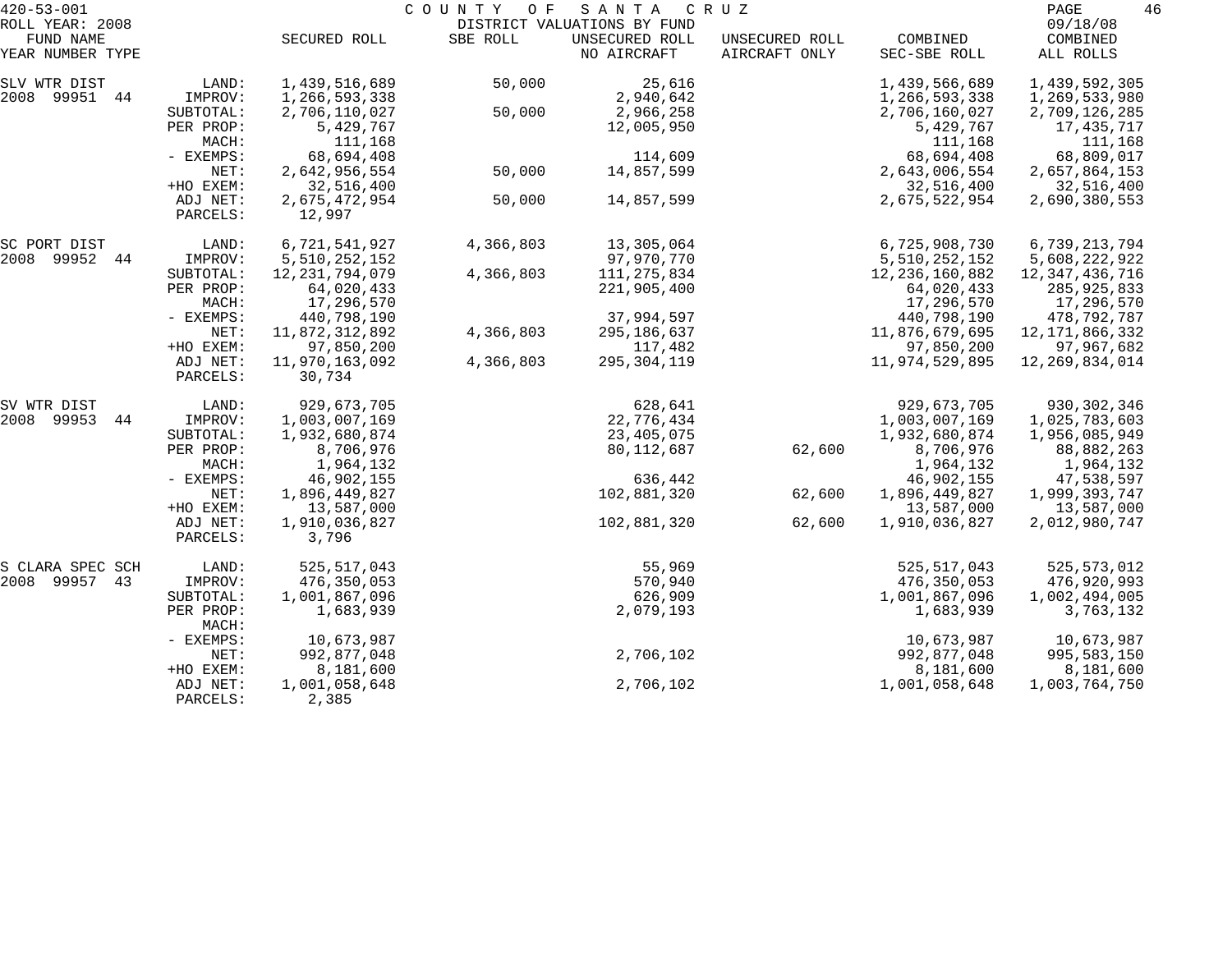420-53-001 COUNTY OF SANTA CRUZ
ROLL YEAR: 2008 DISTRICT VALUATIONS BY FUND 09/18/08

| FUND NAME YEAR NUMBER TYPE | | SECURED ROLL | SBE ROLL | UNSECURED ROLL NO AIRCRAFT | UNSECURED ROLL AIRCRAFT ONLY | COMBINED SEC-SBE ROLL | COMBINED ALL ROLLS |
|---|---|---|---|---|---|---|---|
| SLV WTR DIST | LAND: | 1,439,516,689 | 50,000 | 25,616 | | 1,439,566,689 | 1,439,592,305 |
| 2008 99951 44 | IMPROV: | 1,266,593,338 | | 2,940,642 | | 1,266,593,338 | 1,269,533,980 |
| | SUBTOTAL: | 2,706,110,027 | 50,000 | 2,966,258 | | 2,706,160,027 | 2,709,126,285 |
| | PER PROP: | 5,429,767 | | 12,005,950 | | 5,429,767 | 17,435,717 |
| | MACH: | 111,168 | | | | 111,168 | 111,168 |
| | - EXEMPS: | 68,694,408 | | 114,609 | | 68,694,408 | 68,809,017 |
| | NET: | 2,642,956,554 | 50,000 | 14,857,599 | | 2,643,006,554 | 2,657,864,153 |
| | +HO EXEM: | 32,516,400 | | | | 32,516,400 | 32,516,400 |
| | ADJ NET: | 2,675,472,954 | 50,000 | 14,857,599 | | 2,675,522,954 | 2,690,380,553 |
| | PARCELS: | 12,997 | | | | | |
| SC PORT DIST | LAND: | 6,721,541,927 | 4,366,803 | 13,305,064 | | 6,725,908,730 | 6,739,213,794 |
| 2008 99952 44 | IMPROV: | 5,510,252,152 | | 97,970,770 | | 5,510,252,152 | 5,608,222,922 |
| | SUBTOTAL: | 12,231,794,079 | 4,366,803 | 111,275,834 | | 12,236,160,882 | 12,347,436,716 |
| | PER PROP: | 64,020,433 | | 221,905,400 | | 64,020,433 | 285,925,833 |
| | MACH: | 17,296,570 | | | | 17,296,570 | 17,296,570 |
| | - EXEMPS: | 440,798,190 | | 37,994,597 | | 440,798,190 | 478,792,787 |
| | NET: | 11,872,312,892 | 4,366,803 | 295,186,637 | | 11,876,679,695 | 12,171,866,332 |
| | +HO EXEM: | 97,850,200 | | 117,482 | | 97,850,200 | 97,967,682 |
| | ADJ NET: | 11,970,163,092 | 4,366,803 | 295,304,119 | | 11,974,529,895 | 12,269,834,014 |
| | PARCELS: | 30,734 | | | | | |
| SV WTR DIST | LAND: | 929,673,705 | | 628,641 | | 929,673,705 | 930,302,346 |
| 2008 99953 44 | IMPROV: | 1,003,007,169 | | 22,776,434 | | 1,003,007,169 | 1,025,783,603 |
| | SUBTOTAL: | 1,932,680,874 | | 23,405,075 | | 1,932,680,874 | 1,956,085,949 |
| | PER PROP: | 8,706,976 | | 80,112,687 | 62,600 | 8,706,976 | 88,882,263 |
| | MACH: | 1,964,132 | | | | 1,964,132 | 1,964,132 |
| | - EXEMPS: | 46,902,155 | | 636,442 | | 46,902,155 | 47,538,597 |
| | NET: | 1,896,449,827 | | 102,881,320 | 62,600 | 1,896,449,827 | 1,999,393,747 |
| | +HO EXEM: | 13,587,000 | | | | 13,587,000 | 13,587,000 |
| | ADJ NET: | 1,910,036,827 | | 102,881,320 | 62,600 | 1,910,036,827 | 2,012,980,747 |
| | PARCELS: | 3,796 | | | | | |
| S CLARA SPEC SCH | LAND: | 525,517,043 | | 55,969 | | 525,517,043 | 525,573,012 |
| 2008 99957 43 | IMPROV: | 476,350,053 | | 570,940 | | 476,350,053 | 476,920,993 |
| | SUBTOTAL: | 1,001,867,096 | | 626,909 | | 1,001,867,096 | 1,002,494,005 |
| | PER PROP: | 1,683,939 | | 2,079,193 | | 1,683,939 | 3,763,132 |
| | MACH: | | | | | | |
| | - EXEMPS: | 10,673,987 | | | | 10,673,987 | 10,673,987 |
| | NET: | 992,877,048 | | 2,706,102 | | 992,877,048 | 995,583,150 |
| | +HO EXEM: | 8,181,600 | | | | 8,181,600 | 8,181,600 |
| | ADJ NET: | 1,001,058,648 | | 2,706,102 | | 1,001,058,648 | 1,003,764,750 |
| | PARCELS: | 2,385 | | | | | |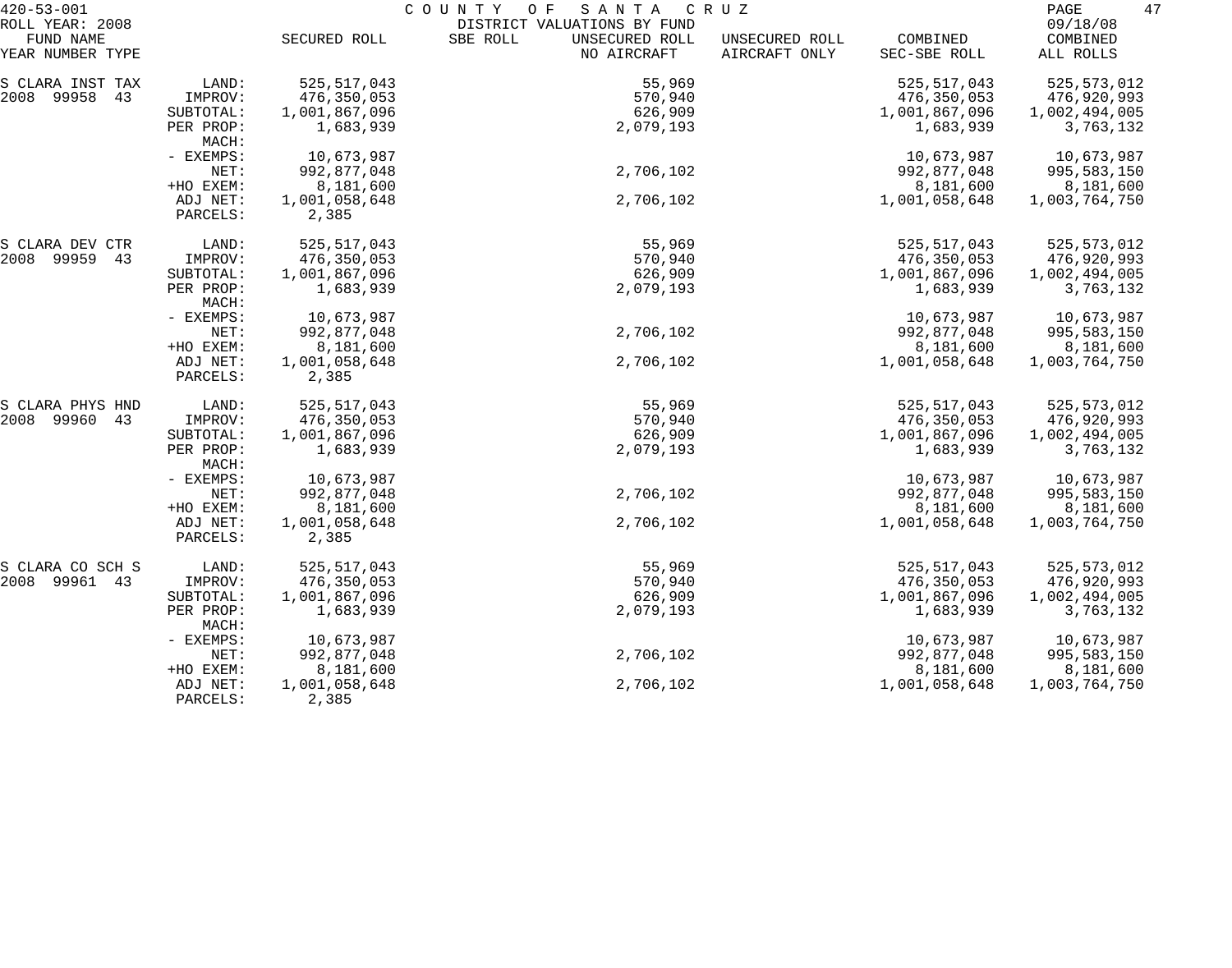420-53-001 COUNTY OF SANTA CRUZ
ROLL YEAR: 2008 DISTRICT VALUATIONS BY FUND 09/18/08

| FUND NAME YEAR NUMBER TYPE | | SECURED ROLL | SBE ROLL | UNSECURED ROLL NO AIRCRAFT | UNSECURED ROLL AIRCRAFT ONLY | COMBINED SEC-SBE ROLL | COMBINED ALL ROLLS |
|---|---|---|---|---|---|---|---|
| S CLARA INST TAX | LAND: | 525,517,043 | | 55,969 | | 525,517,043 | 525,573,012 |
| 2008 99958 43 | IMPROV: | 476,350,053 | | 570,940 | | 476,350,053 | 476,920,993 |
| | SUBTOTAL: | 1,001,867,096 | | 626,909 | | 1,001,867,096 | 1,002,494,005 |
| | PER PROP: | 1,683,939 | | 2,079,193 | | 1,683,939 | 3,763,132 |
| | MACH: | | | | | | |
| | - EXEMPS: | 10,673,987 | | | | 10,673,987 | 10,673,987 |
| | NET: | 992,877,048 | | 2,706,102 | | 992,877,048 | 995,583,150 |
| | +HO EXEM: | 8,181,600 | | | | 8,181,600 | 8,181,600 |
| | ADJ NET: | 1,001,058,648 | | 2,706,102 | | 1,001,058,648 | 1,003,764,750 |
| | PARCELS: | 2,385 | | | | | |
| S CLARA DEV CTR | LAND: | 525,517,043 | | 55,969 | | 525,517,043 | 525,573,012 |
| 2008 99959 43 | IMPROV: | 476,350,053 | | 570,940 | | 476,350,053 | 476,920,993 |
| | SUBTOTAL: | 1,001,867,096 | | 626,909 | | 1,001,867,096 | 1,002,494,005 |
| | PER PROP: | 1,683,939 | | 2,079,193 | | 1,683,939 | 3,763,132 |
| | MACH: | | | | | | |
| | - EXEMPS: | 10,673,987 | | | | 10,673,987 | 10,673,987 |
| | NET: | 992,877,048 | | 2,706,102 | | 992,877,048 | 995,583,150 |
| | +HO EXEM: | 8,181,600 | | | | 8,181,600 | 8,181,600 |
| | ADJ NET: | 1,001,058,648 | | 2,706,102 | | 1,001,058,648 | 1,003,764,750 |
| | PARCELS: | 2,385 | | | | | |
| S CLARA PHYS HND | LAND: | 525,517,043 | | 55,969 | | 525,517,043 | 525,573,012 |
| 2008 99960 43 | IMPROV: | 476,350,053 | | 570,940 | | 476,350,053 | 476,920,993 |
| | SUBTOTAL: | 1,001,867,096 | | 626,909 | | 1,001,867,096 | 1,002,494,005 |
| | PER PROP: | 1,683,939 | | 2,079,193 | | 1,683,939 | 3,763,132 |
| | MACH: | | | | | | |
| | - EXEMPS: | 10,673,987 | | | | 10,673,987 | 10,673,987 |
| | NET: | 992,877,048 | | 2,706,102 | | 992,877,048 | 995,583,150 |
| | +HO EXEM: | 8,181,600 | | | | 8,181,600 | 8,181,600 |
| | ADJ NET: | 1,001,058,648 | | 2,706,102 | | 1,001,058,648 | 1,003,764,750 |
| | PARCELS: | 2,385 | | | | | |
| S CLARA CO SCH S | LAND: | 525,517,043 | | 55,969 | | 525,517,043 | 525,573,012 |
| 2008 99961 43 | IMPROV: | 476,350,053 | | 570,940 | | 476,350,053 | 476,920,993 |
| | SUBTOTAL: | 1,001,867,096 | | 626,909 | | 1,001,867,096 | 1,002,494,005 |
| | PER PROP: | 1,683,939 | | 2,079,193 | | 1,683,939 | 3,763,132 |
| | MACH: | | | | | | |
| | - EXEMPS: | 10,673,987 | | | | 10,673,987 | 10,673,987 |
| | NET: | 992,877,048 | | 2,706,102 | | 992,877,048 | 995,583,150 |
| | +HO EXEM: | 8,181,600 | | | | 8,181,600 | 8,181,600 |
| | ADJ NET: | 1,001,058,648 | | 2,706,102 | | 1,001,058,648 | 1,003,764,750 |
| | PARCELS: | 2,385 | | | | | |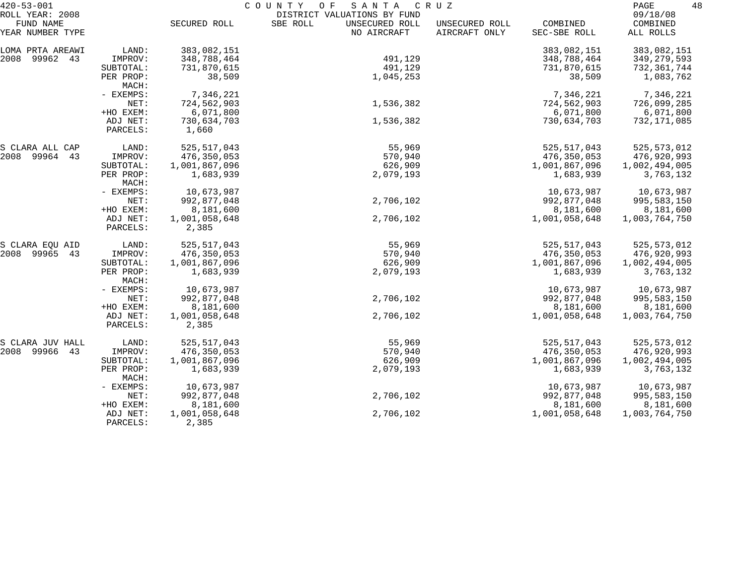420-53-001 COUNTY OF SANTA CRUZ
ROLL YEAR: 2008 DISTRICT VALUATIONS BY FUND 09/18/08

| FUND NAME YEAR NUMBER TYPE | | SECURED ROLL | SBE ROLL | UNSECURED ROLL NO AIRCRAFT | UNSECURED ROLL AIRCRAFT ONLY | COMBINED SEC-SBE ROLL | COMBINED ALL ROLLS |
|---|---|---|---|---|---|---|---|
| LOMA PRTA AREAWI | LAND: | 383,082,151 | | | | 383,082,151 | 383,082,151 |
| 2008 99962 43 | IMPROV: | 348,788,464 | | 491,129 | | 348,788,464 | 349,279,593 |
| | SUBTOTAL: | 731,870,615 | | 491,129 | | 731,870,615 | 732,361,744 |
| | PER PROP: | 38,509 | | 1,045,253 | | 38,509 | 1,083,762 |
| | MACH: | | | | | | |
| | - EXEMPS: | 7,346,221 | | | | 7,346,221 | 7,346,221 |
| | NET: | 724,562,903 | | 1,536,382 | | 724,562,903 | 726,099,285 |
| | +HO EXEM: | 6,071,800 | | | | 6,071,800 | 6,071,800 |
| | ADJ NET: | 730,634,703 | | 1,536,382 | | 730,634,703 | 732,171,085 |
| | PARCELS: | 1,660 | | | | | |
| S CLARA ALL CAP | LAND: | 525,517,043 | | 55,969 | | 525,517,043 | 525,573,012 |
| 2008 99964 43 | IMPROV: | 476,350,053 | | 570,940 | | 476,350,053 | 476,920,993 |
| | SUBTOTAL: | 1,001,867,096 | | 626,909 | | 1,001,867,096 | 1,002,494,005 |
| | PER PROP: | 1,683,939 | | 2,079,193 | | 1,683,939 | 3,763,132 |
| | MACH: | | | | | | |
| | - EXEMPS: | 10,673,987 | | | | 10,673,987 | 10,673,987 |
| | NET: | 992,877,048 | | 2,706,102 | | 992,877,048 | 995,583,150 |
| | +HO EXEM: | 8,181,600 | | | | 8,181,600 | 8,181,600 |
| | ADJ NET: | 1,001,058,648 | | 2,706,102 | | 1,001,058,648 | 1,003,764,750 |
| | PARCELS: | 2,385 | | | | | |
| S CLARA EQU AID | LAND: | 525,517,043 | | 55,969 | | 525,517,043 | 525,573,012 |
| 2008 99965 43 | IMPROV: | 476,350,053 | | 570,940 | | 476,350,053 | 476,920,993 |
| | SUBTOTAL: | 1,001,867,096 | | 626,909 | | 1,001,867,096 | 1,002,494,005 |
| | PER PROP: | 1,683,939 | | 2,079,193 | | 1,683,939 | 3,763,132 |
| | MACH: | | | | | | |
| | - EXEMPS: | 10,673,987 | | | | 10,673,987 | 10,673,987 |
| | NET: | 992,877,048 | | 2,706,102 | | 992,877,048 | 995,583,150 |
| | +HO EXEM: | 8,181,600 | | | | 8,181,600 | 8,181,600 |
| | ADJ NET: | 1,001,058,648 | | 2,706,102 | | 1,001,058,648 | 1,003,764,750 |
| | PARCELS: | 2,385 | | | | | |
| S CLARA JUV HALL | LAND: | 525,517,043 | | 55,969 | | 525,517,043 | 525,573,012 |
| 2008 99966 43 | IMPROV: | 476,350,053 | | 570,940 | | 476,350,053 | 476,920,993 |
| | SUBTOTAL: | 1,001,867,096 | | 626,909 | | 1,001,867,096 | 1,002,494,005 |
| | PER PROP: | 1,683,939 | | 2,079,193 | | 1,683,939 | 3,763,132 |
| | MACH: | | | | | | |
| | - EXEMPS: | 10,673,987 | | | | 10,673,987 | 10,673,987 |
| | NET: | 992,877,048 | | 2,706,102 | | 992,877,048 | 995,583,150 |
| | +HO EXEM: | 8,181,600 | | | | 8,181,600 | 8,181,600 |
| | ADJ NET: | 1,001,058,648 | | 2,706,102 | | 1,001,058,648 | 1,003,764,750 |
| | PARCELS: | 2,385 | | | | | |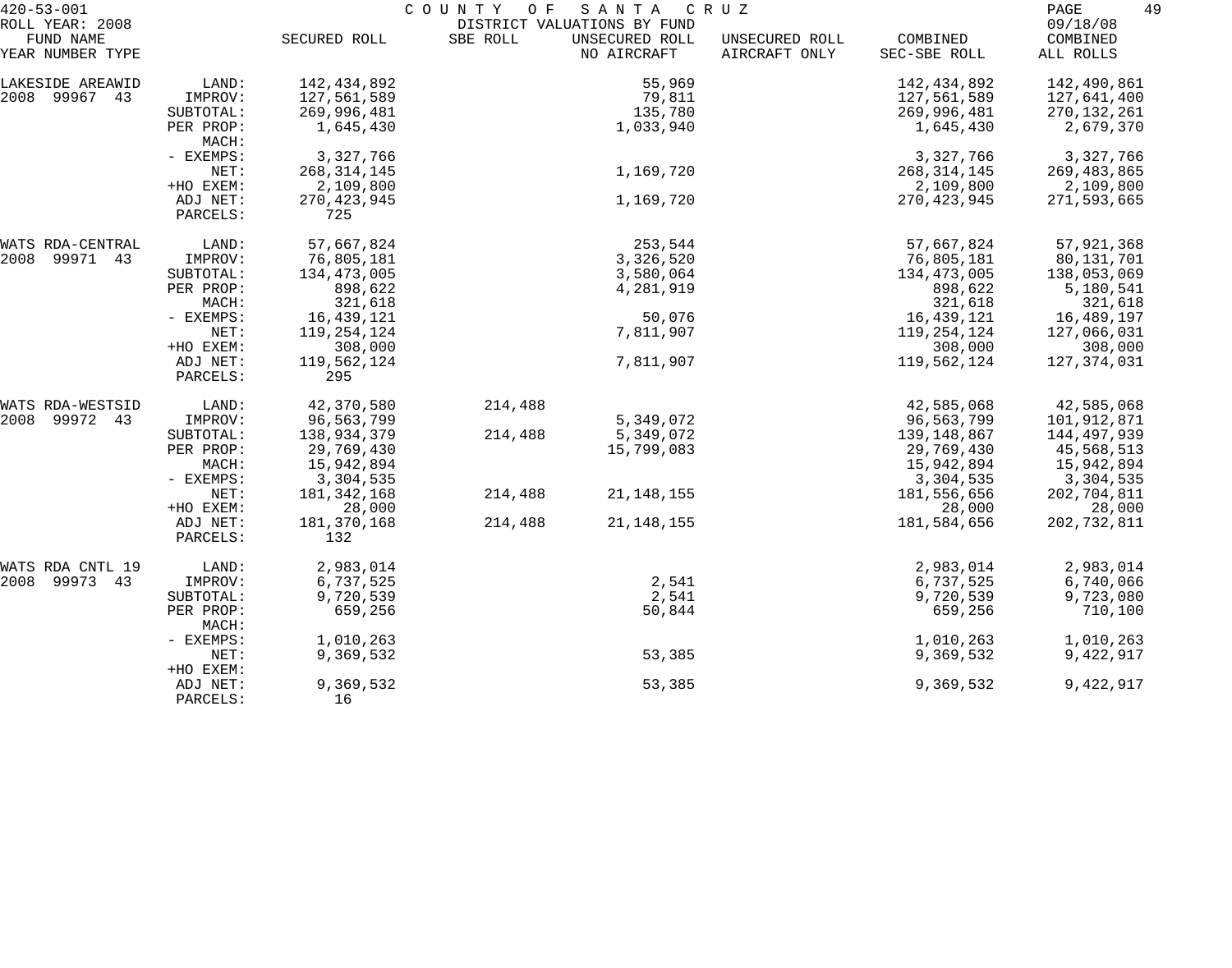420-53-001 COUNTY OF SANTA CRUZ
ROLL YEAR: 2008 DISTRICT VALUATIONS BY FUND 09/18/08

| FUND NAME YEAR NUMBER TYPE | | SECURED ROLL | SBE ROLL | UNSECURED ROLL NO AIRCRAFT | UNSECURED ROLL AIRCRAFT ONLY | COMBINED SEC-SBE ROLL | COMBINED ALL ROLLS |
|---|---|---|---|---|---|---|---|
| LAKESIDE AREAWID | LAND: | 142,434,892 | | 55,969 | | 142,434,892 | 142,490,861 |
| 2008 99967 43 | IMPROV: | 127,561,589 | | 79,811 | | 127,561,589 | 127,641,400 |
| | SUBTOTAL: | 269,996,481 | | 135,780 | | 269,996,481 | 270,132,261 |
| | PER PROP: | 1,645,430 | | 1,033,940 | | 1,645,430 | 2,679,370 |
| | MACH: | | | | | | |
| | - EXEMPS: | 3,327,766 | | | | 3,327,766 | 3,327,766 |
| | NET: | 268,314,145 | | 1,169,720 | | 268,314,145 | 269,483,865 |
| | +HO EXEM: | 2,109,800 | | | | 2,109,800 | 2,109,800 |
| | ADJ NET: | 270,423,945 | | 1,169,720 | | 270,423,945 | 271,593,665 |
| | PARCELS: | 725 | | | | | |
| WATS RDA-CENTRAL | LAND: | 57,667,824 | | 253,544 | | 57,667,824 | 57,921,368 |
| 2008 99971 43 | IMPROV: | 76,805,181 | | 3,326,520 | | 76,805,181 | 80,131,701 |
| | SUBTOTAL: | 134,473,005 | | 3,580,064 | | 134,473,005 | 138,053,069 |
| | PER PROP: | 898,622 | | 4,281,919 | | 898,622 | 5,180,541 |
| | MACH: | 321,618 | | | | 321,618 | 321,618 |
| | - EXEMPS: | 16,439,121 | | 50,076 | | 16,439,121 | 16,489,197 |
| | NET: | 119,254,124 | | 7,811,907 | | 119,254,124 | 127,066,031 |
| | +HO EXEM: | 308,000 | | | | 308,000 | 308,000 |
| | ADJ NET: | 119,562,124 | | 7,811,907 | | 119,562,124 | 127,374,031 |
| | PARCELS: | 295 | | | | | |
| WATS RDA-WESTSID | LAND: | 42,370,580 | 214,488 | | | 42,585,068 | 42,585,068 |
| 2008 99972 43 | IMPROV: | 96,563,799 | | 5,349,072 | | 96,563,799 | 101,912,871 |
| | SUBTOTAL: | 138,934,379 | 214,488 | 5,349,072 | | 139,148,867 | 144,497,939 |
| | PER PROP: | 29,769,430 | | 15,799,083 | | 29,769,430 | 45,568,513 |
| | MACH: | 15,942,894 | | | | 15,942,894 | 15,942,894 |
| | - EXEMPS: | 3,304,535 | | | | 3,304,535 | 3,304,535 |
| | NET: | 181,342,168 | 214,488 | 21,148,155 | | 181,556,656 | 202,704,811 |
| | +HO EXEM: | 28,000 | | | | 28,000 | 28,000 |
| | ADJ NET: | 181,370,168 | 214,488 | 21,148,155 | | 181,584,656 | 202,732,811 |
| | PARCELS: | 132 | | | | | |
| WATS RDA CNTL 19 | LAND: | 2,983,014 | | | | 2,983,014 | 2,983,014 |
| 2008 99973 43 | IMPROV: | 6,737,525 | | 2,541 | | 6,737,525 | 6,740,066 |
| | SUBTOTAL: | 9,720,539 | | 2,541 | | 9,720,539 | 9,723,080 |
| | PER PROP: | 659,256 | | 50,844 | | 659,256 | 710,100 |
| | MACH: | | | | | | |
| | - EXEMPS: | 1,010,263 | | | | 1,010,263 | 1,010,263 |
| | NET: | 9,369,532 | | 53,385 | | 9,369,532 | 9,422,917 |
| | +HO EXEM: | | | | | | |
| | ADJ NET: | 9,369,532 | | 53,385 | | 9,369,532 | 9,422,917 |
| | PARCELS: | 16 | | | | | |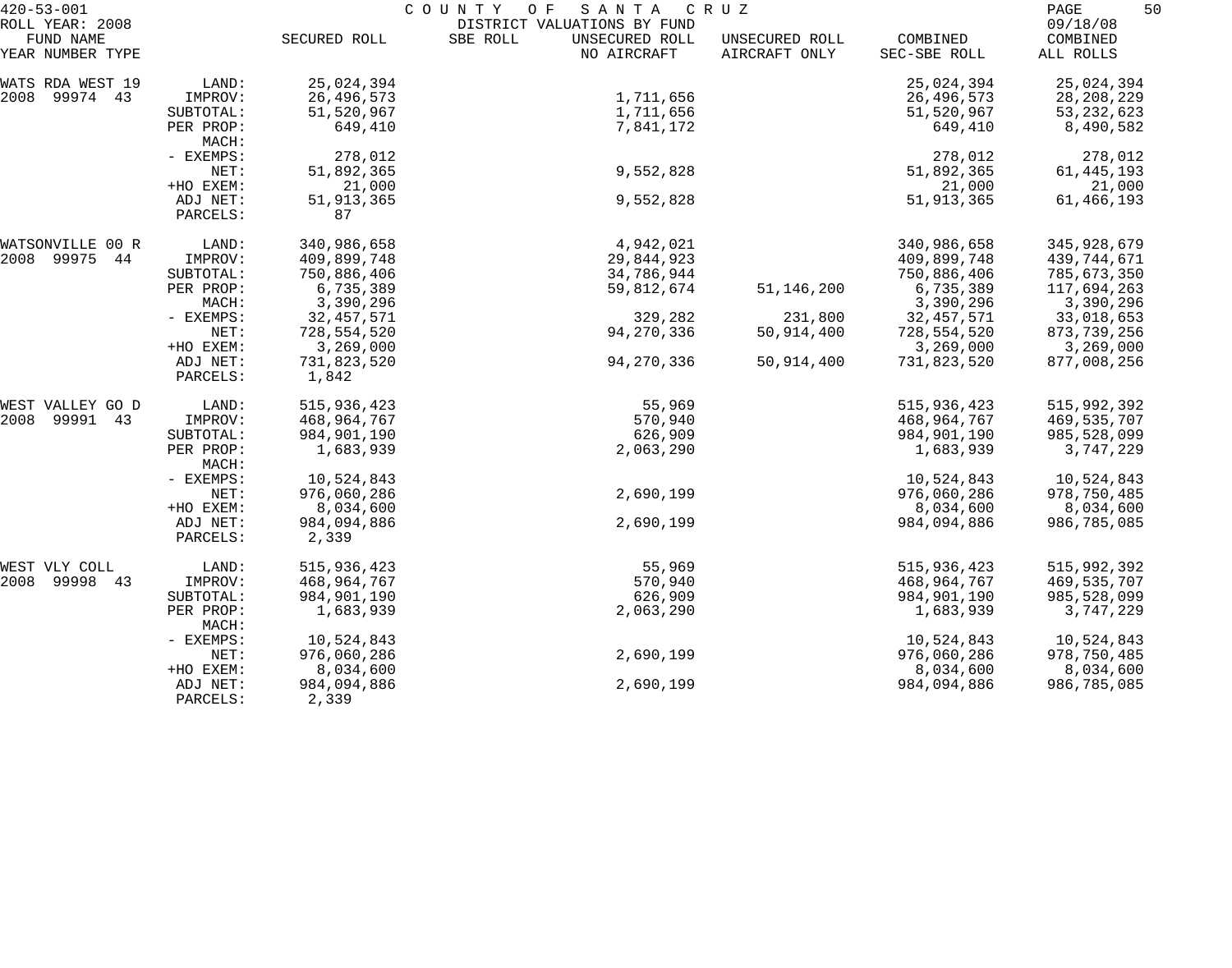420-53-001 COUNTY OF SANTA CRUZ
ROLL YEAR: 2008 DISTRICT VALUATIONS BY FUND 09/18/08

| FUND NAME YEAR NUMBER TYPE | | SECURED ROLL | SBE ROLL | UNSECURED ROLL NO AIRCRAFT | UNSECURED ROLL AIRCRAFT ONLY | COMBINED SEC-SBE ROLL | COMBINED ALL ROLLS |
|---|---|---|---|---|---|---|---|
| WATS RDA WEST 19 | LAND: | 25,024,394 | | | | 25,024,394 | 25,024,394 |
| 2008 99974 43 | IMPROV: | 26,496,573 | | 1,711,656 | | 26,496,573 | 28,208,229 |
| | SUBTOTAL: | 51,520,967 | | 1,711,656 | | 51,520,967 | 53,232,623 |
| | PER PROP: | 649,410 | | 7,841,172 | | 649,410 | 8,490,582 |
| | MACH: | | | | | | |
| | - EXEMPS: | 278,012 | | | | 278,012 | 278,012 |
| | NET: | 51,892,365 | | 9,552,828 | | 51,892,365 | 61,445,193 |
| | +HO EXEM: | 21,000 | | | | 21,000 | 21,000 |
| | ADJ NET: | 51,913,365 | | 9,552,828 | | 51,913,365 | 61,466,193 |
| | PARCELS: | 87 | | | | | |
| WATSONVILLE 00 R | LAND: | 340,986,658 | | 4,942,021 | | 340,986,658 | 345,928,679 |
| 2008 99975 44 | IMPROV: | 409,899,748 | | 29,844,923 | | 409,899,748 | 439,744,671 |
| | SUBTOTAL: | 750,886,406 | | 34,786,944 | | 750,886,406 | 785,673,350 |
| | PER PROP: | 6,735,389 | | 59,812,674 | 51,146,200 | 6,735,389 | 117,694,263 |
| | MACH: | 3,390,296 | | | | 3,390,296 | 3,390,296 |
| | - EXEMPS: | 32,457,571 | | 329,282 | 231,800 | 32,457,571 | 33,018,653 |
| | NET: | 728,554,520 | | 94,270,336 | 50,914,400 | 728,554,520 | 873,739,256 |
| | +HO EXEM: | 3,269,000 | | | | 3,269,000 | 3,269,000 |
| | ADJ NET: | 731,823,520 | | 94,270,336 | 50,914,400 | 731,823,520 | 877,008,256 |
| | PARCELS: | 1,842 | | | | | |
| WEST VALLEY GO D | LAND: | 515,936,423 | | 55,969 | | 515,936,423 | 515,992,392 |
| 2008 99991 43 | IMPROV: | 468,964,767 | | 570,940 | | 468,964,767 | 469,535,707 |
| | SUBTOTAL: | 984,901,190 | | 626,909 | | 984,901,190 | 985,528,099 |
| | PER PROP: | 1,683,939 | | 2,063,290 | | 1,683,939 | 3,747,229 |
| | MACH: | | | | | | |
| | - EXEMPS: | 10,524,843 | | | | 10,524,843 | 10,524,843 |
| | NET: | 976,060,286 | | 2,690,199 | | 976,060,286 | 978,750,485 |
| | +HO EXEM: | 8,034,600 | | | | 8,034,600 | 8,034,600 |
| | ADJ NET: | 984,094,886 | | 2,690,199 | | 984,094,886 | 986,785,085 |
| | PARCELS: | 2,339 | | | | | |
| WEST VLY COLL | LAND: | 515,936,423 | | 55,969 | | 515,936,423 | 515,992,392 |
| 2008 99998 43 | IMPROV: | 468,964,767 | | 570,940 | | 468,964,767 | 469,535,707 |
| | SUBTOTAL: | 984,901,190 | | 626,909 | | 984,901,190 | 985,528,099 |
| | PER PROP: | 1,683,939 | | 2,063,290 | | 1,683,939 | 3,747,229 |
| | MACH: | | | | | | |
| | - EXEMPS: | 10,524,843 | | | | 10,524,843 | 10,524,843 |
| | NET: | 976,060,286 | | 2,690,199 | | 976,060,286 | 978,750,485 |
| | +HO EXEM: | 8,034,600 | | | | 8,034,600 | 8,034,600 |
| | ADJ NET: | 984,094,886 | | 2,690,199 | | 984,094,886 | 986,785,085 |
| | PARCELS: | 2,339 | | | | | |